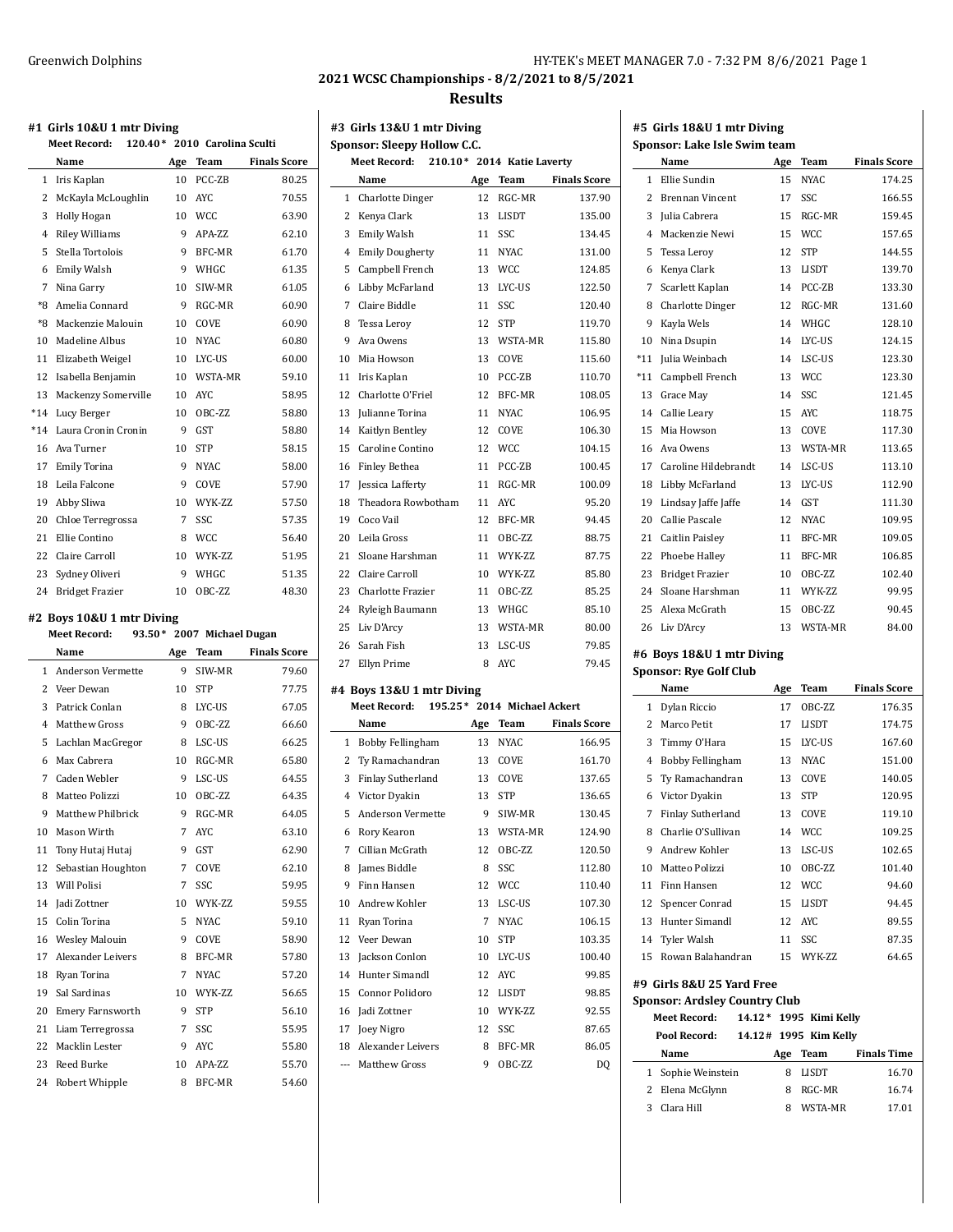## 2021 WCSC Championships - 8/2/2021 to 8/5/2021

## Results

### #1 Girls 10&U 1 mtr Diving

**Meet Record:** 120.40* 2010 Carolina Sculti

| | Name | Age | Team | Finals Score |
|---|---|---|---|---|
| 1 | Iris Kaplan | 10 | PCC-ZB | 80.25 |
| 2 | McKayla McLoughlin | 10 | AYC | 70.55 |
| 3 | Holly Hogan | 10 | WCC | 63.90 |
| 4 | Riley Williams | 9 | APA-ZZ | 62.10 |
| 5 | Stella Tortolois | 9 | BFC-MR | 61.70 |
| 6 | Emily Walsh | 9 | WHGC | 61.35 |
| 7 | Nina Garry | 10 | SIW-MR | 61.05 |
| *8 | Amelia Connard | 9 | RGC-MR | 60.90 |
| *8 | Mackenzie Malouin | 10 | COVE | 60.90 |
| 10 | Madeline Albus | 10 | NYAC | 60.80 |
| 11 | Elizabeth Weigel | 10 | LYC-US | 60.00 |
| 12 | Isabella Benjamin | 10 | WSTA-MR | 59.10 |
| 13 | Mackenzy Somerville | 10 | AYC | 58.95 |
| *14 | Lucy Berger | 10 | OBC-ZZ | 58.80 |
| *14 | Laura Cronin Cronin | 9 | GST | 58.80 |
| 16 | Ava Turner | 10 | STP | 58.15 |
| 17 | Emily Torina | 9 | NYAC | 58.00 |
| 18 | Leila Falcone | 9 | COVE | 57.90 |
| 19 | Abby Sliwa | 10 | WYK-ZZ | 57.50 |
| 20 | Chloe Terregrossa | 7 | SSC | 57.35 |
| 21 | Ellie Contino | 8 | WCC | 56.40 |
| 22 | Claire Carroll | 10 | WYK-ZZ | 51.95 |
| 23 | Sydney Oliveri | 9 | WHGC | 51.35 |
| 24 | Bridget Frazier | 10 | OBC-ZZ | 48.30 |

### #2 Boys 10&U 1 mtr Diving

**Meet Record:** 93.50* 2007 Michael Dugan

| | Name | Age | Team | Finals Score |
|---|---|---|---|---|
| 1 | Anderson Vermette | 9 | SIW-MR | 79.60 |
| 2 | Veer Dewan | 10 | STP | 77.75 |
| 3 | Patrick Conlan | 8 | LYC-US | 67.05 |
| 4 | Matthew Gross | 9 | OBC-ZZ | 66.60 |
| 5 | Lachlan MacGregor | 8 | LSC-US | 66.25 |
| 6 | Max Cabrera | 10 | RGC-MR | 65.80 |
| 7 | Caden Webler | 9 | LSC-US | 64.55 |
| 8 | Matteo Polizzi | 10 | OBC-ZZ | 64.35 |
| 9 | Matthew Philbrick | 9 | RGC-MR | 64.05 |
| 10 | Mason Wirth | 7 | AYC | 63.10 |
| 11 | Tony Hutaj Hutaj | 9 | GST | 62.90 |
| 12 | Sebastian Houghton | 7 | COVE | 62.10 |
| 13 | Will Polisi | 7 | SSC | 59.95 |
| 14 | Jadi Zottner | 10 | WYK-ZZ | 59.55 |
| 15 | Colin Torina | 5 | NYAC | 59.10 |
| 16 | Wesley Malouin | 9 | COVE | 58.90 |
| 17 | Alexander Leivers | 8 | BFC-MR | 57.80 |
| 18 | Ryan Torina | 7 | NYAC | 57.20 |
| 19 | Sal Sardinas | 10 | WYK-ZZ | 56.65 |
| 20 | Emery Farnsworth | 9 | STP | 56.10 |
| 21 | Liam Terregrossa | 7 | SSC | 55.95 |
| 22 | Macklin Lester | 9 | AYC | 55.80 |
| 23 | Reed Burke | 10 | APA-ZZ | 55.70 |
| 24 | Robert Whipple | 8 | BFC-MR | 54.60 |

### #3 Girls 13&U 1 mtr Diving

**Sponsor: Sleepy Hollow C.C.**

**Meet Record:** 210.10* 2014 Katie Laverty

| | Name | Age | Team | Finals Score |
|---|---|---|---|---|
| 1 | Charlotte Dinger | 12 | RGC-MR | 137.90 |
| 2 | Kenya Clark | 13 | LISDT | 135.00 |
| 3 | Emily Walsh | 11 | SSC | 134.45 |
| 4 | Emily Dougherty | 11 | NYAC | 131.00 |
| 5 | Campbell French | 13 | WCC | 124.85 |
| 6 | Libby McFarland | 13 | LYC-US | 122.50 |
| 7 | Claire Biddle | 11 | SSC | 120.40 |
| 8 | Tessa Leroy | 12 | STP | 119.70 |
| 9 | Ava Owens | 13 | WSTA-MR | 115.80 |
| 10 | Mia Howson | 13 | COVE | 115.60 |
| 11 | Iris Kaplan | 10 | PCC-ZB | 110.70 |
| 12 | Charlotte O'Friel | 12 | BFC-MR | 108.05 |
| 13 | Julianne Torina | 11 | NYAC | 106.95 |
| 14 | Kaitlyn Bentley | 12 | COVE | 106.30 |
| 15 | Caroline Contino | 12 | WCC | 104.15 |
| 16 | Finley Bethea | 11 | PCC-ZB | 100.45 |
| 17 | Jessica Lafferty | 11 | RGC-MR | 100.09 |
| 18 | Theadora Rowbotham | 11 | AYC | 95.20 |
| 19 | Coco Vail | 12 | BFC-MR | 94.45 |
| 20 | Leila Gross | 11 | OBC-ZZ | 88.75 |
| 21 | Sloane Harshman | 11 | WYK-ZZ | 87.75 |
| 22 | Claire Carroll | 10 | WYK-ZZ | 85.80 |
| 23 | Charlotte Frazier | 11 | OBC-ZZ | 85.25 |
| 24 | Ryleigh Baumann | 13 | WHGC | 85.10 |
| 25 | Liv D'Arcy | 13 | WSTA-MR | 80.00 |
| 26 | Sarah Fish | 13 | LSC-US | 79.85 |
| 27 | Ellyn Prime | 8 | AYC | 79.45 |

### #4 Boys 13&U 1 mtr Diving

**Meet Record:** 195.25* 2014 Michael Ackert

| | Name | Age | Team | Finals Score |
|---|---|---|---|---|
| 1 | Bobby Fellingham | 13 | NYAC | 166.95 |
| 2 | Ty Ramachandran | 13 | COVE | 161.70 |
| 3 | Finlay Sutherland | 13 | COVE | 137.65 |
| 4 | Victor Dyakin | 13 | STP | 136.65 |
| 5 | Anderson Vermette | 9 | SIW-MR | 130.45 |
| 6 | Rory Kearon | 13 | WSTA-MR | 124.90 |
| 7 | Cillian McGrath | 12 | OBC-ZZ | 120.50 |
| 8 | James Biddle | 8 | SSC | 112.80 |
| 9 | Finn Hansen | 12 | WCC | 110.40 |
| 10 | Andrew Kohler | 13 | LSC-US | 107.30 |
| 11 | Ryan Torina | 7 | NYAC | 106.15 |
| 12 | Veer Dewan | 10 | STP | 103.35 |
| 13 | Jackson Conlon | 10 | LYC-US | 100.40 |
| 14 | Hunter Simandl | 12 | AYC | 99.85 |
| 15 | Connor Polidoro | 12 | LISDT | 98.85 |
| 16 | Jadi Zottner | 10 | WYK-ZZ | 92.55 |
| 17 | Joey Nigro | 12 | SSC | 87.65 |
| 18 | Alexander Leivers | 8 | BFC-MR | 86.05 |
| --- | Matthew Gross | 9 | OBC-ZZ | DQ |

### #5 Girls 18&U 1 mtr Diving

**Sponsor: Lake Isle Swim team**

| | Name | Age | Team | Finals Score |
|---|---|---|---|---|
| 1 | Ellie Sundin | 15 | NYAC | 174.25 |
| 2 | Brennan Vincent | 17 | SSC | 166.55 |
| 3 | Julia Cabrera | 15 | RGC-MR | 159.45 |
| 4 | Mackenzie Newi | 15 | WCC | 157.65 |
| 5 | Tessa Leroy | 12 | STP | 144.55 |
| 6 | Kenya Clark | 13 | LISDT | 139.70 |
| 7 | Scarlett Kaplan | 14 | PCC-ZB | 133.30 |
| 8 | Charlotte Dinger | 12 | RGC-MR | 131.60 |
| 9 | Kayla Wels | 14 | WHGC | 128.10 |
| 10 | Nina Dsupin | 14 | LYC-US | 124.15 |
| *11 | Julia Weinbach | 14 | LSC-US | 123.30 |
| *11 | Campbell French | 13 | WCC | 123.30 |
| 13 | Grace May | 14 | SSC | 121.45 |
| 14 | Callie Leary | 15 | AYC | 118.75 |
| 15 | Mia Howson | 13 | COVE | 117.30 |
| 16 | Ava Owens | 13 | WSTA-MR | 113.65 |
| 17 | Caroline Hildebrandt | 14 | LSC-US | 113.10 |
| 18 | Libby McFarland | 13 | LYC-US | 112.90 |
| 19 | Lindsay Jaffe Jaffe | 14 | GST | 111.30 |
| 20 | Callie Pascale | 12 | NYAC | 109.95 |
| 21 | Caitlin Paisley | 11 | BFC-MR | 109.05 |
| 22 | Phoebe Halley | 11 | BFC-MR | 106.85 |
| 23 | Bridget Frazier | 10 | OBC-ZZ | 102.40 |
| 24 | Sloane Harshman | 11 | WYK-ZZ | 99.95 |
| 25 | Alexa McGrath | 15 | OBC-ZZ | 90.45 |
| 26 | Liv D'Arcy | 13 | WSTA-MR | 84.00 |

### #6 Boys 18&U 1 mtr Diving

**Sponsor: Rye Golf Club**

| | Name | Age | Team | Finals Score |
|---|---|---|---|---|
| 1 | Dylan Riccio | 17 | OBC-ZZ | 176.35 |
| 2 | Marco Petit | 17 | LISDT | 174.75 |
| 3 | Timmy O'Hara | 15 | LYC-US | 167.60 |
| 4 | Bobby Fellingham | 13 | NYAC | 151.00 |
| 5 | Ty Ramachandran | 13 | COVE | 140.05 |
| 6 | Victor Dyakin | 13 | STP | 120.95 |
| 7 | Finlay Sutherland | 13 | COVE | 119.10 |
| 8 | Charlie O'Sullivan | 14 | WCC | 109.25 |
| 9 | Andrew Kohler | 13 | LSC-US | 102.65 |
| 10 | Matteo Polizzi | 10 | OBC-ZZ | 101.40 |
| 11 | Finn Hansen | 12 | WCC | 94.60 |
| 12 | Spencer Conrad | 15 | LISDT | 94.45 |
| 13 | Hunter Simandl | 12 | AYC | 89.55 |
| 14 | Tyler Walsh | 11 | SSC | 87.35 |
| 15 | Rowan Balahandran | 15 | WYK-ZZ | 64.65 |

### #9 Girls 8&U 25 Yard Free

**Sponsor: Ardsley Country Club**

**Meet Record:** 14.12* 1995 Kimi Kelly

**Pool Record:** 14.12# 1995 Kim Kelly

| | Name | Age | Team | Finals Time |
|---|---|---|---|---|
| 1 | Sophie Weinstein | 8 | LISDT | 16.70 |
| 2 | Elena McGlynn | 8 | RGC-MR | 16.74 |
| 3 | Clara Hill | 8 | WSTA-MR | 17.01 |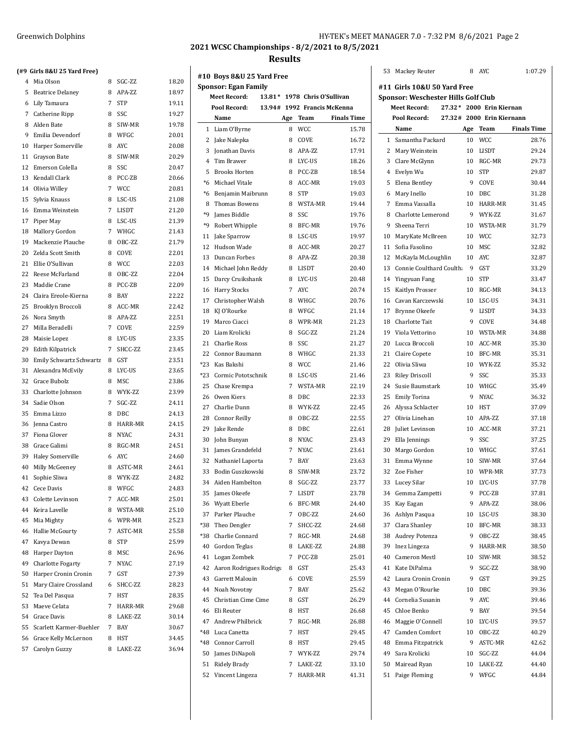## 2021 WCSC Championships - 8/2/2021 to 8/5/2021

## Results

### (#9 Girls 8&U 25 Yard Free)

| Place | Name | Age | Team | Finals Time |
|---|---|---|---|---|
| 4 | Mia Olson | 8 | SGC-ZZ | 18.20 |
| 5 | Beatrice Delaney | 8 | APA-ZZ | 18.97 |
| 6 | Lily Tamaura | 7 | STP | 19.11 |
| 7 | Catherine Ripp | 8 | SSC | 19.27 |
| 8 | Alden Bate | 8 | SIW-MR | 19.78 |
| 9 | Emilia Devendorf | 8 | WFGC | 20.01 |
| 10 | Harper Somerville | 8 | AYC | 20.08 |
| 11 | Grayson Bate | 8 | SIW-MR | 20.29 |
| 12 | Emerson Colella | 8 | SSC | 20.47 |
| 13 | Kendall Clark | 8 | PCC-ZB | 20.66 |
| 14 | Olivia Willey | 7 | WCC | 20.81 |
| 15 | Sylvia Knauss | 8 | LSC-US | 21.08 |
| 16 | Emma Weinstein | 7 | LISDT | 21.20 |
| 17 | Piper May | 8 | LSC-US | 21.39 |
| 18 | Mallory Gordon | 7 | WHGC | 21.43 |
| 19 | Mackenzie Plauche | 8 | OBC-ZZ | 21.79 |
| 20 | Zelda Scott Smith | 8 | COVE | 22.01 |
| 21 | Ellie O'Sullivan | 8 | WCC | 22.03 |
| 22 | Reese McFarland | 8 | OBC-ZZ | 22.04 |
| 23 | Maddie Crane | 8 | PCC-ZB | 22.09 |
| 24 | Claira Ereole-Kierna | 8 | BAY | 22.22 |
| 25 | Brooklyn Broccoli | 8 | ACC-MR | 22.42 |
| 26 | Nora Smyth | 8 | APA-ZZ | 22.51 |
| 27 | Milla Beradelli | 7 | COVE | 22.59 |
| 28 | Maisie Lopez | 8 | LYC-US | 23.35 |
| 29 | Edith Kilpatrick | 7 | SHCC-ZZ | 23.45 |
| 30 | Emily Schwartz Schwartz | 8 | GST | 23.51 |
| 31 | Alexandra McEvily | 8 | LYC-US | 23.65 |
| 32 | Grace Bubolz | 8 | MSC | 23.86 |
| 33 | Charlotte Johnson | 8 | WYK-ZZ | 23.99 |
| 34 | Sadie Olson | 7 | SGC-ZZ | 24.11 |
| 35 | Emma Lizzo | 8 | DBC | 24.13 |
| 36 | Jenna Castro | 8 | HARR-MR | 24.15 |
| 37 | Fiona Glover | 8 | NYAC | 24.31 |
| 38 | Grace Galimi | 8 | RGC-MR | 24.51 |
| 39 | Haley Somerville | 6 | AYC | 24.60 |
| 40 | Milly McGeeney | 8 | ASTC-MR | 24.61 |
| 41 | Sophie Sliwa | 8 | WYK-ZZ | 24.82 |
| 42 | Cece Davis | 8 | WFGC | 24.83 |
| 43 | Colette Levinson | 7 | ACC-MR | 25.01 |
| 44 | Keira Lavelle | 8 | WSTA-MR | 25.10 |
| 45 | Mia Mighty | 6 | WPR-MR | 25.23 |
| 46 | Hallie McGourty | 7 | ASTC-MR | 25.58 |
| 47 | Kavya Dewan | 8 | STP | 25.99 |
| 48 | Harper Dayton | 8 | MSC | 26.96 |
| 49 | Charlotte Fogarty | 7 | NYAC | 27.19 |
| 50 | Harper Cronin Cronin | 7 | GST | 27.39 |
| 51 | Mary Claire Crossland | 6 | SHCC-ZZ | 28.23 |
| 52 | Tea Del Pasqua | 7 | HST | 28.35 |
| 53 | Maeve Celata | 7 | HARR-MR | 29.68 |
| 54 | Grace Davis | 8 | LAKE-ZZ | 30.14 |
| 55 | Scarlett Karmer-Buehler | 7 | BAY | 30.67 |
| 56 | Grace Kelly McLernon | 8 | HST | 34.45 |
| 57 | Carolyn Guzzy | 8 | LAKE-ZZ | 36.94 |

### #10 Boys 8&U 25 Yard Free

**Sponsor: Egan Family**

Meet Record: 13.81 * 1978 Chris O'Sullivan
Pool Record: 13.94 # 1992 Francis McKenna

| Place | Name | Age | Team | Finals Time |
|---|---|---|---|---|
| 1 | Liam O'Byrne | 8 | WCC | 15.78 |
| 2 | Jake Nalepka | 8 | COVE | 16.72 |
| 3 | Jonathan Davis | 8 | APA-ZZ | 17.91 |
| 4 | Tim Brawer | 8 | LYC-US | 18.26 |
| 5 | Brooks Horten | 8 | PCC-ZB | 18.54 |
| *6 | Michael Vitale | 8 | ACC-MR | 19.03 |
| *6 | Benjamin Maibrunn | 8 | STP | 19.03 |
| 8 | Thomas Bowens | 8 | WSTA-MR | 19.44 |
| *9 | James Biddle | 8 | SSC | 19.76 |
| *9 | Robert Whipple | 8 | BFC-MR | 19.76 |
| 11 | Jake Sparrow | 8 | LSC-US | 19.97 |
| 12 | Hudson Wade | 8 | ACC-MR | 20.27 |
| 13 | Duncan Forbes | 8 | APA-ZZ | 20.38 |
| 14 | Michael John Reddy | 8 | LISDT | 20.40 |
| 15 | Darcy Cruikshank | 8 | LYC-US | 20.48 |
| 16 | Harry Stocks | 7 | AYC | 20.74 |
| 17 | Christopher Walsh | 8 | WHGC | 20.76 |
| 18 | KJ O'Rourke | 8 | WFGC | 21.14 |
| 19 | Marco Ciacci | 8 | WPR-MR | 21.23 |
| 20 | Liam Krolicki | 8 | SGC-ZZ | 21.24 |
| 21 | Charlie Ross | 8 | SSC | 21.27 |
| 22 | Connor Baumann | 8 | WHGC | 21.33 |
| *23 | Kas Bakshi | 8 | WCC | 21.46 |
| *23 | Cormic Pototschnik | 8 | LSC-US | 21.46 |
| 25 | Chase Krempa | 7 | WSTA-MR | 22.19 |
| 26 | Owen Kiers | 8 | DBC | 22.33 |
| 27 | Charlie Dunn | 8 | WYK-ZZ | 22.45 |
| 28 | Connor Reilly | 8 | OBC-ZZ | 22.55 |
| 29 | Jake Rende | 8 | DBC | 22.61 |
| 30 | John Bunyan | 8 | NYAC | 23.43 |
| 31 | James Grandefeld | 7 | NYAC | 23.61 |
| 32 | Nathaniel Laporta | 7 | BAY | 23.63 |
| 33 | Bodin Guszkowski | 8 | SIW-MR | 23.72 |
| 34 | Aiden Hambelton | 8 | SGC-ZZ | 23.77 |
| 35 | James Okeefe | 7 | LISDT | 23.78 |
| 36 | Wyatt Eberle | 6 | BFC-MR | 24.40 |
| 37 | Parker Plauche | 7 | OBC-ZZ | 24.60 |
| *38 | Theo Dengler | 7 | SHCC-ZZ | 24.68 |
| *38 | Charlie Connard | 7 | RGC-MR | 24.68 |
| 40 | Gordon Teglas | 8 | LAKE-ZZ | 24.88 |
| 41 | Logan Zombek | 7 | PCC-ZB | 25.01 |
| 42 | Aaron Rodrigues Rodrigu | 8 | GST | 25.43 |
| 43 | Garrett Malouin | 6 | COVE | 25.59 |
| 44 | Noah Novotny | 7 | BAY | 25.62 |
| 45 | Christian Cime Cime | 8 | GST | 26.29 |
| 46 | Eli Reuter | 8 | HST | 26.68 |
| 47 | Andrew Philbrick | 7 | RGC-MR | 26.88 |
| *48 | Luca Canetta | 7 | HST | 29.45 |
| *48 | Connor Carroll | 8 | HST | 29.45 |
| 50 | James DiNapoli | 7 | WYK-ZZ | 29.74 |
| 51 | Ridely Brady | 7 | LAKE-ZZ | 33.10 |
| 52 | Vincent Lingeza | 7 | HARR-MR | 41.31 |
| 53 | Mackey Reuter | 8 | AYC | 1:07.29 |

### #11 Girls 10&U 50 Yard Free

**Sponsor: Weschester Hills Golf Club**

Meet Record: 27.32 * 2000 Erin Kiernan
Pool Record: 27.32 # 2000 Erin Kiernann

| Place | Name | Age | Team | Finals Time |
|---|---|---|---|---|
| 1 | Samantha Packard | 10 | WCC | 28.76 |
| 2 | Mary Weinstein | 10 | LISDT | 29.24 |
| 3 | Clare McGlynn | 10 | RGC-MR | 29.73 |
| 4 | Evelyn Wu | 10 | STP | 29.87 |
| 5 | Elena Bentley | 9 | COVE | 30.44 |
| 6 | Mary Inello | 10 | DBC | 31.28 |
| 7 | Emma Vassalla | 10 | HARR-MR | 31.45 |
| 8 | Charlotte Lemerond | 9 | WYK-ZZ | 31.67 |
| 9 | Sheena Terri | 10 | WSTA-MR | 31.79 |
| 10 | MaryKate McBreen | 10 | WCC | 32.73 |
| 11 | Sofia Fasolino | 10 | MSC | 32.82 |
| 12 | McKayla McLoughlin | 10 | AYC | 32.87 |
| 13 | Connie Coulthard Coultha | 9 | GST | 33.29 |
| 14 | Yingyuan Fang | 10 | STP | 33.47 |
| 15 | Kaitlyn Prosser | 10 | RGC-MR | 34.13 |
| 16 | Cavan Karczewski | 10 | LSC-US | 34.31 |
| 17 | Brynne Okeefe | 9 | LISDT | 34.33 |
| 18 | Charlotte Tait | 9 | COVE | 34.48 |
| 19 | Viola Vettorino | 10 | WSTA-MR | 34.88 |
| 20 | Lucca Broccoli | 10 | ACC-MR | 35.30 |
| 21 | Claire Copete | 10 | BFC-MR | 35.31 |
| 22 | Olivia Sliwa | 10 | WYK-ZZ | 35.32 |
| 23 | Riley Driscoll | 9 | SSC | 35.33 |
| 24 | Susie Baumstark | 10 | WHGC | 35.49 |
| 25 | Emily Torina | 9 | NYAC | 36.32 |
| 26 | Alyssa Schlacter | 10 | HST | 37.09 |
| 27 | Olivia Linehan | 10 | APA-ZZ | 37.18 |
| 28 | Juliet Levinson | 10 | ACC-MR | 37.21 |
| 29 | Ella Jennings | 9 | SSC | 37.25 |
| 30 | Margo Gordon | 10 | WHGC | 37.61 |
| 31 | Emma Wynne | 10 | SIW-MR | 37.64 |
| 32 | Zoe Fisher | 10 | WPR-MR | 37.73 |
| 33 | Lucey Silar | 10 | LYC-US | 37.78 |
| 34 | Gemma Zampetti | 9 | PCC-ZB | 37.81 |
| 35 | Kay Eagan | 9 | APA-ZZ | 38.06 |
| 36 | Ashlyn Pasqua | 10 | LSC-US | 38.30 |
| 37 | Clara Shanley | 10 | BFC-MR | 38.33 |
| 38 | Audrey Potenza | 9 | OBC-ZZ | 38.45 |
| 39 | Inez Lingeza | 9 | HARR-MR | 38.50 |
| 40 | Cameron Mestl | 10 | SIW-MR | 38.52 |
| 41 | Kate DiPalma | 9 | SGC-ZZ | 38.90 |
| 42 | Laura Cronin Cronin | 9 | GST | 39.25 |
| 43 | Megan O'Rourke | 10 | DBC | 39.36 |
| 44 | Cornelia Susanin | 9 | AYC | 39.46 |
| 45 | Chloe Benko | 9 | BAY | 39.54 |
| 46 | Maggie O'Connell | 10 | LYC-US | 39.57 |
| 47 | Camden Comfort | 10 | OBC-ZZ | 40.29 |
| 48 | Emma Fitzpatrick | 9 | ASTC-MR | 42.62 |
| 49 | Sara Krolicki | 10 | SGC-ZZ | 44.04 |
| 50 | Mairead Ryan | 10 | LAKE-ZZ | 44.40 |
| 51 | Paige Fleming | 9 | WFGC | 44.84 |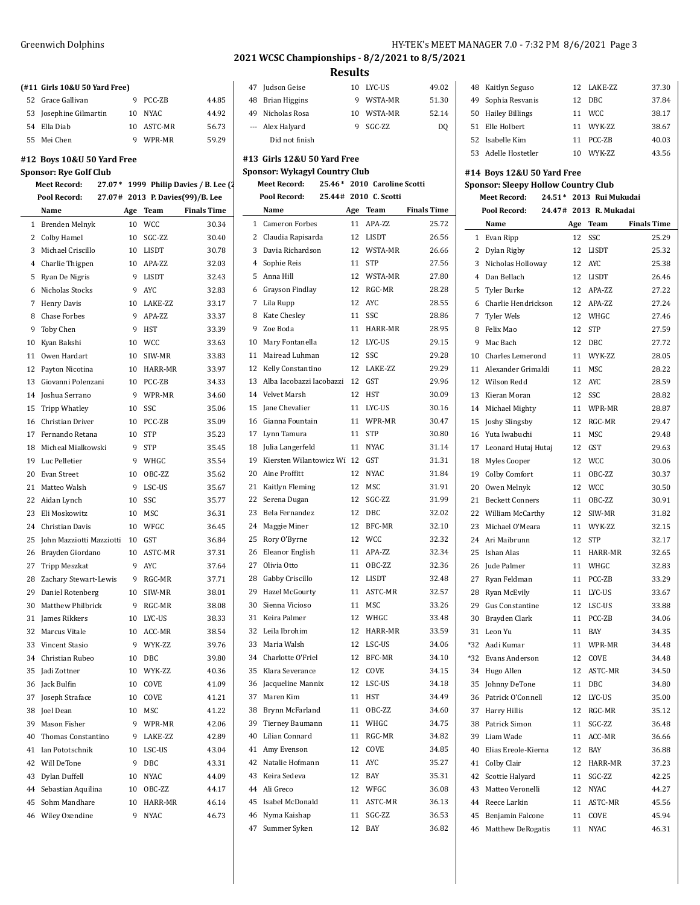## 2021 WCSC Championships - 8/2/2021 to 8/5/2021

### Results

**(#11 Girls 10&U 50 Yard Free)**

| | Name | Age | Team | Finals Time |
|---|---|---|---|---|
| 52 | Grace Gallivan | 9 | PCC-ZB | 44.85 |
| 53 | Josephine Gilmartin | 10 | NYAC | 44.92 |
| 54 | Ella Diab | 10 | ASTC-MR | 56.73 |
| 55 | Mei Chen | 9 | WPR-MR | 59.29 |

### #12 Boys 10&U 50 Yard Free

**Sponsor: Rye Golf Club**

**Meet Record:** 27.07* 1999 Philip Davies / B. Lee (2

**Pool Record:** 27.07# 2013 P. Davies(99)/B. Lee

| | Name | Age | Team | Finals Time |
|---|---|---|---|---|
| 1 | Brenden Melnyk | 10 | WCC | 30.34 |
| 2 | Colby Hamel | 10 | SGC-ZZ | 30.40 |
| 3 | Michael Criscillo | 10 | LISDT | 30.78 |
| 4 | Charlie Thigpen | 10 | APA-ZZ | 32.03 |
| 5 | Ryan De Nigris | 9 | LISDT | 32.43 |
| 6 | Nicholas Stocks | 9 | AYC | 32.83 |
| 7 | Henry Davis | 10 | LAKE-ZZ | 33.17 |
| 8 | Chase Forbes | 9 | APA-ZZ | 33.37 |
| 9 | Toby Chen | 9 | HST | 33.39 |
| 10 | Kyan Bakshi | 10 | WCC | 33.63 |
| 11 | Owen Hardart | 10 | SIW-MR | 33.83 |
| 12 | Payton Nicotina | 10 | HARR-MR | 33.97 |
| 13 | Giovanni Polenzani | 10 | PCC-ZB | 34.33 |
| 14 | Joshua Serrano | 9 | WPR-MR | 34.60 |
| 15 | Tripp Whatley | 10 | SSC | 35.06 |
| 16 | Christian Driver | 10 | PCC-ZB | 35.09 |
| 17 | Fernando Retana | 10 | STP | 35.23 |
| 18 | Micheal Mialkowski | 9 | STP | 35.45 |
| 19 | Luc Pelletier | 9 | WHGC | 35.54 |
| 20 | Evan Street | 10 | OBC-ZZ | 35.62 |
| 21 | Matteo Walsh | 9 | LSC-US | 35.67 |
| 22 | Aidan Lynch | 10 | SSC | 35.77 |
| 23 | Eli Moskowitz | 10 | MSC | 36.31 |
| 24 | Christian Davis | 10 | WFGC | 36.45 |
| 25 | John Mazziotti Mazziotti | 10 | GST | 36.84 |
| 26 | Brayden Giordano | 10 | ASTC-MR | 37.31 |
| 27 | Tripp Meszkat | 9 | AYC | 37.64 |
| 28 | Zachary Stewart-Lewis | 9 | RGC-MR | 37.71 |
| 29 | Daniel Rotenberg | 10 | SIW-MR | 38.01 |
| 30 | Matthew Philbrick | 9 | RGC-MR | 38.08 |
| 31 | James Rikkers | 10 | LYC-US | 38.33 |
| 32 | Marcus Vitale | 10 | ACC-MR | 38.54 |
| 33 | Vincent Stasio | 9 | WYK-ZZ | 39.76 |
| 34 | Christian Rubeo | 10 | DBC | 39.80 |
| 35 | Jadi Zottner | 10 | WYK-ZZ | 40.36 |
| 36 | Jack Bulfin | 10 | COVE | 41.09 |
| 37 | Joseph Straface | 10 | COVE | 41.21 |
| 38 | Joel Dean | 10 | MSC | 41.22 |
| 39 | Mason Fisher | 9 | WPR-MR | 42.06 |
| 40 | Thomas Constantino | 9 | LAKE-ZZ | 42.89 |
| 41 | Ian Pototschnik | 10 | LSC-US | 43.04 |
| 42 | Will DeTone | 9 | DBC | 43.31 |
| 43 | Dylan Duffell | 10 | NYAC | 44.09 |
| 44 | Sebastian Aquilina | 10 | OBC-ZZ | 44.17 |
| 45 | Sohm Mandhare | 10 | HARR-MR | 46.14 |
| 46 | Wiley Oxendine | 9 | NYAC | 46.73 |
| 47 | Judson Geise | 10 | LYC-US | 49.02 |
| 48 | Brian Higgins | 9 | WSTA-MR | 51.30 |
| 49 | Nicholas Rosa | 10 | WSTA-MR | 52.14 |
| --- | Alex Halyard | 9 | SGC-ZZ | DQ |
| | Did not finish | | | |

### #13 Girls 12&U 50 Yard Free

**Sponsor: Wykagyl Country Club**

**Meet Record:** 25.46* 2010 Caroline Scotti

**Pool Record:** 25.44# 2010 C. Scotti

| | Name | Age | Team | Finals Time |
|---|---|---|---|---|
| 1 | Cameron Forbes | 11 | APA-ZZ | 25.72 |
| 2 | Claudia Rapisarda | 12 | LISDT | 26.56 |
| 3 | Davia Richardson | 12 | WSTA-MR | 26.66 |
| 4 | Sophie Reis | 11 | STP | 27.56 |
| 5 | Anna Hill | 12 | WSTA-MR | 27.80 |
| 6 | Grayson Findlay | 12 | RGC-MR | 28.28 |
| 7 | Lila Rupp | 12 | AYC | 28.55 |
| 8 | Kate Chesley | 11 | SSC | 28.86 |
| 9 | Zoe Boda | 11 | HARR-MR | 28.95 |
| 10 | Mary Fontanella | 12 | LYC-US | 29.15 |
| 11 | Mairead Luhman | 12 | SSC | 29.28 |
| 12 | Kelly Constantino | 12 | LAKE-ZZ | 29.29 |
| 13 | Alba Iacobazzi Iacobazzi | 12 | GST | 29.96 |
| 14 | Velvet Marsh | 12 | HST | 30.09 |
| 15 | Jane Chevalier | 11 | LYC-US | 30.16 |
| 16 | Gianna Fountain | 11 | WPR-MR | 30.47 |
| 17 | Lynn Tamura | 11 | STP | 30.80 |
| 18 | Julia Langerfeld | 11 | NYAC | 31.14 |
| 19 | Kiersten Wilantowicz Wi | 12 | GST | 31.31 |
| 20 | Aine Proffitt | 12 | NYAC | 31.84 |
| 21 | Kaitlyn Fleming | 12 | MSC | 31.91 |
| 22 | Serena Dugan | 12 | SGC-ZZ | 31.99 |
| 23 | Bela Fernandez | 12 | DBC | 32.02 |
| 24 | Maggie Miner | 12 | BFC-MR | 32.10 |
| 25 | Rory O'Byrne | 12 | WCC | 32.32 |
| 26 | Eleanor English | 11 | APA-ZZ | 32.34 |
| 27 | Olivia Otto | 11 | OBC-ZZ | 32.36 |
| 28 | Gabby Criscillo | 12 | LISDT | 32.48 |
| 29 | Hazel McGourty | 11 | ASTC-MR | 32.57 |
| 30 | Sienna Vicioso | 11 | MSC | 33.26 |
| 31 | Keira Palmer | 12 | WHGC | 33.48 |
| 32 | Leila Ibrohim | 12 | HARR-MR | 33.59 |
| 33 | Maria Walsh | 12 | LSC-US | 34.06 |
| 34 | Charlotte O'Friel | 12 | BFC-MR | 34.10 |
| 35 | Klara Severance | 12 | COVE | 34.15 |
| 36 | Jacqueline Mannix | 12 | LSC-US | 34.18 |
| 37 | Maren Kim | 11 | HST | 34.49 |
| 38 | Brynn McFarland | 11 | OBC-ZZ | 34.60 |
| 39 | Tierney Baumann | 11 | WHGC | 34.75 |
| 40 | Lilian Connard | 11 | RGC-MR | 34.82 |
| 41 | Amy Evenson | 12 | COVE | 34.85 |
| 42 | Natalie Hofmann | 11 | AYC | 35.27 |
| 43 | Keira Sedeva | 12 | BAY | 35.31 |
| 44 | Ali Greco | 12 | WFGC | 36.08 |
| 45 | Isabel McDonald | 11 | ASTC-MR | 36.13 |
| 46 | Nyma Kaishap | 11 | SGC-ZZ | 36.53 |
| 47 | Summer Syken | 12 | BAY | 36.82 |
| 48 | Kaitlyn Seguso | 12 | LAKE-ZZ | 37.30 |
| 49 | Sophia Resvanis | 12 | DBC | 37.84 |
| 50 | Hailey Billings | 11 | WCC | 38.17 |
| 51 | Elle Holbert | 11 | WYK-ZZ | 38.67 |
| 52 | Isabelle Kim | 11 | PCC-ZB | 40.03 |
| 53 | Adelle Hostetler | 10 | WYK-ZZ | 43.56 |

### #14 Boys 12&U 50 Yard Free

**Sponsor: Sleepy Hollow Country Club**

**Meet Record:** 24.51* 2013 Rui Mukudai

**Pool Record:** 24.47# 2013 R. Mukadai

| | Name | Age | Team | Finals Time |
|---|---|---|---|---|
| 1 | Evan Ripp | 12 | SSC | 25.29 |
| 2 | Dylan Rigby | 12 | LISDT | 25.32 |
| 3 | Nicholas Holloway | 12 | AYC | 25.38 |
| 4 | Dan Bellach | 12 | LISDT | 26.46 |
| 5 | Tyler Burke | 12 | APA-ZZ | 27.22 |
| 6 | Charlie Hendrickson | 12 | APA-ZZ | 27.24 |
| 7 | Tyler Wels | 12 | WHGC | 27.46 |
| 8 | Felix Mao | 12 | STP | 27.59 |
| 9 | Mac Bach | 12 | DBC | 27.72 |
| 10 | Charles Lemerond | 11 | WYK-ZZ | 28.05 |
| 11 | Alexander Grimaldi | 11 | MSC | 28.22 |
| 12 | Wilson Redd | 12 | AYC | 28.59 |
| 13 | Kieran Moran | 12 | SSC | 28.82 |
| 14 | Michael Mighty | 11 | WPR-MR | 28.87 |
| 15 | Joshy Slingsby | 12 | RGC-MR | 29.47 |
| 16 | Yuta Iwabuchi | 11 | MSC | 29.48 |
| 17 | Leonard Hutaj Hutaj | 12 | GST | 29.63 |
| 18 | Myles Cooper | 12 | WCC | 30.06 |
| 19 | Colby Comfort | 11 | OBC-ZZ | 30.37 |
| 20 | Owen Melnyk | 12 | WCC | 30.50 |
| 21 | Beckett Conners | 11 | OBC-ZZ | 30.91 |
| 22 | William McCarthy | 12 | SIW-MR | 31.82 |
| 23 | Michael O'Meara | 11 | WYK-ZZ | 32.15 |
| 24 | Ari Maibrunn | 12 | STP | 32.17 |
| 25 | Ishan Alas | 11 | HARR-MR | 32.65 |
| 26 | Jude Palmer | 11 | WHGC | 32.83 |
| 27 | Ryan Feldman | 11 | PCC-ZB | 33.29 |
| 28 | Ryan McEvily | 11 | LYC-US | 33.67 |
| 29 | Gus Constantine | 12 | LSC-US | 33.88 |
| 30 | Brayden Clark | 11 | PCC-ZB | 34.06 |
| 31 | Leon Yu | 11 | BAY | 34.35 |
| *32 | Aadi Kumar | 11 | WPR-MR | 34.48 |
| *32 | Evans Anderson | 12 | COVE | 34.48 |
| 34 | Hugo Allen | 12 | ASTC-MR | 34.50 |
| 35 | Johnny DeTone | 11 | DBC | 34.80 |
| 36 | Patrick O'Connell | 12 | LYC-US | 35.00 |
| 37 | Harry Hillis | 12 | RGC-MR | 35.12 |
| 38 | Patrick Simon | 11 | SGC-ZZ | 36.48 |
| 39 | Liam Wade | 11 | ACC-MR | 36.66 |
| 40 | Elias Ereole-Kierna | 12 | BAY | 36.88 |
| 41 | Colby Clair | 12 | HARR-MR | 37.23 |
| 42 | Scottie Halyard | 11 | SGC-ZZ | 42.25 |
| 43 | Matteo Veronelli | 12 | NYAC | 44.27 |
| 44 | Reece Larkin | 11 | ASTC-MR | 45.56 |
| 45 | Benjamin Falcone | 11 | COVE | 45.94 |
| 46 | Matthew DeRogatis | 11 | NYAC | 46.31 |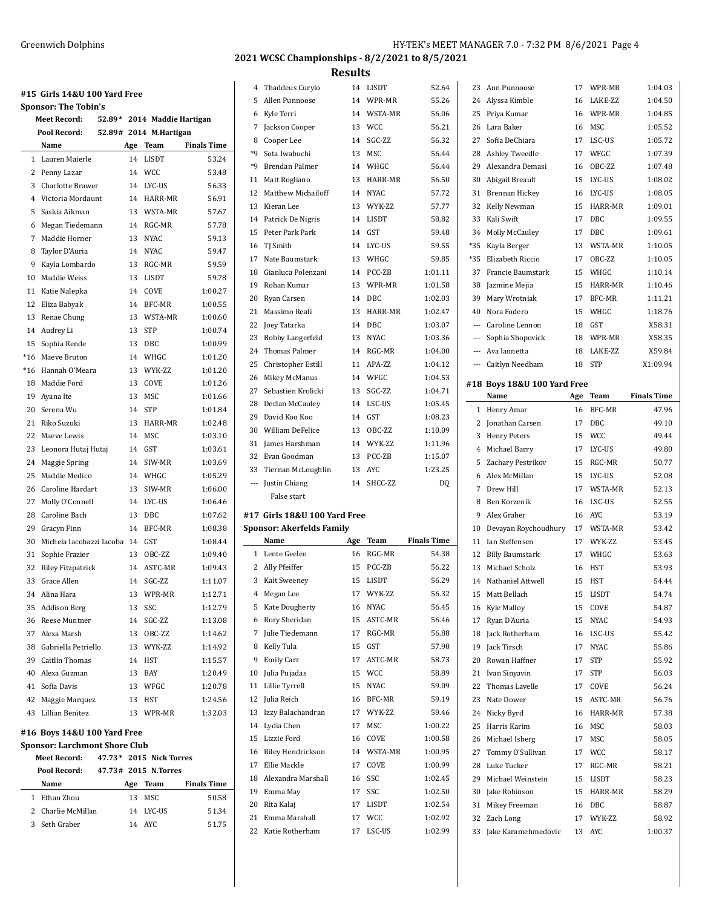## 2021 WCSC Championships - 8/2/2021 to 8/5/2021

## Results

### #15 Girls 14&U 100 Yard Free

**Sponsor: The Tobin's**

**Meet Record:** 52.89* 2014 Maddie Hartigan

**Pool Record:** 52.89# 2014 M.Hartigan

| | Name | Age | Team | Finals Time |
|---|---|---|---|---|
| 1 | Lauren Maierle | 14 | LISDT | 53.24 |
| 2 | Penny Lazar | 14 | WCC | 53.48 |
| 3 | Charlotte Brawer | 14 | LYC-US | 56.33 |
| 4 | Victoria Mordaunt | 14 | HARR-MR | 56.91 |
| 5 | Saskia Aikman | 13 | WSTA-MR | 57.67 |
| 6 | Megan Tiedemann | 14 | RGC-MR | 57.78 |
| 7 | Maddie Horner | 13 | NYAC | 59.13 |
| 8 | Taylor D'Auria | 14 | NYAC | 59.47 |
| 9 | Kayla Lombardo | 13 | RGC-MR | 59.59 |
| 10 | Maddie Weiss | 13 | LISDT | 59.78 |
| 11 | Katie Nalepka | 14 | COVE | 1:00.27 |
| 12 | Eliza Babyak | 14 | BFC-MR | 1:00.55 |
| 13 | Renae Chung | 13 | WSTA-MR | 1:00.60 |
| 14 | Audrey Li | 13 | STP | 1:00.74 |
| 15 | Sophia Rende | 13 | DBC | 1:00.99 |
| *16 | Maeve Bruton | 14 | WHGC | 1:01.20 |
| *16 | Hannah O'Meara | 13 | WYK-ZZ | 1:01.20 |
| 18 | Maddie Ford | 13 | COVE | 1:01.26 |
| 19 | Ayana Ite | 13 | MSC | 1:01.66 |
| 20 | Serena Wu | 14 | STP | 1:01.84 |
| 21 | Riko Suzuki | 13 | HARR-MR | 1:02.48 |
| 22 | Maeve Lewis | 14 | MSC | 1:03.10 |
| 23 | Leonora Hutaj Hutaj | 14 | GST | 1:03.61 |
| 24 | Maggie Spring | 14 | SIW-MR | 1:03.69 |
| 25 | Maddie Medico | 14 | WHGC | 1:05.29 |
| 26 | Caroline Hardart | 13 | SIW-MR | 1:06.00 |
| 27 | Molly O'Connell | 14 | LYC-US | 1:06.46 |
| 28 | Caroline Bach | 13 | DBC | 1:07.62 |
| 29 | Gracyn Finn | 14 | BFC-MR | 1:08.38 |
| 30 | Michela Iacobazzi Iacoba | 14 | GST | 1:08.44 |
| 31 | Sophie Frazier | 13 | OBC-ZZ | 1:09.40 |
| 32 | Riley Fitzpatrick | 14 | ASTC-MR | 1:09.43 |
| 33 | Grace Allen | 14 | SGC-ZZ | 1:11.07 |
| 34 | Alina Hara | 13 | WPR-MR | 1:12.71 |
| 35 | Addison Berg | 13 | SSC | 1:12.79 |
| 36 | Reese Muntner | 14 | SGC-ZZ | 1:13.08 |
| 37 | Alexa Marsh | 13 | OBC-ZZ | 1:14.62 |
| 38 | Gabriella Petriello | 13 | WYK-ZZ | 1:14.92 |
| 39 | Caitlin Thomas | 14 | HST | 1:15.57 |
| 40 | Alexa Guzman | 13 | BAY | 1:20.49 |
| 41 | Sofia Davis | 13 | WFGC | 1:20.78 |
| 42 | Maggie Marquez | 13 | HST | 1:24.56 |
| 43 | Lillian Benitez | 13 | WPR-MR | 1:32.03 |

### #16 Boys 14&U 100 Yard Free

**Sponsor: Larchmont Shore Club**

**Meet Record:** 47.73* 2015 Nick Torres

**Pool Record:** 47.73# 2015 N.Torres

| | Name | Age | Team | Finals Time |
|---|---|---|---|---|
| 1 | Ethan Zhou | 13 | MSC | 50.58 |
| 2 | Charlie McMillan | 14 | LYC-US | 51.34 |
| 3 | Seth Graber | 14 | AYC | 51.75 |
| 4 | Thaddeus Curylo | 14 | LISDT | 52.64 |
| 5 | Allen Punnoose | 14 | WPR-MR | 55.26 |
| 6 | Kyle Terri | 14 | WSTA-MR | 56.06 |
| 7 | Jackson Cooper | 13 | WCC | 56.21 |
| 8 | Cooper Lee | 14 | SGC-ZZ | 56.32 |
| *9 | Sota Iwabuchi | 13 | MSC | 56.44 |
| *9 | Brendan Palmer | 14 | WHGC | 56.44 |
| 11 | Matt Rogliano | 13 | HARR-MR | 56.50 |
| 12 | Matthew Michailoff | 14 | NYAC | 57.72 |
| 13 | Kieran Lee | 13 | WYK-ZZ | 57.77 |
| 14 | Patrick De Nigris | 14 | LISDT | 58.82 |
| 15 | Peter Park Park | 14 | GST | 59.48 |
| 16 | TJ Smith | 14 | LYC-US | 59.55 |
| 17 | Nate Baumstark | 13 | WHGC | 59.85 |
| 18 | Gianluca Polenzani | 14 | PCC-ZB | 1:01.11 |
| 19 | Rohan Kumar | 13 | WPR-MR | 1:01.58 |
| 20 | Ryan Carsen | 14 | DBC | 1:02.03 |
| 21 | Massimo Reali | 13 | HARR-MR | 1:02.47 |
| 22 | Joey Tatarka | 14 | DBC | 1:03.07 |
| 23 | Bobby Langerfeld | 13 | NYAC | 1:03.36 |
| 24 | Thomas Palmer | 14 | RGC-MR | 1:04.00 |
| 25 | Christopher Estill | 11 | APA-ZZ | 1:04.12 |
| 26 | Mikey McManus | 14 | WFGC | 1:04.53 |
| 27 | Sebastien Krolicki | 13 | SGC-ZZ | 1:04.71 |
| 28 | Declan McCauley | 14 | LSC-US | 1:05.45 |
| 29 | David Koo Koo | 14 | GST | 1:08.23 |
| 30 | William DeFelice | 13 | OBC-ZZ | 1:10.09 |
| 31 | James Harshman | 14 | WYK-ZZ | 1:11.96 |
| 32 | Evan Goodman | 13 | PCC-ZB | 1:15.07 |
| 33 | Tiernan McLoughlin | 13 | AYC | 1:23.25 |
| --- | Justin Chiang | 14 | SHCC-ZZ | DQ |
| | False start | | | |

### #17 Girls 18&U 100 Yard Free

**Sponsor: Akerfelds Family**

| | Name | Age | Team | Finals Time |
|---|---|---|---|---|
| 1 | Lente Geelen | 16 | RGC-MR | 54.38 |
| 2 | Ally Pfeiffer | 15 | PCC-ZB | 56.22 |
| 3 | Kait Sweeney | 15 | LISDT | 56.29 |
| 4 | Megan Lee | 17 | WYK-ZZ | 56.32 |
| 5 | Kate Dougherty | 16 | NYAC | 56.45 |
| 6 | Rory Sheridan | 15 | ASTC-MR | 56.46 |
| 7 | Julie Tiedemann | 17 | RGC-MR | 56.88 |
| 8 | Kelly Tula | 15 | GST | 57.90 |
| 9 | Emily Carr | 17 | ASTC-MR | 58.73 |
| 10 | Julia Pujadas | 15 | WCC | 58.89 |
| 11 | Lillie Tyrrell | 15 | NYAC | 59.09 |
| 12 | Julia Reich | 16 | BFC-MR | 59.19 |
| 13 | Izzy Balachandran | 17 | WYK-ZZ | 59.46 |
| 14 | Lydia Chen | 17 | MSC | 1:00.22 |
| 15 | Lizzie Ford | 16 | COVE | 1:00.58 |
| 16 | Riley Hendrickson | 14 | WSTA-MR | 1:00.95 |
| 17 | Ellie Mackle | 17 | COVE | 1:00.99 |
| 18 | Alexandra Marshall | 16 | SSC | 1:02.45 |
| 19 | Emma May | 17 | SSC | 1:02.50 |
| 20 | Rita Kalaj | 17 | LISDT | 1:02.54 |
| 21 | Emma Marshall | 17 | WCC | 1:02.92 |
| 22 | Katie Rotherham | 17 | LSC-US | 1:02.99 |
| 23 | Ann Punnoose | 17 | WPR-MR | 1:04.03 |
| 24 | Alyssa Kimble | 16 | LAKE-ZZ | 1:04.50 |
| 25 | Priya Kumar | 16 | WPR-MR | 1:04.85 |
| 26 | Lara Baker | 16 | MSC | 1:05.52 |
| 27 | Sofia DeChiara | 17 | LSC-US | 1:05.72 |
| 28 | Ashley Tweedle | 17 | WFGC | 1:07.39 |
| 29 | Alexandra Demasi | 16 | OBC-ZZ | 1:07.48 |
| 30 | Abigail Breault | 15 | LYC-US | 1:08.02 |
| 31 | Brennan Hickey | 16 | LYC-US | 1:08.05 |
| 32 | Kelly Newman | 15 | HARR-MR | 1:09.01 |
| 33 | Kali Swift | 17 | DBC | 1:09.55 |
| 34 | Molly McCauley | 17 | DBC | 1:09.61 |
| *35 | Kayla Berger | 13 | WSTA-MR | 1:10.05 |
| *35 | Elizabeth Riccio | 17 | OBC-ZZ | 1:10.05 |
| 37 | Francie Baumstark | 15 | WHGC | 1:10.14 |
| 38 | Jazmine Mejia | 15 | HARR-MR | 1:10.46 |
| 39 | Mary Wrotniak | 17 | BFC-MR | 1:11.21 |
| 40 | Nora Fodero | 15 | WHGC | 1:18.76 |
| --- | Caroline Lennon | 18 | GST | X58.31 |
| --- | Sophia Shopovick | 18 | WPR-MR | X58.35 |
| --- | Ava Iannetta | 18 | LAKE-ZZ | X59.84 |
| --- | Caitlyn Needham | 18 | STP | X1:09.94 |

### #18 Boys 18&U 100 Yard Free

| | Name | Age | Team | Finals Time |
|---|---|---|---|---|
| 1 | Henry Amar | 16 | BFC-MR | 47.96 |
| 2 | Jonathan Carsen | 17 | DBC | 49.10 |
| 3 | Henry Peters | 15 | WCC | 49.44 |
| 4 | Michael Barry | 17 | LYC-US | 49.80 |
| 5 | Zachary Pestrikov | 15 | RGC-MR | 50.77 |
| 6 | Alex McMillan | 15 | LYC-US | 52.08 |
| 7 | Drew Hill | 17 | WSTA-MR | 52.13 |
| 8 | Ben Korzenik | 16 | LSC-US | 52.55 |
| 9 | Alex Graber | 16 | AYC | 53.19 |
| 10 | Devayan Roychoudhury | 17 | WSTA-MR | 53.42 |
| 11 | Ian Steffensen | 17 | WYK-ZZ | 53.45 |
| 12 | Billy Baumstark | 17 | WHGC | 53.63 |
| 13 | Michael Scholz | 16 | HST | 53.93 |
| 14 | Nathaniel Attwell | 15 | HST | 54.44 |
| 15 | Matt Bellach | 15 | LISDT | 54.74 |
| 16 | Kyle Malloy | 15 | COVE | 54.87 |
| 17 | Ryan D'Auria | 15 | NYAC | 54.93 |
| 18 | Jack Rotherham | 16 | LSC-US | 55.42 |
| 19 | Jack Tirsch | 17 | NYAC | 55.86 |
| 20 | Rowan Haffner | 17 | STP | 55.92 |
| 21 | Ivan Sinyavin | 17 | STP | 56.03 |
| 22 | Thomas Lavelle | 17 | COVE | 56.24 |
| 23 | Nate Dower | 15 | ASTC-MR | 56.76 |
| 24 | Nicky Byrd | 16 | HARR-MR | 57.38 |
| 25 | Harris Karim | 16 | MSC | 58.03 |
| 26 | Michael Isberg | 17 | MSC | 58.05 |
| 27 | Tommy O'Sullivan | 17 | WCC | 58.17 |
| 28 | Luke Tucker | 17 | RGC-MR | 58.21 |
| 29 | Michael Weinstein | 15 | LISDT | 58.23 |
| 30 | Jake Robinson | 15 | HARR-MR | 58.29 |
| 31 | Mikey Freeman | 16 | DBC | 58.87 |
| 32 | Zach Long | 17 | WYK-ZZ | 58.92 |
| 33 | Jake Karamehmedovic | 13 | AYC | 1:00.37 |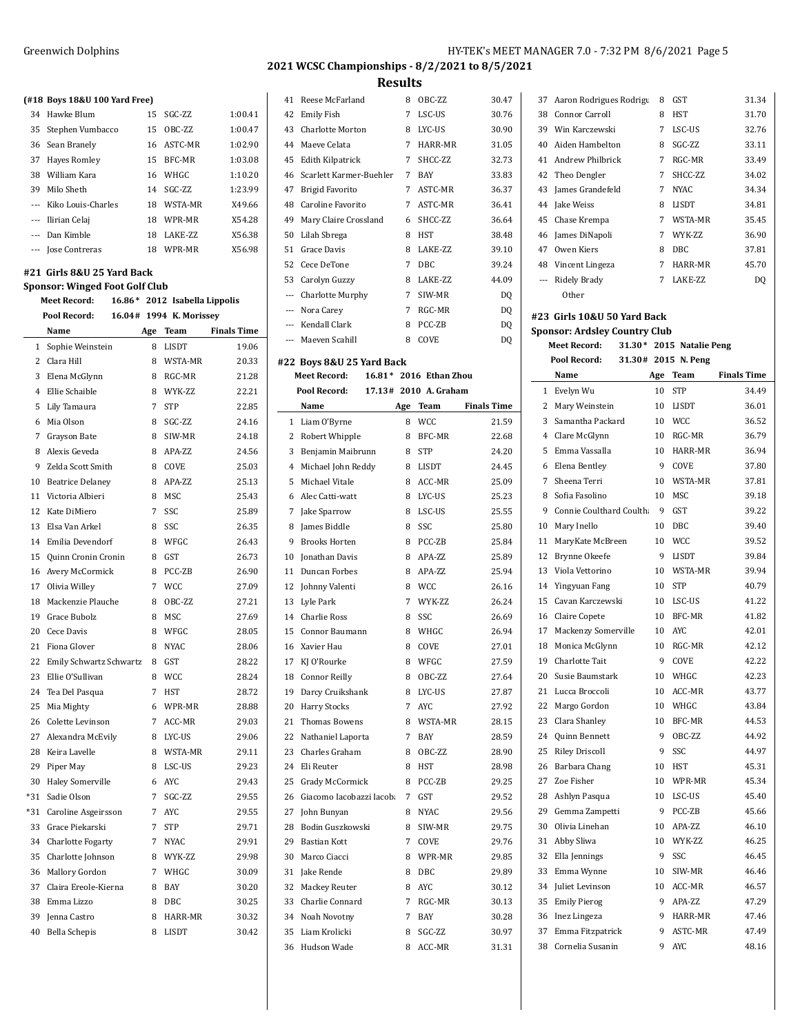## 2021 WCSC Championships - 8/2/2021 to 8/5/2021

## Results

**(#18 Boys 18&U 100 Yard Free)**

| | Name | Age | Team | Finals Time |
|---|---|---|---|---|
| 34 | Hawke Blum | 15 | SGC-ZZ | 1:00.41 |
| 35 | Stephen Vumbacco | 15 | OBC-ZZ | 1:00.47 |
| 36 | Sean Branely | 16 | ASTC-MR | 1:02.90 |
| 37 | Hayes Romley | 15 | BFC-MR | 1:03.08 |
| 38 | William Kara | 16 | WHGC | 1:10.20 |
| 39 | Milo Sheth | 14 | SGC-ZZ | 1:23.99 |
| --- | Kiko Louis-Charles | 18 | WSTA-MR | X49.66 |
| --- | Ilirian Celaj | 18 | WPR-MR | X54.28 |
| --- | Dan Kimble | 18 | LAKE-ZZ | X56.38 |
| --- | Jose Contreras | 18 | WPR-MR | X56.98 |

### #21 Girls 8&U 25 Yard Back

**Sponsor: Winged Foot Golf Club**

**Meet Record:** 16.86* 2012 Isabella Lippolis

**Pool Record:** 16.04# 1994 K. Morissey

| | Name | Age | Team | Finals Time |
|---|---|---|---|---|
| 1 | Sophie Weinstein | 8 | LISDT | 19.06 |
| 2 | Clara Hill | 8 | WSTA-MR | 20.33 |
| 3 | Elena McGlynn | 8 | RGC-MR | 21.28 |
| 4 | Ellie Schaible | 8 | WYK-ZZ | 22.21 |
| 5 | Lily Tamaura | 7 | STP | 22.85 |
| 6 | Mia Olson | 8 | SGC-ZZ | 24.16 |
| 7 | Grayson Bate | 8 | SIW-MR | 24.18 |
| 8 | Alexis Geveda | 8 | APA-ZZ | 24.56 |
| 9 | Zelda Scott Smith | 8 | COVE | 25.03 |
| 10 | Beatrice Delaney | 8 | APA-ZZ | 25.13 |
| 11 | Victoria Albieri | 8 | MSC | 25.43 |
| 12 | Kate DiMiero | 7 | SSC | 25.89 |
| 13 | Elsa Van Arkel | 8 | SSC | 26.35 |
| 14 | Emilia Devendorf | 8 | WFGC | 26.43 |
| 15 | Quinn Cronin Cronin | 8 | GST | 26.73 |
| 16 | Avery McCormick | 8 | PCC-ZB | 26.90 |
| 17 | Olivia Willey | 7 | WCC | 27.09 |
| 18 | Mackenzie Plauche | 8 | OBC-ZZ | 27.21 |
| 19 | Grace Bubolz | 8 | MSC | 27.69 |
| 20 | Cece Davis | 8 | WFGC | 28.05 |
| 21 | Fiona Glover | 8 | NYAC | 28.06 |
| 22 | Emily Schwartz Schwartz | 8 | GST | 28.22 |
| 23 | Ellie O'Sullivan | 8 | WCC | 28.24 |
| 24 | Tea Del Pasqua | 7 | HST | 28.72 |
| 25 | Mia Mighty | 6 | WPR-MR | 28.88 |
| 26 | Colette Levinson | 7 | ACC-MR | 29.03 |
| 27 | Alexandra McEvily | 8 | LYC-US | 29.06 |
| 28 | Keira Lavelle | 8 | WSTA-MR | 29.11 |
| 29 | Piper May | 8 | LSC-US | 29.23 |
| 30 | Haley Somerville | 6 | AYC | 29.43 |
| *31 | Sadie Olson | 7 | SGC-ZZ | 29.55 |
| *31 | Caroline Asgeirsson | 7 | AYC | 29.55 |
| 33 | Grace Piekarski | 7 | STP | 29.71 |
| 34 | Charlotte Fogarty | 7 | NYAC | 29.91 |
| 35 | Charlotte Johnson | 8 | WYK-ZZ | 29.98 |
| 36 | Mallory Gordon | 7 | WHGC | 30.09 |
| 37 | Claira Ereole-Kierna | 8 | BAY | 30.20 |
| 38 | Emma Lizzo | 8 | DBC | 30.25 |
| 39 | Jenna Castro | 8 | HARR-MR | 30.32 |
| 40 | Bella Schepis | 8 | LISDT | 30.42 |
| 41 | Reese McFarland | 8 | OBC-ZZ | 30.47 |
| 42 | Emily Fish | 7 | LSC-US | 30.76 |
| 43 | Charlotte Morton | 8 | LYC-US | 30.90 |
| 44 | Maeve Celata | 7 | HARR-MR | 31.05 |
| 45 | Edith Kilpatrick | 7 | SHCC-ZZ | 32.73 |
| 46 | Scarlett Karmer-Buehler | 7 | BAY | 33.83 |
| 47 | Brigid Favorito | 7 | ASTC-MR | 36.37 |
| 48 | Caroline Favorito | 7 | ASTC-MR | 36.41 |
| 49 | Mary Claire Crossland | 6 | SHCC-ZZ | 36.64 |
| 50 | Lilah Sbrega | 8 | HST | 38.48 |
| 51 | Grace Davis | 8 | LAKE-ZZ | 39.10 |
| 52 | Cece DeTone | 7 | DBC | 39.24 |
| 53 | Carolyn Guzzy | 8 | LAKE-ZZ | 44.09 |
| --- | Charlotte Murphy | 7 | SIW-MR | DQ |
| --- | Nora Carey | 7 | RGC-MR | DQ |
| --- | Kendall Clark | 8 | PCC-ZB | DQ |
| --- | Maeven Scahill | 8 | COVE | DQ |

### #22 Boys 8&U 25 Yard Back

**Meet Record:** 16.81* 2016 Ethan Zhou

**Pool Record:** 17.13# 2010 A. Graham

| | Name | Age | Team | Finals Time |
|---|---|---|---|---|
| 1 | Liam O'Byrne | 8 | WCC | 21.59 |
| 2 | Robert Whipple | 8 | BFC-MR | 22.68 |
| 3 | Benjamin Maibrunn | 8 | STP | 24.20 |
| 4 | Michael John Reddy | 8 | LISDT | 24.45 |
| 5 | Michael Vitale | 8 | ACC-MR | 25.09 |
| 6 | Alec Catti-watt | 8 | LYC-US | 25.23 |
| 7 | Jake Sparrow | 8 | LSC-US | 25.55 |
| 8 | James Biddle | 8 | SSC | 25.80 |
| 9 | Brooks Horten | 8 | PCC-ZB | 25.84 |
| 10 | Jonathan Davis | 8 | APA-ZZ | 25.89 |
| 11 | Duncan Forbes | 8 | APA-ZZ | 25.94 |
| 12 | Johnny Valenti | 8 | WCC | 26.16 |
| 13 | Lyle Park | 7 | WYK-ZZ | 26.24 |
| 14 | Charlie Ross | 8 | SSC | 26.69 |
| 15 | Connor Baumann | 8 | WHGC | 26.94 |
| 16 | Xavier Hau | 8 | COVE | 27.01 |
| 17 | KJ O'Rourke | 8 | WFGC | 27.59 |
| 18 | Connor Reilly | 8 | OBC-ZZ | 27.64 |
| 19 | Darcy Cruikshank | 8 | LYC-US | 27.87 |
| 20 | Harry Stocks | 7 | AYC | 27.92 |
| 21 | Thomas Bowens | 8 | WSTA-MR | 28.15 |
| 22 | Nathaniel Laporta | 7 | BAY | 28.59 |
| 23 | Charles Graham | 8 | OBC-ZZ | 28.90 |
| 24 | Eli Reuter | 8 | HST | 28.98 |
| 25 | Grady McCormick | 8 | PCC-ZB | 29.25 |
| 26 | Giacomo Iacobazzi Iacob | 7 | GST | 29.52 |
| 27 | John Bunyan | 8 | NYAC | 29.56 |
| 28 | Bodin Guszkowski | 8 | SIW-MR | 29.75 |
| 29 | Bastian Kott | 7 | COVE | 29.76 |
| 30 | Marco Ciacci | 8 | WPR-MR | 29.85 |
| 31 | Jake Rende | 8 | DBC | 29.89 |
| 32 | Mackey Reuter | 8 | AYC | 30.12 |
| 33 | Charlie Connard | 7 | RGC-MR | 30.13 |
| 34 | Noah Novotny | 7 | BAY | 30.28 |
| 35 | Liam Krolicki | 8 | SGC-ZZ | 30.97 |
| 36 | Hudson Wade | 8 | ACC-MR | 31.31 |
| 37 | Aaron Rodrigues Rodrigu | 8 | GST | 31.34 |
| 38 | Connor Carroll | 8 | HST | 31.70 |
| 39 | Win Karczewski | 7 | LSC-US | 32.76 |
| 40 | Aiden Hambelton | 8 | SGC-ZZ | 33.11 |
| 41 | Andrew Philbrick | 7 | RGC-MR | 33.49 |
| 42 | Theo Dengler | 7 | SHCC-ZZ | 34.02 |
| 43 | James Grandefeld | 7 | NYAC | 34.34 |
| 44 | Jake Weiss | 8 | LISDT | 34.81 |
| 45 | Chase Krempa | 7 | WSTA-MR | 35.45 |
| 46 | James DiNapoli | 7 | WYK-ZZ | 36.90 |
| 47 | Owen Kiers | 8 | DBC | 37.81 |
| 48 | Vincent Lingeza | 7 | HARR-MR | 45.70 |
| --- | Ridely Brady | 7 | LAKE-ZZ | DQ |

Other

### #23 Girls 10&U 50 Yard Back

**Sponsor: Ardsley Country Club**

**Meet Record:** 31.30* 2015 Natalie Peng

**Pool Record:** 31.30# 2015 N. Peng

| | Name | Age | Team | Finals Time |
|---|---|---|---|---|
| 1 | Evelyn Wu | 10 | STP | 34.49 |
| 2 | Mary Weinstein | 10 | LISDT | 36.01 |
| 3 | Samantha Packard | 10 | WCC | 36.52 |
| 4 | Clare McGlynn | 10 | RGC-MR | 36.79 |
| 5 | Emma Vassalla | 10 | HARR-MR | 36.94 |
| 6 | Elena Bentley | 9 | COVE | 37.80 |
| 7 | Sheena Terri | 10 | WSTA-MR | 37.81 |
| 8 | Sofia Fasolino | 10 | MSC | 39.18 |
| 9 | Connie Coulthard Coulth | 9 | GST | 39.22 |
| 10 | Mary Inello | 10 | DBC | 39.40 |
| 11 | MaryKate McBreen | 10 | WCC | 39.52 |
| 12 | Brynne Okeefe | 9 | LISDT | 39.84 |
| 13 | Viola Vettorino | 10 | WSTA-MR | 39.94 |
| 14 | Yingyuan Fang | 10 | STP | 40.79 |
| 15 | Cavan Karczewski | 10 | LSC-US | 41.22 |
| 16 | Claire Copete | 10 | BFC-MR | 41.82 |
| 17 | Mackenzy Somerville | 10 | AYC | 42.01 |
| 18 | Monica McGlynn | 10 | RGC-MR | 42.12 |
| 19 | Charlotte Tait | 9 | COVE | 42.22 |
| 20 | Susie Baumstark | 10 | WHGC | 42.23 |
| 21 | Lucca Broccoli | 10 | ACC-MR | 43.77 |
| 22 | Margo Gordon | 10 | WHGC | 43.84 |
| 23 | Clara Shanley | 10 | BFC-MR | 44.53 |
| 24 | Quinn Bennett | 9 | OBC-ZZ | 44.92 |
| 25 | Riley Driscoll | 9 | SSC | 44.97 |
| 26 | Barbara Chang | 10 | HST | 45.31 |
| 27 | Zoe Fisher | 10 | WPR-MR | 45.34 |
| 28 | Ashlyn Pasqua | 10 | LSC-US | 45.40 |
| 29 | Gemma Zampetti | 9 | PCC-ZB | 45.66 |
| 30 | Olivia Linehan | 10 | APA-ZZ | 46.10 |
| 31 | Abby Sliwa | 10 | WYK-ZZ | 46.25 |
| 32 | Ella Jennings | 9 | SSC | 46.45 |
| 33 | Emma Wynne | 10 | SIW-MR | 46.46 |
| 34 | Juliet Levinson | 10 | ACC-MR | 46.57 |
| 35 | Emily Pierog | 9 | APA-ZZ | 47.29 |
| 36 | Inez Lingeza | 9 | HARR-MR | 47.46 |
| 37 | Emma Fitzpatrick | 9 | ASTC-MR | 47.49 |
| 38 | Cornelia Susanin | 9 | AYC | 48.16 |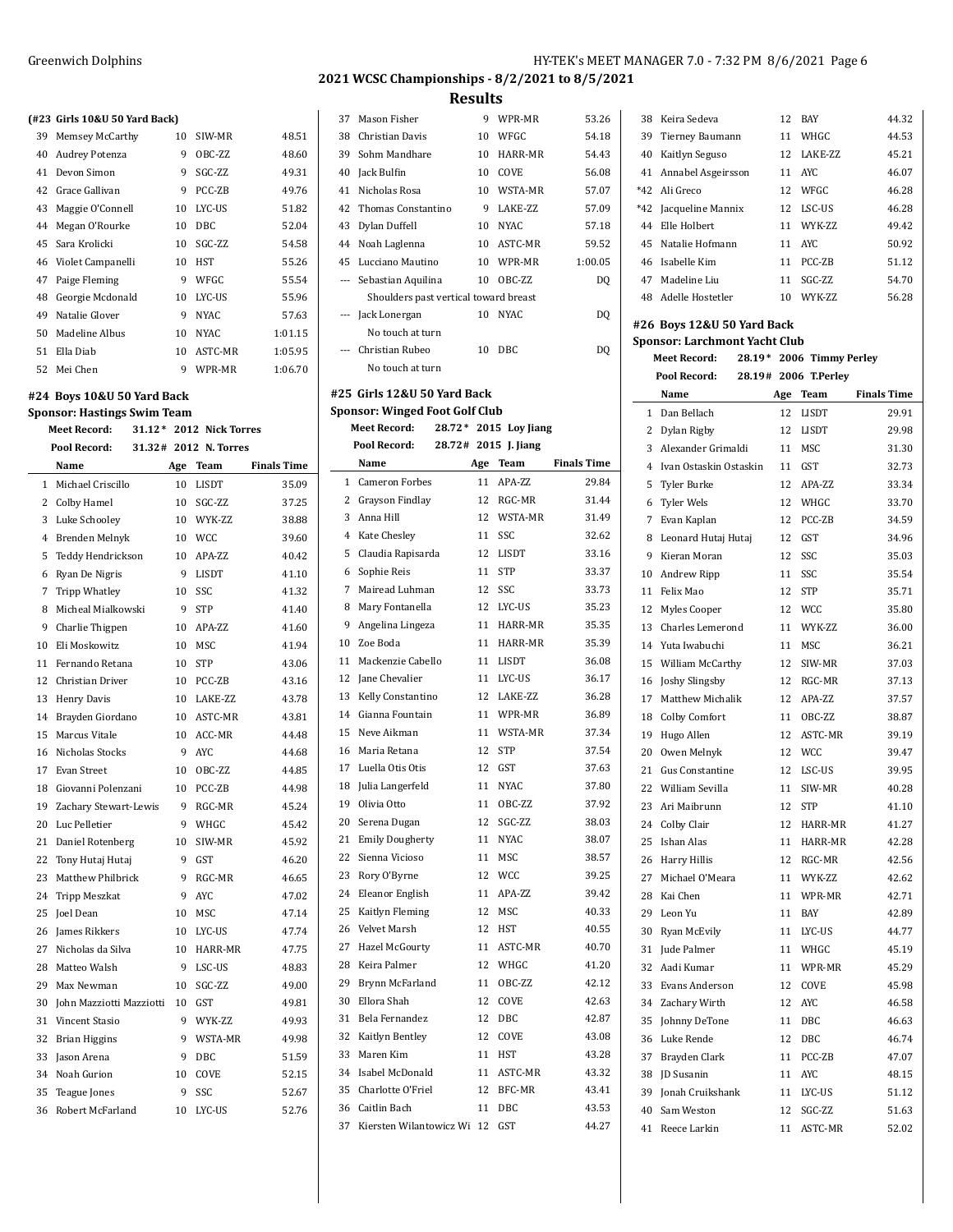## 2021 WCSC Championships - 8/2/2021 to 8/5/2021

## Results

### (#23 Girls 10&U 50 Yard Back)

| | Name | Age | Team | Finals Time |
|---|---|---|---|---|
| 39 | Memsey McCarthy | 10 | SIW-MR | 48.51 |
| 40 | Audrey Potenza | 9 | OBC-ZZ | 48.60 |
| 41 | Devon Simon | 9 | SGC-ZZ | 49.31 |
| 42 | Grace Gallivan | 9 | PCC-ZB | 49.76 |
| 43 | Maggie O'Connell | 10 | LYC-US | 51.82 |
| 44 | Megan O'Rourke | 10 | DBC | 52.04 |
| 45 | Sara Krolicki | 10 | SGC-ZZ | 54.58 |
| 46 | Violet Campanelli | 10 | HST | 55.26 |
| 47 | Paige Fleming | 9 | WFGC | 55.54 |
| 48 | Georgie Mcdonald | 10 | LYC-US | 55.96 |
| 49 | Natalie Glover | 9 | NYAC | 57.63 |
| 50 | Madeline Albus | 10 | NYAC | 1:01.15 |
| 51 | Ella Diab | 10 | ASTC-MR | 1:05.95 |
| 52 | Mei Chen | 9 | WPR-MR | 1:06.70 |

### #24 Boys 10&U 50 Yard Back

**Sponsor: Hastings Swim Team**

Meet Record: 31.12* 2012 Nick Torres
Pool Record: 31.32# 2012 N. Torres

| | Name | Age | Team | Finals Time |
|---|---|---|---|---|
| 1 | Michael Criscillo | 10 | LISDT | 35.09 |
| 2 | Colby Hamel | 10 | SGC-ZZ | 37.25 |
| 3 | Luke Schooley | 10 | WYK-ZZ | 38.88 |
| 4 | Brenden Melnyk | 10 | WCC | 39.60 |
| 5 | Teddy Hendrickson | 10 | APA-ZZ | 40.42 |
| 6 | Ryan De Nigris | 9 | LISDT | 41.10 |
| 7 | Tripp Whatley | 10 | SSC | 41.32 |
| 8 | Micheal Mialkowski | 9 | STP | 41.40 |
| 9 | Charlie Thigpen | 10 | APA-ZZ | 41.60 |
| 10 | Eli Moskowitz | 10 | MSC | 41.94 |
| 11 | Fernando Retana | 10 | STP | 43.06 |
| 12 | Christian Driver | 10 | PCC-ZB | 43.16 |
| 13 | Henry Davis | 10 | LAKE-ZZ | 43.78 |
| 14 | Brayden Giordano | 10 | ASTC-MR | 43.81 |
| 15 | Marcus Vitale | 10 | ACC-MR | 44.48 |
| 16 | Nicholas Stocks | 9 | AYC | 44.68 |
| 17 | Evan Street | 10 | OBC-ZZ | 44.85 |
| 18 | Giovanni Polenzani | 10 | PCC-ZB | 44.98 |
| 19 | Zachary Stewart-Lewis | 9 | RGC-MR | 45.24 |
| 20 | Luc Pelletier | 9 | WHGC | 45.42 |
| 21 | Daniel Rotenberg | 10 | SIW-MR | 45.92 |
| 22 | Tony Hutaj Hutaj | 9 | GST | 46.20 |
| 23 | Matthew Philbrick | 9 | RGC-MR | 46.65 |
| 24 | Tripp Meszkat | 9 | AYC | 47.02 |
| 25 | Joel Dean | 10 | MSC | 47.14 |
| 26 | James Rikkers | 10 | LYC-US | 47.74 |
| 27 | Nicholas da Silva | 10 | HARR-MR | 47.75 |
| 28 | Matteo Walsh | 9 | LSC-US | 48.83 |
| 29 | Max Newman | 10 | SGC-ZZ | 49.00 |
| 30 | John Mazziotti Mazziotti | 10 | GST | 49.81 |
| 31 | Vincent Stasio | 9 | WYK-ZZ | 49.93 |
| 32 | Brian Higgins | 9 | WSTA-MR | 49.98 |
| 33 | Jason Arena | 9 | DBC | 51.59 |
| 34 | Noah Gurion | 10 | COVE | 52.15 |
| 35 | Teague Jones | 9 | SSC | 52.67 |
| 36 | Robert McFarland | 10 | LYC-US | 52.76 |
| 37 | Mason Fisher | 9 | WPR-MR | 53.26 |
| 38 | Christian Davis | 10 | WFGC | 54.18 |
| 39 | Sohm Mandhare | 10 | HARR-MR | 54.43 |
| 40 | Jack Bulfin | 10 | COVE | 56.08 |
| 41 | Nicholas Rosa | 10 | WSTA-MR | 57.07 |
| 42 | Thomas Constantino | 9 | LAKE-ZZ | 57.09 |
| 43 | Dylan Duffell | 10 | NYAC | 57.18 |
| 44 | Noah Laglenna | 10 | ASTC-MR | 59.52 |
| 45 | Lucciano Mautino | 10 | WPR-MR | 1:00.05 |
| --- | Sebastian Aquilina | 10 | OBC-ZZ | DQ |
| | Shoulders past vertical toward breast | | | |
| --- | Jack Lonergan | 10 | NYAC | DQ |
| | No touch at turn | | | |
| --- | Christian Rubeo | 10 | DBC | DQ |
| | No touch at turn | | | |

### #25 Girls 12&U 50 Yard Back

**Sponsor: Winged Foot Golf Club**

Meet Record: 28.72* 2015 Loy Jiang
Pool Record: 28.72# 2015 J. Jiang

| | Name | Age | Team | Finals Time |
|---|---|---|---|---|
| 1 | Cameron Forbes | 11 | APA-ZZ | 29.84 |
| 2 | Grayson Findlay | 12 | RGC-MR | 31.44 |
| 3 | Anna Hill | 12 | WSTA-MR | 31.49 |
| 4 | Kate Chesley | 11 | SSC | 32.62 |
| 5 | Claudia Rapisarda | 12 | LISDT | 33.16 |
| 6 | Sophie Reis | 11 | STP | 33.37 |
| 7 | Mairead Luhman | 12 | SSC | 33.73 |
| 8 | Mary Fontanella | 12 | LYC-US | 35.23 |
| 9 | Angelina Lingeza | 11 | HARR-MR | 35.35 |
| 10 | Zoe Boda | 11 | HARR-MR | 35.39 |
| 11 | Mackenzie Cabello | 11 | LISDT | 36.08 |
| 12 | Jane Chevalier | 11 | LYC-US | 36.17 |
| 13 | Kelly Constantino | 12 | LAKE-ZZ | 36.28 |
| 14 | Gianna Fountain | 11 | WPR-MR | 36.89 |
| 15 | Neve Aikman | 11 | WSTA-MR | 37.34 |
| 16 | Maria Retana | 12 | STP | 37.54 |
| 17 | Luella Otis Otis | 12 | GST | 37.63 |
| 18 | Julia Langerfeld | 11 | NYAC | 37.80 |
| 19 | Olivia Otto | 11 | OBC-ZZ | 37.92 |
| 20 | Serena Dugan | 12 | SGC-ZZ | 38.03 |
| 21 | Emily Dougherty | 11 | NYAC | 38.07 |
| 22 | Sienna Vicioso | 11 | MSC | 38.57 |
| 23 | Rory O'Byrne | 12 | WCC | 39.25 |
| 24 | Eleanor English | 11 | APA-ZZ | 39.42 |
| 25 | Kaitlyn Fleming | 12 | MSC | 40.33 |
| 26 | Velvet Marsh | 12 | HST | 40.55 |
| 27 | Hazel McGourty | 11 | ASTC-MR | 40.70 |
| 28 | Keira Palmer | 12 | WHGC | 41.20 |
| 29 | Brynn McFarland | 11 | OBC-ZZ | 42.12 |
| 30 | Ellora Shah | 12 | COVE | 42.63 |
| 31 | Bela Fernandez | 12 | DBC | 42.87 |
| 32 | Kaitlyn Bentley | 12 | COVE | 43.08 |
| 33 | Maren Kim | 11 | HST | 43.28 |
| 34 | Isabel McDonald | 11 | ASTC-MR | 43.32 |
| 35 | Charlotte O'Friel | 12 | BFC-MR | 43.41 |
| 36 | Caitlin Bach | 11 | DBC | 43.53 |
| 37 | Kiersten Wilantowicz Wi | 12 | GST | 44.27 |
| 38 | Keira Sedeva | 12 | BAY | 44.32 |
| 39 | Tierney Baumann | 11 | WHGC | 44.53 |
| 40 | Kaitlyn Seguso | 12 | LAKE-ZZ | 45.21 |
| 41 | Annabel Asgeirsson | 11 | AYC | 46.07 |
| *42 | Ali Greco | 12 | WFGC | 46.28 |
| *42 | Jacqueline Mannix | 12 | LSC-US | 46.28 |
| 44 | Elle Holbert | 11 | WYK-ZZ | 49.42 |
| 45 | Natalie Hofmann | 11 | AYC | 50.92 |
| 46 | Isabelle Kim | 11 | PCC-ZB | 51.12 |
| 47 | Madeline Liu | 11 | SGC-ZZ | 54.70 |
| 48 | Adelle Hostetler | 10 | WYK-ZZ | 56.28 |

### #26 Boys 12&U 50 Yard Back

**Sponsor: Larchmont Yacht Club**

Meet Record: 28.19* 2006 Timmy Perley
Pool Record: 28.19# 2006 T.Perley

| | Name | Age | Team | Finals Time |
|---|---|---|---|---|
| 1 | Dan Bellach | 12 | LISDT | 29.91 |
| 2 | Dylan Rigby | 12 | LISDT | 29.98 |
| 3 | Alexander Grimaldi | 11 | MSC | 31.30 |
| 4 | Ivan Ostaskin Ostaskin | 11 | GST | 32.73 |
| 5 | Tyler Burke | 12 | APA-ZZ | 33.34 |
| 6 | Tyler Wels | 12 | WHGC | 33.70 |
| 7 | Evan Kaplan | 12 | PCC-ZB | 34.59 |
| 8 | Leonard Hutaj Hutaj | 12 | GST | 34.96 |
| 9 | Kieran Moran | 12 | SSC | 35.03 |
| 10 | Andrew Ripp | 11 | SSC | 35.54 |
| 11 | Felix Mao | 12 | STP | 35.71 |
| 12 | Myles Cooper | 12 | WCC | 35.80 |
| 13 | Charles Lemerond | 11 | WYK-ZZ | 36.00 |
| 14 | Yuta Iwabuchi | 11 | MSC | 36.21 |
| 15 | William McCarthy | 12 | SIW-MR | 37.03 |
| 16 | Joshy Slingsby | 12 | RGC-MR | 37.13 |
| 17 | Matthew Michalik | 12 | APA-ZZ | 37.57 |
| 18 | Colby Comfort | 11 | OBC-ZZ | 38.87 |
| 19 | Hugo Allen | 12 | ASTC-MR | 39.19 |
| 20 | Owen Melnyk | 12 | WCC | 39.47 |
| 21 | Gus Constantine | 12 | LSC-US | 39.95 |
| 22 | William Sevilla | 11 | SIW-MR | 40.28 |
| 23 | Ari Maibrunn | 12 | STP | 41.10 |
| 24 | Colby Clair | 12 | HARR-MR | 41.27 |
| 25 | Ishan Alas | 11 | HARR-MR | 42.28 |
| 26 | Harry Hillis | 12 | RGC-MR | 42.56 |
| 27 | Michael O'Meara | 11 | WYK-ZZ | 42.62 |
| 28 | Kai Chen | 12 | WPR-MR | 42.71 |
| 29 | Leon Yu | 11 | BAY | 42.89 |
| 30 | Ryan McEvily | 11 | LYC-US | 44.77 |
| 31 | Jude Palmer | 11 | WHGC | 45.19 |
| 32 | Aadi Kumar | 11 | WPR-MR | 45.29 |
| 33 | Evans Anderson | 12 | COVE | 45.98 |
| 34 | Zachary Wirth | 12 | AYC | 46.58 |
| 35 | Johnny DeTone | 11 | DBC | 46.63 |
| 36 | Luke Rende | 12 | DBC | 46.74 |
| 37 | Brayden Clark | 11 | PCC-ZB | 47.07 |
| 38 | JD Susanin | 11 | AYC | 48.15 |
| 39 | Jonah Cruikshank | 11 | LYC-US | 51.12 |
| 40 | Sam Weston | 12 | SGC-ZZ | 51.63 |
| 41 | Reece Larkin | 11 | ASTC-MR | 52.02 |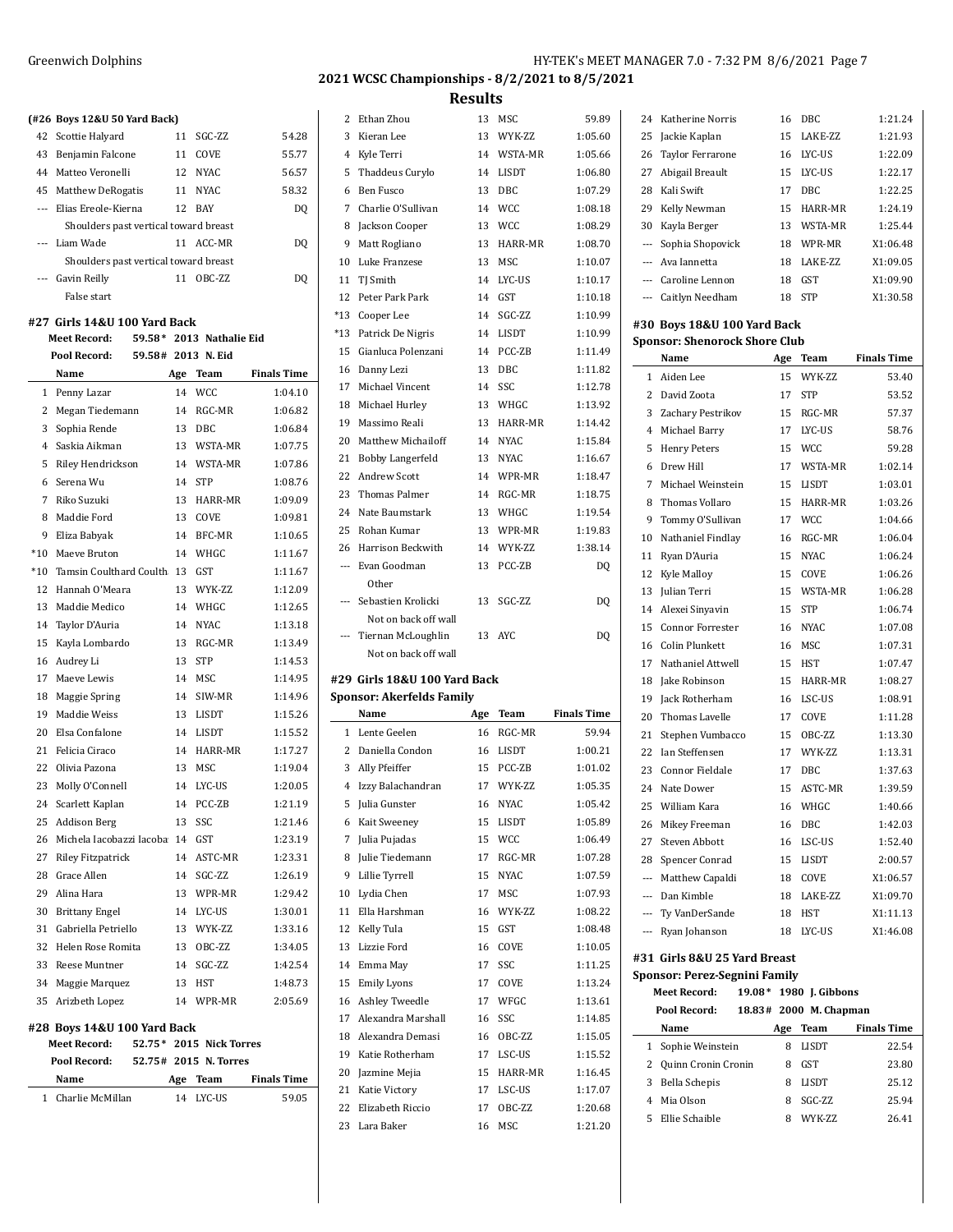## 2021 WCSC Championships - 8/2/2021 to 8/5/2021

### Results

**(#26 Boys 12&U 50 Yard Back)**

| | Name | Age | Team | Finals Time |
|---|---|---|---|---|
| 42 | Scottie Halyard | 11 | SGC-ZZ | 54.28 |
| 43 | Benjamin Falcone | 11 | COVE | 55.77 |
| 44 | Matteo Veronelli | 12 | NYAC | 56.57 |
| 45 | Matthew DeRogatis | 11 | NYAC | 58.32 |
| --- | Elias Ereole-Kierna | 12 | BAY | DQ |
| | Shoulders past vertical toward breast | | | |
| --- | Liam Wade | 11 | ACC-MR | DQ |
| | Shoulders past vertical toward breast | | | |
| --- | Gavin Reilly | 11 | OBC-ZZ | DQ |
| | False start | | | |

### #27 Girls 14&U 100 Yard Back

**Meet Record:** 59.58* 2013 Nathalie Eid
**Pool Record:** 59.58# 2013 N. Eid

| | Name | Age | Team | Finals Time |
|---|---|---|---|---|
| 1 | Penny Lazar | 14 | WCC | 1:04.10 |
| 2 | Megan Tiedemann | 14 | RGC-MR | 1:06.82 |
| 3 | Sophia Rende | 13 | DBC | 1:06.84 |
| 4 | Saskia Aikman | 13 | WSTA-MR | 1:07.75 |
| 5 | Riley Hendrickson | 14 | WSTA-MR | 1:07.86 |
| 6 | Serena Wu | 14 | STP | 1:08.76 |
| 7 | Riko Suzuki | 13 | HARR-MR | 1:09.09 |
| 8 | Maddie Ford | 13 | COVE | 1:09.81 |
| 9 | Eliza Babyak | 14 | BFC-MR | 1:10.65 |
| *10 | Maeve Bruton | 14 | WHGC | 1:11.67 |
| *10 | Tamsin Coulthard Coulth | 13 | GST | 1:11.67 |
| 12 | Hannah O'Meara | 13 | WYK-ZZ | 1:12.09 |
| 13 | Maddie Medico | 14 | WHGC | 1:12.65 |
| 14 | Taylor D'Auria | 14 | NYAC | 1:13.18 |
| 15 | Kayla Lombardo | 13 | RGC-MR | 1:13.49 |
| 16 | Audrey Li | 13 | STP | 1:14.53 |
| 17 | Maeve Lewis | 14 | MSC | 1:14.95 |
| 18 | Maggie Spring | 14 | SIW-MR | 1:14.96 |
| 19 | Maddie Weiss | 13 | LISDT | 1:15.26 |
| 20 | Elsa Confalone | 14 | LISDT | 1:15.52 |
| 21 | Felicia Ciraco | 14 | HARR-MR | 1:17.27 |
| 22 | Olivia Pazona | 13 | MSC | 1:19.04 |
| 23 | Molly O'Connell | 14 | LYC-US | 1:20.05 |
| 24 | Scarlett Kaplan | 14 | PCC-ZB | 1:21.19 |
| 25 | Addison Berg | 13 | SSC | 1:21.46 |
| 26 | Michela Iacobazzi Iacoba | 14 | GST | 1:23.19 |
| 27 | Riley Fitzpatrick | 14 | ASTC-MR | 1:23.31 |
| 28 | Grace Allen | 14 | SGC-ZZ | 1:26.19 |
| 29 | Alina Hara | 13 | WPR-MR | 1:29.42 |
| 30 | Brittany Engel | 14 | LYC-US | 1:30.01 |
| 31 | Gabriella Petriello | 13 | WYK-ZZ | 1:33.16 |
| 32 | Helen Rose Romita | 13 | OBC-ZZ | 1:34.05 |
| 33 | Reese Muntner | 14 | SGC-ZZ | 1:42.54 |
| 34 | Maggie Marquez | 13 | HST | 1:48.73 |
| 35 | Arizbeth Lopez | 14 | WPR-MR | 2:05.69 |

### #28 Boys 14&U 100 Yard Back

**Meet Record:** 52.75* 2015 Nick Torres
**Pool Record:** 52.75# 2015 N. Torres

| | Name | Age | Team | Finals Time |
|---|---|---|---|---|
| 1 | Charlie McMillan | 14 | LYC-US | 59.05 |
| 2 | Ethan Zhou | 13 | MSC | 59.89 |
| 3 | Kieran Lee | 13 | WYK-ZZ | 1:05.60 |
| 4 | Kyle Terri | 14 | WSTA-MR | 1:05.66 |
| 5 | Thaddeus Curylo | 14 | LISDT | 1:06.80 |
| 6 | Ben Fusco | 13 | DBC | 1:07.29 |
| 7 | Charlie O'Sullivan | 14 | WCC | 1:08.18 |
| 8 | Jackson Cooper | 13 | WCC | 1:08.29 |
| 9 | Matt Rogliano | 13 | HARR-MR | 1:08.70 |
| 10 | Luke Franzese | 13 | MSC | 1:10.07 |
| 11 | TJ Smith | 14 | LYC-US | 1:10.17 |
| 12 | Peter Park Park | 14 | GST | 1:10.18 |
| *13 | Cooper Lee | 14 | SGC-ZZ | 1:10.99 |
| *13 | Patrick De Nigris | 14 | LISDT | 1:10.99 |
| 15 | Gianluca Polenzani | 14 | PCC-ZB | 1:11.49 |
| 16 | Danny Lezi | 13 | DBC | 1:11.82 |
| 17 | Michael Vincent | 14 | SSC | 1:12.78 |
| 18 | Michael Hurley | 13 | WHGC | 1:13.92 |
| 19 | Massimo Reali | 13 | HARR-MR | 1:14.42 |
| 20 | Matthew Michailoff | 14 | NYAC | 1:15.84 |
| 21 | Bobby Langerfeld | 13 | NYAC | 1:16.67 |
| 22 | Andrew Scott | 14 | WPR-MR | 1:18.47 |
| 23 | Thomas Palmer | 14 | RGC-MR | 1:18.75 |
| 24 | Nate Baumstark | 13 | WHGC | 1:19.54 |
| 25 | Rohan Kumar | 13 | WPR-MR | 1:19.83 |
| 26 | Harrison Beckwith | 14 | WYK-ZZ | 1:38.14 |
| --- | Evan Goodman | 13 | PCC-ZB | DQ |
| | Other | | | |
| --- | Sebastien Krolicki | 13 | SGC-ZZ | DQ |
| | Not on back off wall | | | |
| --- | Tiernan McLoughlin | 13 | AYC | DQ |
| | Not on back off wall | | | |

### #29 Girls 18&U 100 Yard Back

**Sponsor: Akerfelds Family**

| | Name | Age | Team | Finals Time |
|---|---|---|---|---|
| 1 | Lente Geelen | 16 | RGC-MR | 59.94 |
| 2 | Daniella Condon | 16 | LISDT | 1:00.21 |
| 3 | Ally Pfeiffer | 15 | PCC-ZB | 1:01.02 |
| 4 | Izzy Balachandran | 17 | WYK-ZZ | 1:05.35 |
| 5 | Julia Gunster | 16 | NYAC | 1:05.42 |
| 6 | Kait Sweeney | 15 | LISDT | 1:05.89 |
| 7 | Julia Pujadas | 15 | WCC | 1:06.49 |
| 8 | Julie Tiedemann | 17 | RGC-MR | 1:07.28 |
| 9 | Lillie Tyrrell | 15 | NYAC | 1:07.59 |
| 10 | Lydia Chen | 17 | MSC | 1:07.93 |
| 11 | Ella Harshman | 16 | WYK-ZZ | 1:08.22 |
| 12 | Kelly Tula | 15 | GST | 1:08.48 |
| 13 | Lizzie Ford | 16 | COVE | 1:10.05 |
| 14 | Emma May | 17 | SSC | 1:11.25 |
| 15 | Emily Lyons | 17 | COVE | 1:13.24 |
| 16 | Ashley Tweedle | 17 | WFGC | 1:13.61 |
| 17 | Alexandra Marshall | 16 | SSC | 1:14.85 |
| 18 | Alexandra Demasi | 16 | OBC-ZZ | 1:15.05 |
| 19 | Katie Rotherham | 17 | LSC-US | 1:15.52 |
| 20 | Jazmine Mejia | 15 | HARR-MR | 1:16.45 |
| 21 | Katie Victory | 17 | LSC-US | 1:17.07 |
| 22 | Elizabeth Riccio | 17 | OBC-ZZ | 1:20.68 |
| 23 | Lara Baker | 16 | MSC | 1:21.20 |
| 24 | Katherine Norris | 16 | DBC | 1:21.24 |
| 25 | Jackie Kaplan | 15 | LAKE-ZZ | 1:21.93 |
| 26 | Taylor Ferrarone | 16 | LYC-US | 1:22.09 |
| 27 | Abigail Breault | 15 | LYC-US | 1:22.17 |
| 28 | Kali Swift | 17 | DBC | 1:22.25 |
| 29 | Kelly Newman | 15 | HARR-MR | 1:24.19 |
| 30 | Kayla Berger | 13 | WSTA-MR | 1:25.44 |
| --- | Sophia Shopovick | 18 | WPR-MR | X1:06.48 |
| --- | Ava Iannetta | 18 | LAKE-ZZ | X1:09.05 |
| --- | Caroline Lennon | 18 | GST | X1:09.90 |
| --- | Caitlyn Needham | 18 | STP | X1:30.58 |

### #30 Boys 18&U 100 Yard Back

**Sponsor: Shenorock Shore Club**

| | Name | Age | Team | Finals Time |
|---|---|---|---|---|
| 1 | Aiden Lee | 15 | WYK-ZZ | 53.40 |
| 2 | David Zoota | 17 | STP | 53.52 |
| 3 | Zachary Pestrikov | 15 | RGC-MR | 57.37 |
| 4 | Michael Barry | 17 | LYC-US | 58.76 |
| 5 | Henry Peters | 15 | WCC | 59.28 |
| 6 | Drew Hill | 17 | WSTA-MR | 1:02.14 |
| 7 | Michael Weinstein | 15 | LISDT | 1:03.01 |
| 8 | Thomas Vollaro | 15 | HARR-MR | 1:03.26 |
| 9 | Tommy O'Sullivan | 17 | WCC | 1:04.66 |
| 10 | Nathaniel Findlay | 16 | RGC-MR | 1:06.04 |
| 11 | Ryan D'Auria | 15 | NYAC | 1:06.24 |
| 12 | Kyle Malloy | 15 | COVE | 1:06.26 |
| 13 | Julian Terri | 15 | WSTA-MR | 1:06.28 |
| 14 | Alexei Sinyavin | 15 | STP | 1:06.74 |
| 15 | Connor Forrester | 16 | NYAC | 1:07.08 |
| 16 | Colin Plunkett | 16 | MSC | 1:07.31 |
| 17 | Nathaniel Attwell | 15 | HST | 1:07.47 |
| 18 | Jake Robinson | 15 | HARR-MR | 1:08.27 |
| 19 | Jack Rotherham | 16 | LSC-US | 1:08.91 |
| 20 | Thomas Lavelle | 17 | COVE | 1:11.28 |
| 21 | Stephen Vumbacco | 15 | OBC-ZZ | 1:13.30 |
| 22 | Ian Steffensen | 17 | WYK-ZZ | 1:13.31 |
| 23 | Connor Fieldale | 17 | DBC | 1:37.63 |
| 24 | Nate Dower | 15 | ASTC-MR | 1:39.59 |
| 25 | William Kara | 16 | WHGC | 1:40.66 |
| 26 | Mikey Freeman | 16 | DBC | 1:42.03 |
| 27 | Steven Abbott | 16 | LSC-US | 1:52.40 |
| 28 | Spencer Conrad | 15 | LISDT | 2:00.57 |
| --- | Matthew Capaldi | 18 | COVE | X1:06.57 |
| --- | Dan Kimble | 18 | LAKE-ZZ | X1:09.70 |
| --- | Ty VanDerSande | 18 | HST | X1:11.13 |
| --- | Ryan Johanson | 18 | LYC-US | X1:46.08 |

### #31 Girls 8&U 25 Yard Breast

**Sponsor: Perez-Segnini Family**

**Meet Record:** 19.08* 1980 J. Gibbons
**Pool Record:** 18.83# 2000 M. Chapman

| | Name | Age | Team | Finals Time |
|---|---|---|---|---|
| 1 | Sophie Weinstein | 8 | LISDT | 22.54 |
| 2 | Quinn Cronin Cronin | 8 | GST | 23.80 |
| 3 | Bella Schepis | 8 | LISDT | 25.12 |
| 4 | Mia Olson | 8 | SGC-ZZ | 25.94 |
| 5 | Ellie Schaible | 8 | WYK-ZZ | 26.41 |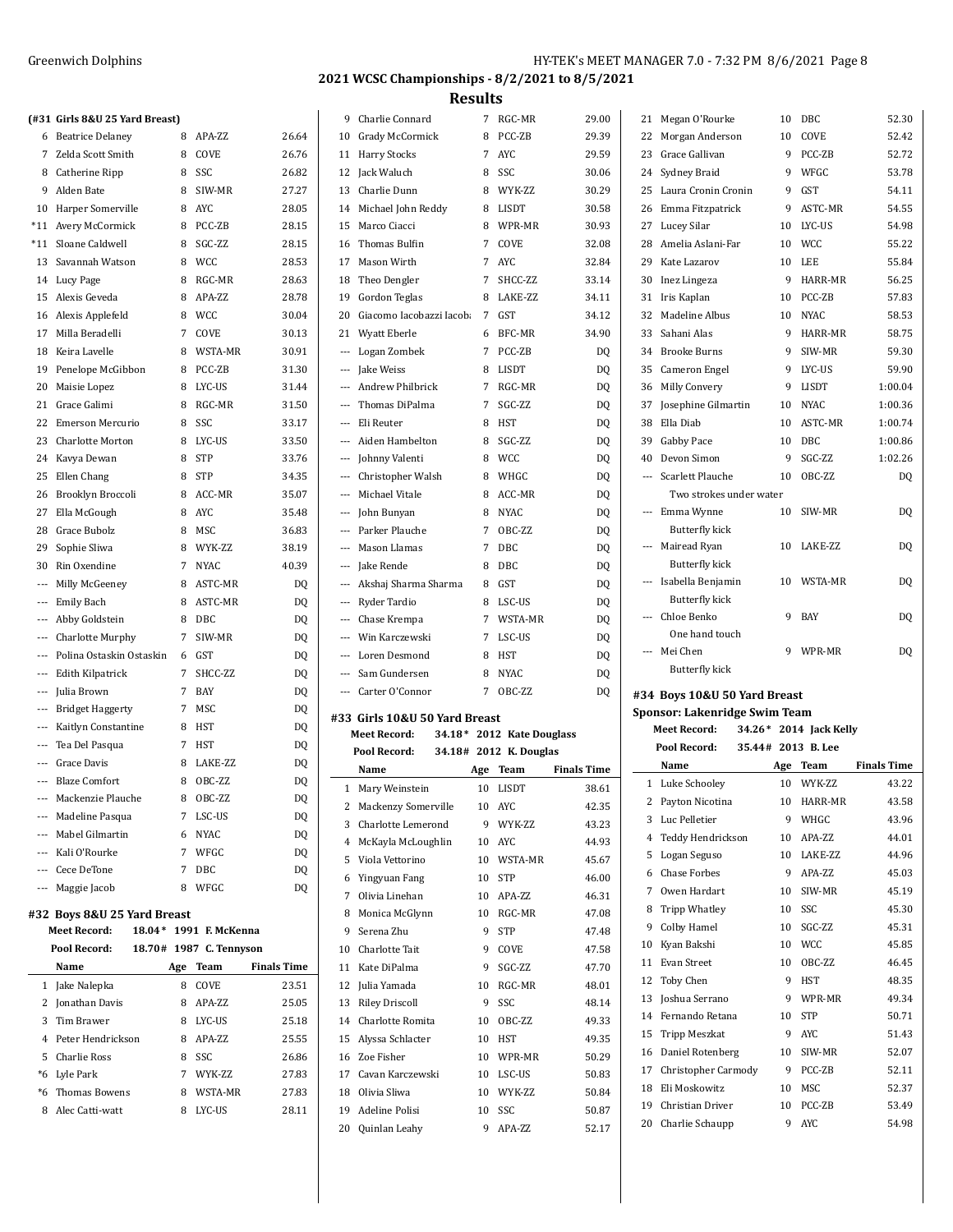## 2021 WCSC Championships - 8/2/2021 to 8/5/2021

## Results

### (#31 Girls 8&U 25 Yard Breast)

| | Name | Age | Team | Finals Time |
|---|---|---|---|---|
| 6 | Beatrice Delaney | 8 | APA-ZZ | 26.64 |
| 7 | Zelda Scott Smith | 8 | COVE | 26.76 |
| 8 | Catherine Ripp | 8 | SSC | 26.82 |
| 9 | Alden Bate | 8 | SIW-MR | 27.27 |
| 10 | Harper Somerville | 8 | AYC | 28.05 |
| *11 | Avery McCormick | 8 | PCC-ZB | 28.15 |
| *11 | Sloane Caldwell | 8 | SGC-ZZ | 28.15 |
| 13 | Savannah Watson | 8 | WCC | 28.53 |
| 14 | Lucy Page | 8 | RGC-MR | 28.63 |
| 15 | Alexis Geveda | 8 | APA-ZZ | 28.78 |
| 16 | Alexis Applefeld | 8 | WCC | 30.04 |
| 17 | Milla Beradelli | 7 | COVE | 30.13 |
| 18 | Keira Lavelle | 8 | WSTA-MR | 30.91 |
| 19 | Penelope McGibbon | 8 | PCC-ZB | 31.30 |
| 20 | Maisie Lopez | 8 | LYC-US | 31.44 |
| 21 | Grace Galimi | 8 | RGC-MR | 31.50 |
| 22 | Emerson Mercurio | 8 | SSC | 33.17 |
| 23 | Charlotte Morton | 8 | LYC-US | 33.50 |
| 24 | Kavya Dewan | 8 | STP | 33.76 |
| 25 | Ellen Chang | 8 | STP | 34.35 |
| 26 | Brooklyn Broccoli | 8 | ACC-MR | 35.07 |
| 27 | Ella McGough | 8 | AYC | 35.48 |
| 28 | Grace Bubolz | 8 | MSC | 36.83 |
| 29 | Sophie Sliwa | 8 | WYK-ZZ | 38.19 |
| 30 | Rin Oxendine | 7 | NYAC | 40.39 |
| --- | Milly McGeeney | 8 | ASTC-MR | DQ |
| --- | Emily Bach | 8 | ASTC-MR | DQ |
| --- | Abby Goldstein | 8 | DBC | DQ |
| --- | Charlotte Murphy | 7 | SIW-MR | DQ |
| --- | Polina Ostaskin Ostaskin | 6 | GST | DQ |
| --- | Edith Kilpatrick | 7 | SHCC-ZZ | DQ |
| --- | Julia Brown | 7 | BAY | DQ |
| --- | Bridget Haggerty | 7 | MSC | DQ |
| --- | Kaitlyn Constantine | 8 | HST | DQ |
| --- | Tea Del Pasqua | 7 | HST | DQ |
| --- | Grace Davis | 8 | LAKE-ZZ | DQ |
| --- | Blaze Comfort | 8 | OBC-ZZ | DQ |
| --- | Mackenzie Plauche | 8 | OBC-ZZ | DQ |
| --- | Madeline Pasqua | 7 | LSC-US | DQ |
| --- | Mabel Gilmartin | 6 | NYAC | DQ |
| --- | Kali O'Rourke | 7 | WFGC | DQ |
| --- | Cece DeTone | 7 | DBC | DQ |
| --- | Maggie Jacob | 8 | WFGC | DQ |

### #32 Boys 8&U 25 Yard Breast

**Meet Record:** 18.04* 1991 F. McKenna
**Pool Record:** 18.70# 1987 C. Tennyson

| | Name | Age | Team | Finals Time |
|---|---|---|---|---|
| 1 | Jake Nalepka | 8 | COVE | 23.51 |
| 2 | Jonathan Davis | 8 | APA-ZZ | 25.05 |
| 3 | Tim Brawer | 8 | LYC-US | 25.18 |
| 4 | Peter Hendrickson | 8 | APA-ZZ | 25.55 |
| 5 | Charlie Ross | 8 | SSC | 26.86 |
| *6 | Lyle Park | 7 | WYK-ZZ | 27.83 |
| *6 | Thomas Bowens | 8 | WSTA-MR | 27.83 |
| 8 | Alec Catti-watt | 8 | LYC-US | 28.11 |
| 9 | Charlie Connard | 7 | RGC-MR | 29.00 |
| 10 | Grady McCormick | 8 | PCC-ZB | 29.39 |
| 11 | Harry Stocks | 7 | AYC | 29.59 |
| 12 | Jack Waluch | 8 | SSC | 30.06 |
| 13 | Charlie Dunn | 8 | WYK-ZZ | 30.29 |
| 14 | Michael John Reddy | 8 | LISDT | 30.58 |
| 15 | Marco Ciacci | 8 | WPR-MR | 30.93 |
| 16 | Thomas Bulfin | 7 | COVE | 32.08 |
| 17 | Mason Wirth | 7 | AYC | 32.84 |
| 18 | Theo Dengler | 7 | SHCC-ZZ | 33.14 |
| 19 | Gordon Teglas | 8 | LAKE-ZZ | 34.11 |
| 20 | Giacomo Iacobazzi Iacob: | 7 | GST | 34.12 |
| 21 | Wyatt Eberle | 6 | BFC-MR | 34.90 |
| --- | Logan Zombek | 7 | PCC-ZB | DQ |
| --- | Jake Weiss | 8 | LISDT | DQ |
| --- | Andrew Philbrick | 7 | RGC-MR | DQ |
| --- | Thomas DiPalma | 7 | SGC-ZZ | DQ |
| --- | Eli Reuter | 8 | HST | DQ |
| --- | Aiden Hambelton | 8 | SGC-ZZ | DQ |
| --- | Johnny Valenti | 8 | WCC | DQ |
| --- | Christopher Walsh | 8 | WHGC | DQ |
| --- | Michael Vitale | 8 | ACC-MR | DQ |
| --- | John Bunyan | 8 | NYAC | DQ |
| --- | Parker Plauche | 7 | OBC-ZZ | DQ |
| --- | Mason Llamas | 7 | DBC | DQ |
| --- | Jake Rende | 8 | DBC | DQ |
| --- | Akshaj Sharma Sharma | 8 | GST | DQ |
| --- | Ryder Tardio | 8 | LSC-US | DQ |
| --- | Chase Krempa | 7 | WSTA-MR | DQ |
| --- | Win Karczewski | 7 | LSC-US | DQ |
| --- | Loren Desmond | 8 | HST | DQ |
| --- | Sam Gundersen | 8 | NYAC | DQ |
| --- | Carter O'Connor | 7 | OBC-ZZ | DQ |

### #33 Girls 10&U 50 Yard Breast

**Meet Record:** 34.18* 2012 Kate Douglass
**Pool Record:** 34.18# 2012 K. Douglas

| | Name | Age | Team | Finals Time |
|---|---|---|---|---|
| 1 | Mary Weinstein | 10 | LISDT | 38.61 |
| 2 | Mackenzy Somerville | 10 | AYC | 42.35 |
| 3 | Charlotte Lemerond | 9 | WYK-ZZ | 43.23 |
| 4 | McKayla McLoughlin | 10 | AYC | 44.93 |
| 5 | Viola Vettorino | 10 | WSTA-MR | 45.67 |
| 6 | Yingyuan Fang | 10 | STP | 46.00 |
| 7 | Olivia Linehan | 10 | APA-ZZ | 46.31 |
| 8 | Monica McGlynn | 10 | RGC-MR | 47.08 |
| 9 | Serena Zhu | 9 | STP | 47.48 |
| 10 | Charlotte Tait | 9 | COVE | 47.58 |
| 11 | Kate DiPalma | 9 | SGC-ZZ | 47.70 |
| 12 | Julia Yamada | 10 | RGC-MR | 48.01 |
| 13 | Riley Driscoll | 9 | SSC | 48.14 |
| 14 | Charlotte Romita | 10 | OBC-ZZ | 49.33 |
| 15 | Alyssa Schlacter | 10 | HST | 49.35 |
| 16 | Zoe Fisher | 10 | WPR-MR | 50.29 |
| 17 | Cavan Karczewski | 10 | LSC-US | 50.83 |
| 18 | Olivia Sliwa | 10 | WYK-ZZ | 50.84 |
| 19 | Adeline Polisi | 10 | SSC | 50.87 |
| 20 | Quinlan Leahy | 9 | APA-ZZ | 52.17 |
| 21 | Megan O'Rourke | 10 | DBC | 52.30 |
| 22 | Morgan Anderson | 10 | COVE | 52.42 |
| 23 | Grace Gallivan | 9 | PCC-ZB | 52.72 |
| 24 | Sydney Braid | 9 | WFGC | 53.78 |
| 25 | Laura Cronin Cronin | 9 | GST | 54.11 |
| 26 | Emma Fitzpatrick | 9 | ASTC-MR | 54.55 |
| 27 | Lucey Silar | 10 | LYC-US | 54.98 |
| 28 | Amelia Aslani-Far | 10 | WCC | 55.22 |
| 29 | Kate Lazarov | 10 | LEE | 55.84 |
| 30 | Inez Lingeza | 9 | HARR-MR | 56.25 |
| 31 | Iris Kaplan | 10 | PCC-ZB | 57.83 |
| 32 | Madeline Albus | 10 | NYAC | 58.53 |
| 33 | Sahani Alas | 9 | HARR-MR | 58.75 |
| 34 | Brooke Burns | 9 | SIW-MR | 59.30 |
| 35 | Cameron Engel | 9 | LYC-US | 59.90 |
| 36 | Milly Convery | 9 | LISDT | 1:00.04 |
| 37 | Josephine Gilmartin | 10 | NYAC | 1:00.36 |
| 38 | Ella Diab | 10 | ASTC-MR | 1:00.74 |
| 39 | Gabby Pace | 10 | DBC | 1:00.86 |
| 40 | Devon Simon | 9 | SGC-ZZ | 1:02.26 |
| --- | Scarlett Plauche | 10 | OBC-ZZ | DQ |
| | Two strokes under water | | | |
| --- | Emma Wynne | 10 | SIW-MR | DQ |
| | Butterfly kick | | | |
| --- | Mairead Ryan | 10 | LAKE-ZZ | DQ |
| | Butterfly kick | | | |
| --- | Isabella Benjamin | 10 | WSTA-MR | DQ |
| | Butterfly kick | | | |
| --- | Chloe Benko | 9 | BAY | DQ |
| | One hand touch | | | |
| --- | Mei Chen | 9 | WPR-MR | DQ |
| | Butterfly kick | | | |

### #34 Boys 10&U 50 Yard Breast

**Sponsor: Lakenridge Swim Team**

**Meet Record:** 34.26* 2014 Jack Kelly
**Pool Record:** 35.44# 2013 B. Lee

| | Name | Age | Team | Finals Time |
|---|---|---|---|---|
| 1 | Luke Schooley | 10 | WYK-ZZ | 43.22 |
| 2 | Payton Nicotina | 10 | HARR-MR | 43.58 |
| 3 | Luc Pelletier | 9 | WHGC | 43.96 |
| 4 | Teddy Hendrickson | 10 | APA-ZZ | 44.01 |
| 5 | Logan Seguso | 10 | LAKE-ZZ | 44.96 |
| 6 | Chase Forbes | 9 | APA-ZZ | 45.03 |
| 7 | Owen Hardart | 10 | SIW-MR | 45.19 |
| 8 | Tripp Whatley | 10 | SSC | 45.30 |
| 9 | Colby Hamel | 10 | SGC-ZZ | 45.31 |
| 10 | Kyan Bakshi | 10 | WCC | 45.85 |
| 11 | Evan Street | 10 | OBC-ZZ | 46.45 |
| 12 | Toby Chen | 9 | HST | 48.35 |
| 13 | Joshua Serrano | 9 | WPR-MR | 49.34 |
| 14 | Fernando Retana | 10 | STP | 50.71 |
| 15 | Tripp Meszkat | 9 | AYC | 51.43 |
| 16 | Daniel Rotenberg | 10 | SIW-MR | 52.07 |
| 17 | Christopher Carmody | 9 | PCC-ZB | 52.11 |
| 18 | Eli Moskowitz | 10 | MSC | 52.37 |
| 19 | Christian Driver | 10 | PCC-ZB | 53.49 |
| 20 | Charlie Schaupp | 9 | AYC | 54.98 |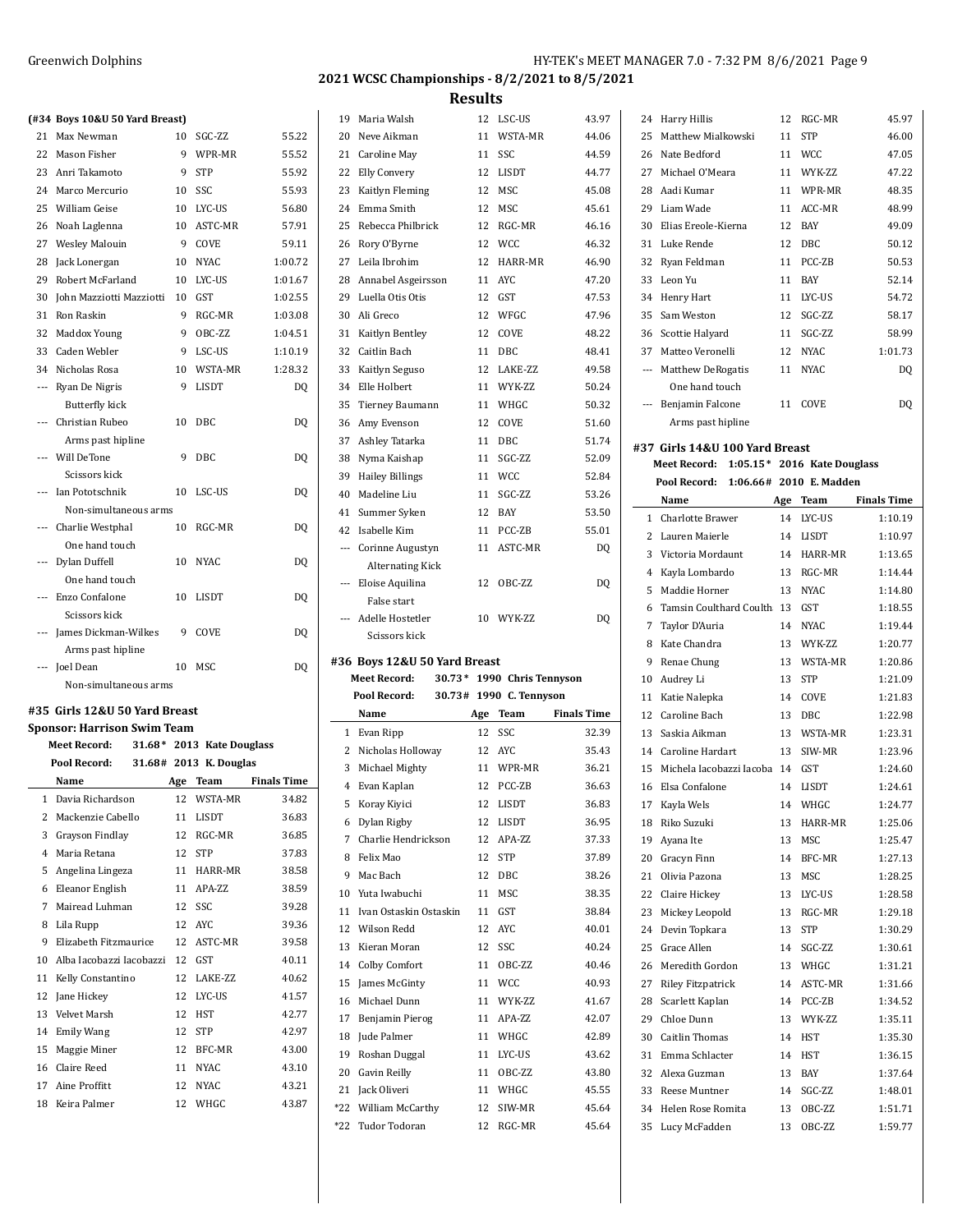## 2021 WCSC Championships - 8/2/2021 to 8/5/2021

## Results

### (#34 Boys 10&U 50 Yard Breast)

| | Name | Age | Team | Finals Time |
|---|---|---|---|---|
| 21 | Max Newman | 10 | SGC-ZZ | 55.22 |
| 22 | Mason Fisher | 9 | WPR-MR | 55.52 |
| 23 | Anri Takamoto | 9 | STP | 55.92 |
| 24 | Marco Mercurio | 10 | SSC | 55.93 |
| 25 | William Geise | 10 | LYC-US | 56.80 |
| 26 | Noah Laglenna | 10 | ASTC-MR | 57.91 |
| 27 | Wesley Malouin | 9 | COVE | 59.11 |
| 28 | Jack Lonergan | 10 | NYAC | 1:00.72 |
| 29 | Robert McFarland | 10 | LYC-US | 1:01.67 |
| 30 | John Mazziotti Mazziotti | 10 | GST | 1:02.55 |
| 31 | Ron Raskin | 9 | RGC-MR | 1:03.08 |
| 32 | Maddox Young | 9 | OBC-ZZ | 1:04.51 |
| 33 | Caden Webler | 9 | LSC-US | 1:10.19 |
| 34 | Nicholas Rosa | 10 | WSTA-MR | 1:28.32 |
| --- | Ryan De Nigris | 9 | LISDT | DQ |
| | Butterfly kick | | | |
| --- | Christian Rubeo | 10 | DBC | DQ |
| | Arms past hipline | | | |
| --- | Will DeTone | 9 | DBC | DQ |
| | Scissors kick | | | |
| --- | Ian Pototschnik | 10 | LSC-US | DQ |
| | Non-simultaneous arms | | | |
| --- | Charlie Westphal | 10 | RGC-MR | DQ |
| | One hand touch | | | |
| --- | Dylan Duffell | 10 | NYAC | DQ |
| | One hand touch | | | |
| --- | Enzo Confalone | 10 | LISDT | DQ |
| | Scissors kick | | | |
| --- | James Dickman-Wilkes | 9 | COVE | DQ |
| | Arms past hipline | | | |
| --- | Joel Dean | 10 | MSC | DQ |
| | Non-simultaneous arms | | | |

### #35 Girls 12&U 50 Yard Breast

**Sponsor: Harrison Swim Team**

**Meet Record:** 31.68* 2013 Kate Douglass
**Pool Record:** 31.68# 2013 K. Douglas

| | Name | Age | Team | Finals Time |
|---|---|---|---|---|
| 1 | Davia Richardson | 12 | WSTA-MR | 34.82 |
| 2 | Mackenzie Cabello | 11 | LISDT | 36.83 |
| 3 | Grayson Findlay | 12 | RGC-MR | 36.85 |
| 4 | Maria Retana | 12 | STP | 37.83 |
| 5 | Angelina Lingeza | 11 | HARR-MR | 38.58 |
| 6 | Eleanor English | 11 | APA-ZZ | 38.59 |
| 7 | Mairead Luhman | 12 | SSC | 39.28 |
| 8 | Lila Rupp | 12 | AYC | 39.36 |
| 9 | Elizabeth Fitzmaurice | 12 | ASTC-MR | 39.58 |
| 10 | Alba Iacobazzi Iacobazzi | 12 | GST | 40.11 |
| 11 | Kelly Constantino | 12 | LAKE-ZZ | 40.62 |
| 12 | Jane Hickey | 12 | LYC-US | 41.57 |
| 13 | Velvet Marsh | 12 | HST | 42.77 |
| 14 | Emily Wang | 12 | STP | 42.97 |
| 15 | Maggie Miner | 12 | BFC-MR | 43.00 |
| 16 | Claire Reed | 11 | NYAC | 43.10 |
| 17 | Aine Proffitt | 12 | NYAC | 43.21 |
| 18 | Keira Palmer | 12 | WHGC | 43.87 |
| 19 | Maria Walsh | 12 | LSC-US | 43.97 |
| 20 | Neve Aikman | 11 | WSTA-MR | 44.06 |
| 21 | Caroline May | 11 | SSC | 44.59 |
| 22 | Elly Convery | 12 | LISDT | 44.77 |
| 23 | Kaitlyn Fleming | 12 | MSC | 45.08 |
| 24 | Emma Smith | 12 | MSC | 45.61 |
| 25 | Rebecca Philbrick | 12 | RGC-MR | 46.16 |
| 26 | Rory O'Byrne | 12 | WCC | 46.32 |
| 27 | Leila Ibrohim | 12 | HARR-MR | 46.90 |
| 28 | Annabel Asgeirsson | 11 | AYC | 47.20 |
| 29 | Luella Otis Otis | 12 | GST | 47.53 |
| 30 | Ali Greco | 12 | WFGC | 47.96 |
| 31 | Kaitlyn Bentley | 12 | COVE | 48.22 |
| 32 | Caitlin Bach | 11 | DBC | 48.41 |
| 33 | Kaitlyn Seguso | 12 | LAKE-ZZ | 49.58 |
| 34 | Elle Holbert | 11 | WYK-ZZ | 50.24 |
| 35 | Tierney Baumann | 11 | WHGC | 50.32 |
| 36 | Amy Evenson | 12 | COVE | 51.60 |
| 37 | Ashley Tatarka | 11 | DBC | 51.74 |
| 38 | Nyma Kaishap | 11 | SGC-ZZ | 52.09 |
| 39 | Hailey Billings | 11 | WCC | 52.84 |
| 40 | Madeline Liu | 11 | SGC-ZZ | 53.26 |
| 41 | Summer Syken | 12 | BAY | 53.50 |
| 42 | Isabelle Kim | 11 | PCC-ZB | 55.01 |
| --- | Corinne Augustyn | 11 | ASTC-MR | DQ |
| | Alternating Kick | | | |
| --- | Eloise Aquilina | 12 | OBC-ZZ | DQ |
| | False start | | | |
| --- | Adelle Hostetler | 10 | WYK-ZZ | DQ |
| | Scissors kick | | | |

### #36 Boys 12&U 50 Yard Breast

**Meet Record:** 30.73* 1990 Chris Tennyson
**Pool Record:** 30.73# 1990 C. Tennyson

| | Name | Age | Team | Finals Time |
|---|---|---|---|---|
| 1 | Evan Ripp | 12 | SSC | 32.39 |
| 2 | Nicholas Holloway | 12 | AYC | 35.43 |
| 3 | Michael Mighty | 11 | WPR-MR | 36.21 |
| 4 | Evan Kaplan | 12 | PCC-ZB | 36.63 |
| 5 | Koray Kiyici | 12 | LISDT | 36.83 |
| 6 | Dylan Rigby | 12 | LISDT | 36.95 |
| 7 | Charlie Hendrickson | 12 | APA-ZZ | 37.33 |
| 8 | Felix Mao | 12 | STP | 37.89 |
| 9 | Mac Bach | 12 | DBC | 38.26 |
| 10 | Yuta Iwabuchi | 11 | MSC | 38.35 |
| 11 | Ivan Ostaskin Ostaskin | 11 | GST | 38.84 |
| 12 | Wilson Redd | 12 | AYC | 40.01 |
| 13 | Kieran Moran | 12 | SSC | 40.24 |
| 14 | Colby Comfort | 11 | OBC-ZZ | 40.46 |
| 15 | James McGinty | 11 | WCC | 40.93 |
| 16 | Michael Dunn | 11 | WYK-ZZ | 41.67 |
| 17 | Benjamin Pierog | 11 | APA-ZZ | 42.07 |
| 18 | Jude Palmer | 11 | WHGC | 42.89 |
| 19 | Roshan Duggal | 11 | LYC-US | 43.62 |
| 20 | Gavin Reilly | 11 | OBC-ZZ | 43.80 |
| 21 | Jack Oliveri | 11 | WHGC | 45.55 |
| *22 | William McCarthy | 12 | SIW-MR | 45.64 |
| *22 | Tudor Todoran | 12 | RGC-MR | 45.64 |
| 24 | Harry Hillis | 12 | RGC-MR | 45.97 |
| 25 | Matthew Mialkowski | 11 | STP | 46.00 |
| 26 | Nate Bedford | 11 | WCC | 47.05 |
| 27 | Michael O'Meara | 11 | WYK-ZZ | 47.22 |
| 28 | Aadi Kumar | 11 | WPR-MR | 48.35 |
| 29 | Liam Wade | 11 | ACC-MR | 48.99 |
| 30 | Elias Ereole-Kierna | 12 | BAY | 49.09 |
| 31 | Luke Rende | 12 | DBC | 50.12 |
| 32 | Ryan Feldman | 11 | PCC-ZB | 50.53 |
| 33 | Leon Yu | 11 | BAY | 52.14 |
| 34 | Henry Hart | 11 | LYC-US | 54.72 |
| 35 | Sam Weston | 12 | SGC-ZZ | 58.17 |
| 36 | Scottie Halyard | 11 | SGC-ZZ | 58.99 |
| 37 | Matteo Veronelli | 12 | NYAC | 1:01.73 |
| --- | Matthew DeRogatis | 11 | NYAC | DQ |
| | One hand touch | | | |
| --- | Benjamin Falcone | 11 | COVE | DQ |
| | Arms past hipline | | | |

### #37 Girls 14&U 100 Yard Breast

**Meet Record:** 1:05.15* 2016 Kate Douglass
**Pool Record:** 1:06.66# 2010 E. Madden

| | Name | Age | Team | Finals Time |
|---|---|---|---|---|
| 1 | Charlotte Brawer | 14 | LYC-US | 1:10.19 |
| 2 | Lauren Maierle | 14 | LISDT | 1:10.97 |
| 3 | Victoria Mordaunt | 14 | HARR-MR | 1:13.65 |
| 4 | Kayla Lombardo | 13 | RGC-MR | 1:14.44 |
| 5 | Maddie Horner | 13 | NYAC | 1:14.80 |
| 6 | Tamsin Coulthard Coulth | 13 | GST | 1:18.55 |
| 7 | Taylor D'Auria | 14 | NYAC | 1:19.44 |
| 8 | Kate Chandra | 13 | WYK-ZZ | 1:20.77 |
| 9 | Renae Chung | 13 | WSTA-MR | 1:20.86 |
| 10 | Audrey Li | 13 | STP | 1:21.09 |
| 11 | Katie Nalepka | 14 | COVE | 1:21.83 |
| 12 | Caroline Bach | 13 | DBC | 1:22.98 |
| 13 | Saskia Aikman | 13 | WSTA-MR | 1:23.31 |
| 14 | Caroline Hardart | 13 | SIW-MR | 1:23.96 |
| 15 | Michela Iacobazzi Iacoba | 14 | GST | 1:24.60 |
| 16 | Elsa Confalone | 14 | LISDT | 1:24.61 |
| 17 | Kayla Wels | 14 | WHGC | 1:24.77 |
| 18 | Riko Suzuki | 13 | HARR-MR | 1:25.06 |
| 19 | Ayana Ite | 13 | MSC | 1:25.47 |
| 20 | Gracyn Finn | 14 | BFC-MR | 1:27.13 |
| 21 | Olivia Pazona | 13 | MSC | 1:28.25 |
| 22 | Claire Hickey | 13 | LYC-US | 1:28.58 |
| 23 | Mickey Leopold | 13 | RGC-MR | 1:29.18 |
| 24 | Devin Topkara | 13 | STP | 1:30.29 |
| 25 | Grace Allen | 14 | SGC-ZZ | 1:30.61 |
| 26 | Meredith Gordon | 13 | WHGC | 1:31.21 |
| 27 | Riley Fitzpatrick | 14 | ASTC-MR | 1:31.66 |
| 28 | Scarlett Kaplan | 14 | PCC-ZB | 1:34.52 |
| 29 | Chloe Dunn | 13 | WYK-ZZ | 1:35.11 |
| 30 | Caitlin Thomas | 14 | HST | 1:35.30 |
| 31 | Emma Schlacter | 14 | HST | 1:36.15 |
| 32 | Alexa Guzman | 13 | BAY | 1:37.64 |
| 33 | Reese Muntner | 14 | SGC-ZZ | 1:48.01 |
| 34 | Helen Rose Romita | 13 | OBC-ZZ | 1:51.71 |
| 35 | Lucy McFadden | 13 | OBC-ZZ | 1:59.77 |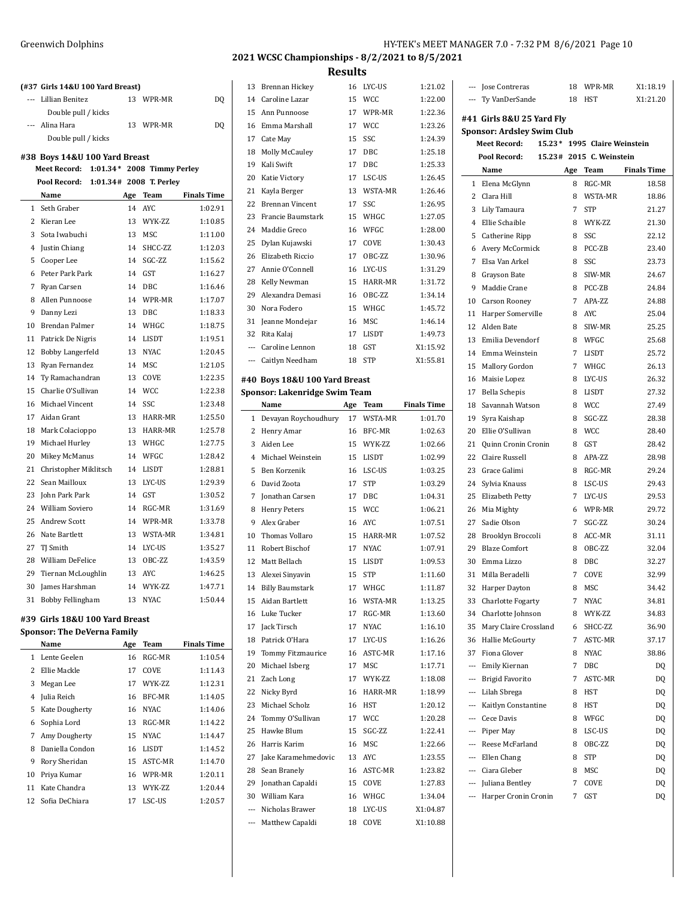## 2021 WCSC Championships - 8/2/2021 to 8/5/2021

### Results

**(#37 Girls 14&U 100 Yard Breast)**

| | Name | Age | Team | Finals Time |
|---|---|---|---|---|
| --- | Lillian Benitez | 13 | WPR-MR | DQ |
| | Double pull / kicks | | | |
| --- | Alina Hara | 13 | WPR-MR | DQ |
| | Double pull / kicks | | | |

### #38 Boys 14&U 100 Yard Breast

**Meet Record:** 1:01.34 * 2008 Timmy Perley
**Pool Record:** 1:01.34 # 2008 T. Perley

| | Name | Age | Team | Finals Time |
|---|---|---|---|---|
| 1 | Seth Graber | 14 | AYC | 1:02.91 |
| 2 | Kieran Lee | 13 | WYK-ZZ | 1:10.85 |
| 3 | Sota Iwabuchi | 13 | MSC | 1:11.00 |
| 4 | Justin Chiang | 14 | SHCC-ZZ | 1:12.03 |
| 5 | Cooper Lee | 14 | SGC-ZZ | 1:15.62 |
| 6 | Peter Park Park | 14 | GST | 1:16.27 |
| 7 | Ryan Carsen | 14 | DBC | 1:16.46 |
| 8 | Allen Punnoose | 14 | WPR-MR | 1:17.07 |
| 9 | Danny Lezi | 13 | DBC | 1:18.33 |
| 10 | Brendan Palmer | 14 | WHGC | 1:18.75 |
| 11 | Patrick De Nigris | 14 | LISDT | 1:19.51 |
| 12 | Bobby Langerfeld | 13 | NYAC | 1:20.45 |
| 13 | Ryan Fernandez | 14 | MSC | 1:21.05 |
| 14 | Ty Ramachandran | 13 | COVE | 1:22.35 |
| 15 | Charlie O'Sullivan | 14 | WCC | 1:22.38 |
| 16 | Michael Vincent | 14 | SSC | 1:23.48 |
| 17 | Aidan Grant | 13 | HARR-MR | 1:25.50 |
| 18 | Mark Colacioppo | 13 | HARR-MR | 1:25.78 |
| 19 | Michael Hurley | 13 | WHGC | 1:27.75 |
| 20 | Mikey McManus | 14 | WFGC | 1:28.42 |
| 21 | Christopher Miklitsch | 14 | LISDT | 1:28.81 |
| 22 | Sean Mailloux | 13 | LYC-US | 1:29.39 |
| 23 | John Park Park | 14 | GST | 1:30.52 |
| 24 | William Soviero | 14 | RGC-MR | 1:31.69 |
| 25 | Andrew Scott | 14 | WPR-MR | 1:33.78 |
| 26 | Nate Bartlett | 13 | WSTA-MR | 1:34.81 |
| 27 | TJ Smith | 14 | LYC-US | 1:35.27 |
| 28 | William DeFelice | 13 | OBC-ZZ | 1:43.59 |
| 29 | Tiernan McLoughlin | 13 | AYC | 1:46.25 |
| 30 | James Harshman | 14 | WYK-ZZ | 1:47.71 |
| 31 | Bobby Fellingham | 13 | NYAC | 1:50.44 |

### #39 Girls 18&U 100 Yard Breast

**Sponsor: The DeVerna Family**

| | Name | Age | Team | Finals Time |
|---|---|---|---|---|
| 1 | Lente Geelen | 16 | RGC-MR | 1:10.54 |
| 2 | Ellie Mackle | 17 | COVE | 1:11.43 |
| 3 | Megan Lee | 17 | WYK-ZZ | 1:12.31 |
| 4 | Julia Reich | 16 | BFC-MR | 1:14.05 |
| 5 | Kate Dougherty | 16 | NYAC | 1:14.06 |
| 6 | Sophia Lord | 13 | RGC-MR | 1:14.22 |
| 7 | Amy Dougherty | 15 | NYAC | 1:14.47 |
| 8 | Daniella Condon | 16 | LISDT | 1:14.52 |
| 9 | Rory Sheridan | 15 | ASTC-MR | 1:14.70 |
| 10 | Priya Kumar | 16 | WPR-MR | 1:20.11 |
| 11 | Kate Chandra | 13 | WYK-ZZ | 1:20.44 |
| 12 | Sofia DeChiara | 17 | LSC-US | 1:20.57 |
| 13 | Brennan Hickey | 16 | LYC-US | 1:21.02 |
| 14 | Caroline Lazar | 15 | WCC | 1:22.00 |
| 15 | Ann Punnoose | 17 | WPR-MR | 1:22.36 |
| 16 | Emma Marshall | 17 | WCC | 1:23.26 |
| 17 | Cate May | 15 | SSC | 1:24.39 |
| 18 | Molly McCauley | 17 | DBC | 1:25.18 |
| 19 | Kali Swift | 17 | DBC | 1:25.33 |
| 20 | Katie Victory | 17 | LSC-US | 1:26.45 |
| 21 | Kayla Berger | 13 | WSTA-MR | 1:26.46 |
| 22 | Brennan Vincent | 17 | SSC | 1:26.95 |
| 23 | Francie Baumstark | 15 | WHGC | 1:27.05 |
| 24 | Maddie Greco | 16 | WFGC | 1:28.00 |
| 25 | Dylan Kujawski | 17 | COVE | 1:30.43 |
| 26 | Elizabeth Riccio | 17 | OBC-ZZ | 1:30.96 |
| 27 | Annie O'Connell | 16 | LYC-US | 1:31.29 |
| 28 | Kelly Newman | 15 | HARR-MR | 1:31.72 |
| 29 | Alexandra Demasi | 16 | OBC-ZZ | 1:34.14 |
| 30 | Nora Fodero | 15 | WHGC | 1:45.72 |
| 31 | Jeanne Mondejar | 16 | MSC | 1:46.14 |
| 32 | Rita Kalaj | 17 | LISDT | 1:49.73 |
| --- | Caroline Lennon | 18 | GST | X1:15.92 |
| --- | Caitlyn Needham | 18 | STP | X1:55.81 |

### #40 Boys 18&U 100 Yard Breast

**Sponsor: Lakenridge Swim Team**

| | Name | Age | Team | Finals Time |
|---|---|---|---|---|
| 1 | Devayan Roychoudhury | 17 | WSTA-MR | 1:01.70 |
| 2 | Henry Amar | 16 | BFC-MR | 1:02.63 |
| 3 | Aiden Lee | 15 | WYK-ZZ | 1:02.66 |
| 4 | Michael Weinstein | 15 | LISDT | 1:02.99 |
| 5 | Ben Korzenik | 16 | LSC-US | 1:03.25 |
| 6 | David Zoota | 17 | STP | 1:03.29 |
| 7 | Jonathan Carsen | 17 | DBC | 1:04.31 |
| 8 | Henry Peters | 15 | WCC | 1:06.21 |
| 9 | Alex Graber | 16 | AYC | 1:07.51 |
| 10 | Thomas Vollaro | 15 | HARR-MR | 1:07.52 |
| 11 | Robert Bischof | 17 | NYAC | 1:07.91 |
| 12 | Matt Bellach | 15 | LISDT | 1:09.53 |
| 13 | Alexei Sinyavin | 15 | STP | 1:11.60 |
| 14 | Billy Baumstark | 17 | WHGC | 1:11.87 |
| 15 | Aidan Bartlett | 16 | WSTA-MR | 1:13.25 |
| 16 | Luke Tucker | 17 | RGC-MR | 1:13.60 |
| 17 | Jack Tirsch | 17 | NYAC | 1:16.10 |
| 18 | Patrick O'Hara | 17 | LYC-US | 1:16.26 |
| 19 | Tommy Fitzmaurice | 16 | ASTC-MR | 1:17.16 |
| 20 | Michael Isberg | 17 | MSC | 1:17.71 |
| 21 | Zach Long | 17 | WYK-ZZ | 1:18.08 |
| 22 | Nicky Byrd | 16 | HARR-MR | 1:18.99 |
| 23 | Michael Scholz | 16 | HST | 1:20.12 |
| 24 | Tommy O'Sullivan | 17 | WCC | 1:20.28 |
| 25 | Hawke Blum | 15 | SGC-ZZ | 1:22.41 |
| 26 | Harris Karim | 16 | MSC | 1:22.66 |
| 27 | Jake Karamehmedovic | 13 | AYC | 1:23.55 |
| 28 | Sean Branely | 16 | ASTC-MR | 1:23.82 |
| 29 | Jonathan Capaldi | 15 | COVE | 1:27.83 |
| 30 | William Kara | 16 | WHGC | 1:34.04 |
| --- | Nicholas Brawer | 18 | LYC-US | X1:04.87 |
| --- | Matthew Capaldi | 18 | COVE | X1:10.88 |
| --- | Jose Contreras | 18 | WPR-MR | X1:18.19 |
| --- | Ty VanDerSande | 18 | HST | X1:21.20 |

### #41 Girls 8&U 25 Yard Fly

**Sponsor: Ardsley Swim Club**

**Meet Record:** 15.23 * 1995 Claire Weinstein
**Pool Record:** 15.23 # 2015 C. Weinstein

| | Name | Age | Team | Finals Time |
|---|---|---|---|---|
| 1 | Elena McGlynn | 8 | RGC-MR | 18.58 |
| 2 | Clara Hill | 8 | WSTA-MR | 18.86 |
| 3 | Lily Tamaura | 7 | STP | 21.27 |
| 4 | Ellie Schaible | 8 | WYK-ZZ | 21.30 |
| 5 | Catherine Ripp | 8 | SSC | 22.12 |
| 6 | Avery McCormick | 8 | PCC-ZB | 23.40 |
| 7 | Elsa Van Arkel | 8 | SSC | 23.73 |
| 8 | Grayson Bate | 8 | SIW-MR | 24.67 |
| 9 | Maddie Crane | 8 | PCC-ZB | 24.84 |
| 10 | Carson Rooney | 7 | APA-ZZ | 24.88 |
| 11 | Harper Somerville | 8 | AYC | 25.04 |
| 12 | Alden Bate | 8 | SIW-MR | 25.25 |
| 13 | Emilia Devendorf | 8 | WFGC | 25.68 |
| 14 | Emma Weinstein | 7 | LISDT | 25.72 |
| 15 | Mallory Gordon | 7 | WHGC | 26.13 |
| 16 | Maisie Lopez | 8 | LYC-US | 26.32 |
| 17 | Bella Schepis | 8 | LISDT | 27.32 |
| 18 | Savannah Watson | 8 | WCC | 27.49 |
| 19 | Syra Kaishap | 8 | SGC-ZZ | 28.38 |
| 20 | Ellie O'Sullivan | 8 | WCC | 28.40 |
| 21 | Quinn Cronin Cronin | 8 | GST | 28.42 |
| 22 | Claire Russell | 8 | APA-ZZ | 28.98 |
| 23 | Grace Galimi | 8 | RGC-MR | 29.24 |
| 24 | Sylvia Knauss | 8 | LSC-US | 29.43 |
| 25 | Elizabeth Petty | 7 | LYC-US | 29.53 |
| 26 | Mia Mighty | 6 | WPR-MR | 29.72 |
| 27 | Sadie Olson | 7 | SGC-ZZ | 30.24 |
| 28 | Brooklyn Broccoli | 8 | ACC-MR | 31.11 |
| 29 | Blaze Comfort | 8 | OBC-ZZ | 32.04 |
| 30 | Emma Lizzo | 8 | DBC | 32.27 |
| 31 | Milla Beradelli | 7 | COVE | 32.99 |
| 32 | Harper Dayton | 8 | MSC | 34.42 |
| 33 | Charlotte Fogarty | 7 | NYAC | 34.81 |
| 34 | Charlotte Johnson | 8 | WYK-ZZ | 34.83 |
| 35 | Mary Claire Crossland | 6 | SHCC-ZZ | 36.90 |
| 36 | Hallie McGourty | 7 | ASTC-MR | 37.17 |
| 37 | Fiona Glover | 8 | NYAC | 38.86 |
| --- | Emily Kiernan | 7 | DBC | DQ |
| --- | Brigid Favorito | 7 | ASTC-MR | DQ |
| --- | Lilah Sbrega | 8 | HST | DQ |
| --- | Kaitlyn Constantine | 8 | HST | DQ |
| --- | Cece Davis | 8 | WFGC | DQ |
| --- | Piper May | 8 | LSC-US | DQ |
| --- | Reese McFarland | 8 | OBC-ZZ | DQ |
| --- | Ellen Chang | 8 | STP | DQ |
| --- | Ciara Gleber | 8 | MSC | DQ |
| --- | Juliana Bentley | 7 | COVE | DQ |
| --- | Harper Cronin Cronin | 7 | GST | DQ |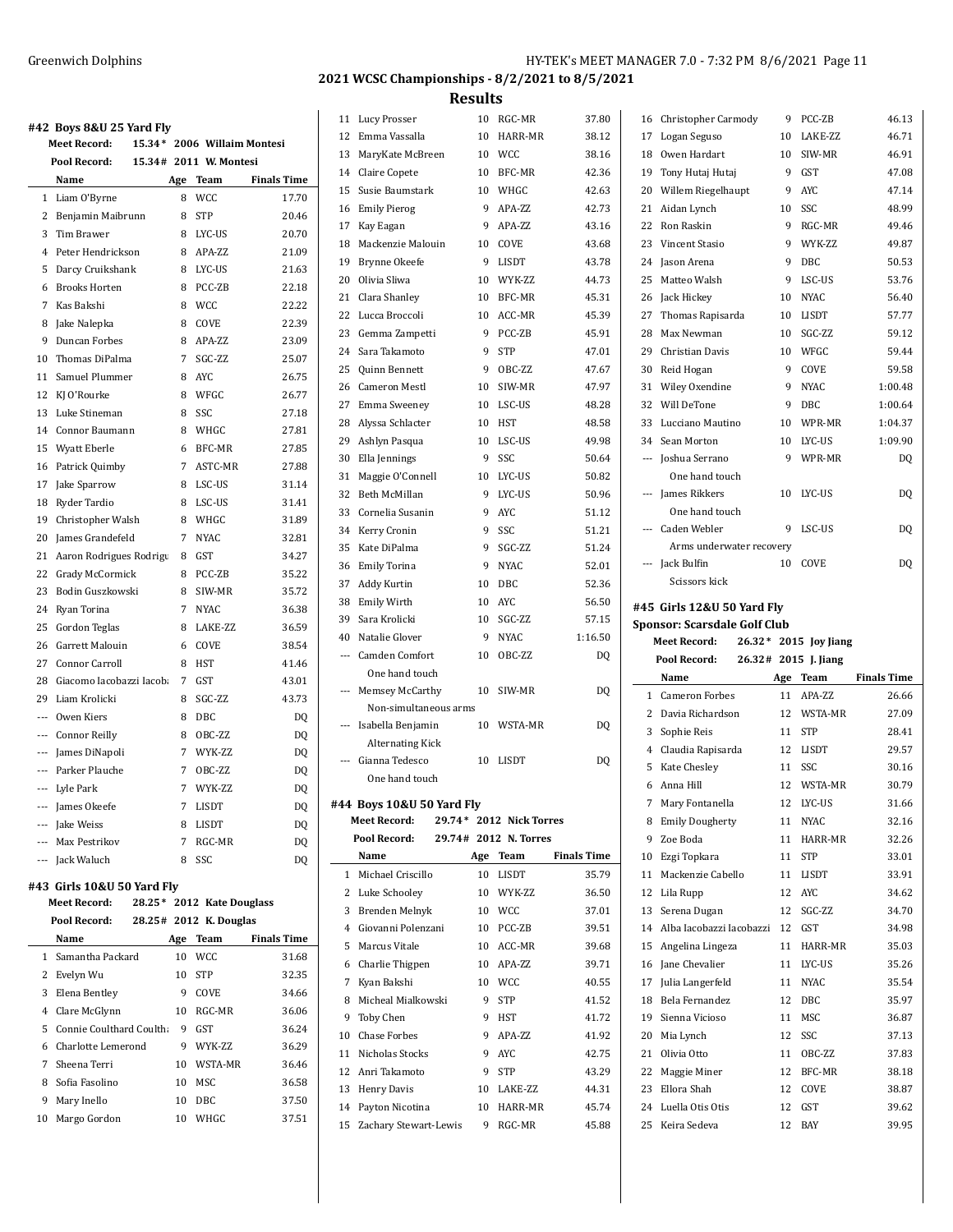## 2021 WCSC Championships - 8/2/2021 to 8/5/2021

### Results

#### #42 Boys 8&U 25 Yard Fly

**Meet Record:** 15.34* 2006 Willaim Montesi

**Pool Record:** 15.34# 2011 W. Montesi

| | Name | Age | Team | Finals Time |
|---|---|---|---|---|
| 1 | Liam O'Byrne | 8 | WCC | 17.70 |
| 2 | Benjamin Maibrunn | 8 | STP | 20.46 |
| 3 | Tim Brawer | 8 | LYC-US | 20.70 |
| 4 | Peter Hendrickson | 8 | APA-ZZ | 21.09 |
| 5 | Darcy Cruikshank | 8 | LYC-US | 21.63 |
| 6 | Brooks Horten | 8 | PCC-ZB | 22.18 |
| 7 | Kas Bakshi | 8 | WCC | 22.22 |
| 8 | Jake Nalepka | 8 | COVE | 22.39 |
| 9 | Duncan Forbes | 8 | APA-ZZ | 23.09 |
| 10 | Thomas DiPalma | 7 | SGC-ZZ | 25.07 |
| 11 | Samuel Plummer | 8 | AYC | 26.75 |
| 12 | KJ O'Rourke | 8 | WFGC | 26.77 |
| 13 | Luke Stineman | 8 | SSC | 27.18 |
| 14 | Connor Baumann | 8 | WHGC | 27.81 |
| 15 | Wyatt Eberle | 6 | BFC-MR | 27.85 |
| 16 | Patrick Quimby | 7 | ASTC-MR | 27.88 |
| 17 | Jake Sparrow | 8 | LSC-US | 31.14 |
| 18 | Ryder Tardio | 8 | LSC-US | 31.41 |
| 19 | Christopher Walsh | 8 | WHGC | 31.89 |
| 20 | James Grandefeld | 7 | NYAC | 32.81 |
| 21 | Aaron Rodrigues Rodrigu | 8 | GST | 34.27 |
| 22 | Grady McCormick | 8 | PCC-ZB | 35.22 |
| 23 | Bodin Guszkowski | 8 | SIW-MR | 35.72 |
| 24 | Ryan Torina | 7 | NYAC | 36.38 |
| 25 | Gordon Teglas | 8 | LAKE-ZZ | 36.59 |
| 26 | Garrett Malouin | 6 | COVE | 38.54 |
| 27 | Connor Carroll | 8 | HST | 41.46 |
| 28 | Giacomo Iacobazzi Iacob | 7 | GST | 43.01 |
| 29 | Liam Krolicki | 8 | SGC-ZZ | 43.73 |
| --- | Owen Kiers | 8 | DBC | DQ |
| --- | Connor Reilly | 8 | OBC-ZZ | DQ |
| --- | James DiNapoli | 7 | WYK-ZZ | DQ |
| --- | Parker Plauche | 7 | OBC-ZZ | DQ |
| --- | Lyle Park | 7 | WYK-ZZ | DQ |
| --- | James Okeefe | 7 | LISDT | DQ |
| --- | Jake Weiss | 8 | LISDT | DQ |
| --- | Max Pestrikov | 7 | RGC-MR | DQ |
| --- | Jack Waluch | 8 | SSC | DQ |

#### #43 Girls 10&U 50 Yard Fly

**Meet Record:** 28.25* 2012 Kate Douglass

**Pool Record:** 28.25# 2012 K. Douglas

| | Name | Age | Team | Finals Time |
|---|---|---|---|---|
| 1 | Samantha Packard | 10 | WCC | 31.68 |
| 2 | Evelyn Wu | 10 | STP | 32.35 |
| 3 | Elena Bentley | 9 | COVE | 34.66 |
| 4 | Clare McGlynn | 10 | RGC-MR | 36.06 |
| 5 | Connie Coulthard Coulth | 9 | GST | 36.24 |
| 6 | Charlotte Lemerond | 9 | WYK-ZZ | 36.29 |
| 7 | Sheena Terri | 10 | WSTA-MR | 36.46 |
| 8 | Sofia Fasolino | 10 | MSC | 36.58 |
| 9 | Mary Inello | 10 | DBC | 37.50 |
| 10 | Margo Gordon | 10 | WHGC | 37.51 |
| 11 | Lucy Prosser | 10 | RGC-MR | 37.80 |
| 12 | Emma Vassalla | 10 | HARR-MR | 38.12 |
| 13 | MaryKate McBreen | 10 | WCC | 38.16 |
| 14 | Claire Copete | 10 | BFC-MR | 42.36 |
| 15 | Susie Baumstark | 10 | WHGC | 42.63 |
| 16 | Emily Pierog | 9 | APA-ZZ | 42.73 |
| 17 | Kay Eagan | 9 | APA-ZZ | 43.16 |
| 18 | Mackenzie Malouin | 10 | COVE | 43.68 |
| 19 | Brynne Okeefe | 9 | LISDT | 43.78 |
| 20 | Olivia Sliwa | 10 | WYK-ZZ | 44.73 |
| 21 | Clara Shanley | 10 | BFC-MR | 45.31 |
| 22 | Lucca Broccoli | 10 | ACC-MR | 45.39 |
| 23 | Gemma Zampetti | 9 | PCC-ZB | 45.91 |
| 24 | Sara Takamoto | 9 | STP | 47.01 |
| 25 | Quinn Bennett | 9 | OBC-ZZ | 47.67 |
| 26 | Cameron Mestl | 10 | SIW-MR | 47.97 |
| 27 | Emma Sweeney | 10 | LSC-US | 48.28 |
| 28 | Alyssa Schlacter | 10 | HST | 48.58 |
| 29 | Ashlyn Pasqua | 10 | LSC-US | 49.98 |
| 30 | Ella Jennings | 9 | SSC | 50.64 |
| 31 | Maggie O'Connell | 10 | LYC-US | 50.82 |
| 32 | Beth McMillan | 9 | LYC-US | 50.96 |
| 33 | Cornelia Susanin | 9 | AYC | 51.12 |
| 34 | Kerry Cronin | 9 | SSC | 51.21 |
| 35 | Kate DiPalma | 9 | SGC-ZZ | 51.24 |
| 36 | Emily Torina | 9 | NYAC | 52.01 |
| 37 | Addy Kurtin | 10 | DBC | 52.36 |
| 38 | Emily Wirth | 10 | AYC | 56.50 |
| 39 | Sara Krolicki | 10 | SGC-ZZ | 57.15 |
| 40 | Natalie Glover | 9 | NYAC | 1:16.50 |
| --- | Camden Comfort<br>One hand touch | 10 | OBC-ZZ | DQ |
| --- | Memsey McCarthy<br>Non-simultaneous arms | 10 | SIW-MR | DQ |
| --- | Isabella Benjamin<br>Alternating Kick | 10 | WSTA-MR | DQ |
| --- | Gianna Tedesco<br>One hand touch | 10 | LISDT | DQ |

#### #44 Boys 10&U 50 Yard Fly

**Meet Record:** 29.74* 2012 Nick Torres

**Pool Record:** 29.74# 2012 N. Torres

| | Name | Age | Team | Finals Time |
|---|---|---|---|---|
| 1 | Michael Criscillo | 10 | LISDT | 35.79 |
| 2 | Luke Schooley | 10 | WYK-ZZ | 36.50 |
| 3 | Brenden Melnyk | 10 | WCC | 37.01 |
| 4 | Giovanni Polenzani | 10 | PCC-ZB | 39.51 |
| 5 | Marcus Vitale | 10 | ACC-MR | 39.68 |
| 6 | Charlie Thigpen | 10 | APA-ZZ | 39.71 |
| 7 | Kyan Bakshi | 10 | WCC | 40.55 |
| 8 | Micheal Mialkowski | 9 | STP | 41.52 |
| 9 | Toby Chen | 9 | HST | 41.72 |
| 10 | Chase Forbes | 9 | APA-ZZ | 41.92 |
| 11 | Nicholas Stocks | 9 | AYC | 42.75 |
| 12 | Anri Takamoto | 9 | STP | 43.29 |
| 13 | Henry Davis | 10 | LAKE-ZZ | 44.31 |
| 14 | Payton Nicotina | 10 | HARR-MR | 45.74 |
| 15 | Zachary Stewart-Lewis | 9 | RGC-MR | 45.88 |
| 16 | Christopher Carmody | 9 | PCC-ZB | 46.13 |
| 17 | Logan Seguso | 10 | LAKE-ZZ | 46.71 |
| 18 | Owen Hardart | 10 | SIW-MR | 46.91 |
| 19 | Tony Hutaj Hutaj | 9 | GST | 47.08 |
| 20 | Willem Riegelhaupt | 9 | AYC | 47.14 |
| 21 | Aidan Lynch | 10 | SSC | 48.99 |
| 22 | Ron Raskin | 9 | RGC-MR | 49.46 |
| 23 | Vincent Stasio | 9 | WYK-ZZ | 49.87 |
| 24 | Jason Arena | 9 | DBC | 50.53 |
| 25 | Matteo Walsh | 9 | LSC-US | 53.76 |
| 26 | Jack Hickey | 10 | NYAC | 56.40 |
| 27 | Thomas Rapisarda | 10 | LISDT | 57.77 |
| 28 | Max Newman | 10 | SGC-ZZ | 59.12 |
| 29 | Christian Davis | 10 | WFGC | 59.44 |
| 30 | Reid Hogan | 9 | COVE | 59.58 |
| 31 | Wiley Oxendine | 9 | NYAC | 1:00.48 |
| 32 | Will DeTone | 9 | DBC | 1:00.64 |
| 33 | Lucciano Mautino | 10 | WPR-MR | 1:04.37 |
| 34 | Sean Morton | 10 | LYC-US | 1:09.90 |
| --- | Joshua Serrano<br>One hand touch | 9 | WPR-MR | DQ |
| --- | James Rikkers<br>One hand touch | 10 | LYC-US | DQ |
| --- | Caden Webler<br>Arms underwater recovery | 9 | LSC-US | DQ |
| --- | Jack Bulfin<br>Scissors kick | 10 | COVE | DQ |

#### #45 Girls 12&U 50 Yard Fly

**Sponsor: Scarsdale Golf Club**

**Meet Record:** 26.32* 2015 Joy Jiang

**Pool Record:** 26.32# 2015 J. Jiang

| | Name | Age | Team | Finals Time |
|---|---|---|---|---|
| 1 | Cameron Forbes | 11 | APA-ZZ | 26.66 |
| 2 | Davia Richardson | 12 | WSTA-MR | 27.09 |
| 3 | Sophie Reis | 11 | STP | 28.41 |
| 4 | Claudia Rapisarda | 12 | LISDT | 29.57 |
| 5 | Kate Chesley | 11 | SSC | 30.16 |
| 6 | Anna Hill | 12 | WSTA-MR | 30.79 |
| 7 | Mary Fontanella | 12 | LYC-US | 31.66 |
| 8 | Emily Dougherty | 11 | NYAC | 32.16 |
| 9 | Zoe Boda | 11 | HARR-MR | 32.26 |
| 10 | Ezgi Topkara | 11 | STP | 33.01 |
| 11 | Mackenzie Cabello | 11 | LISDT | 33.91 |
| 12 | Lila Rupp | 12 | AYC | 34.62 |
| 13 | Serena Dugan | 12 | SGC-ZZ | 34.70 |
| 14 | Alba Iacobazzi Iacobazzi | 12 | GST | 34.98 |
| 15 | Angelina Lingeza | 11 | HARR-MR | 35.03 |
| 16 | Jane Chevalier | 11 | LYC-US | 35.26 |
| 17 | Julia Langerfeld | 11 | NYAC | 35.54 |
| 18 | Bela Fernandez | 12 | DBC | 35.97 |
| 19 | Sienna Vicioso | 11 | MSC | 36.87 |
| 20 | Mia Lynch | 12 | SSC | 37.13 |
| 21 | Olivia Otto | 11 | OBC-ZZ | 37.83 |
| 22 | Maggie Miner | 12 | BFC-MR | 38.18 |
| 23 | Ellora Shah | 12 | COVE | 38.87 |
| 24 | Luella Otis Otis | 12 | GST | 39.62 |
| 25 | Keira Sedeva | 12 | BAY | 39.95 |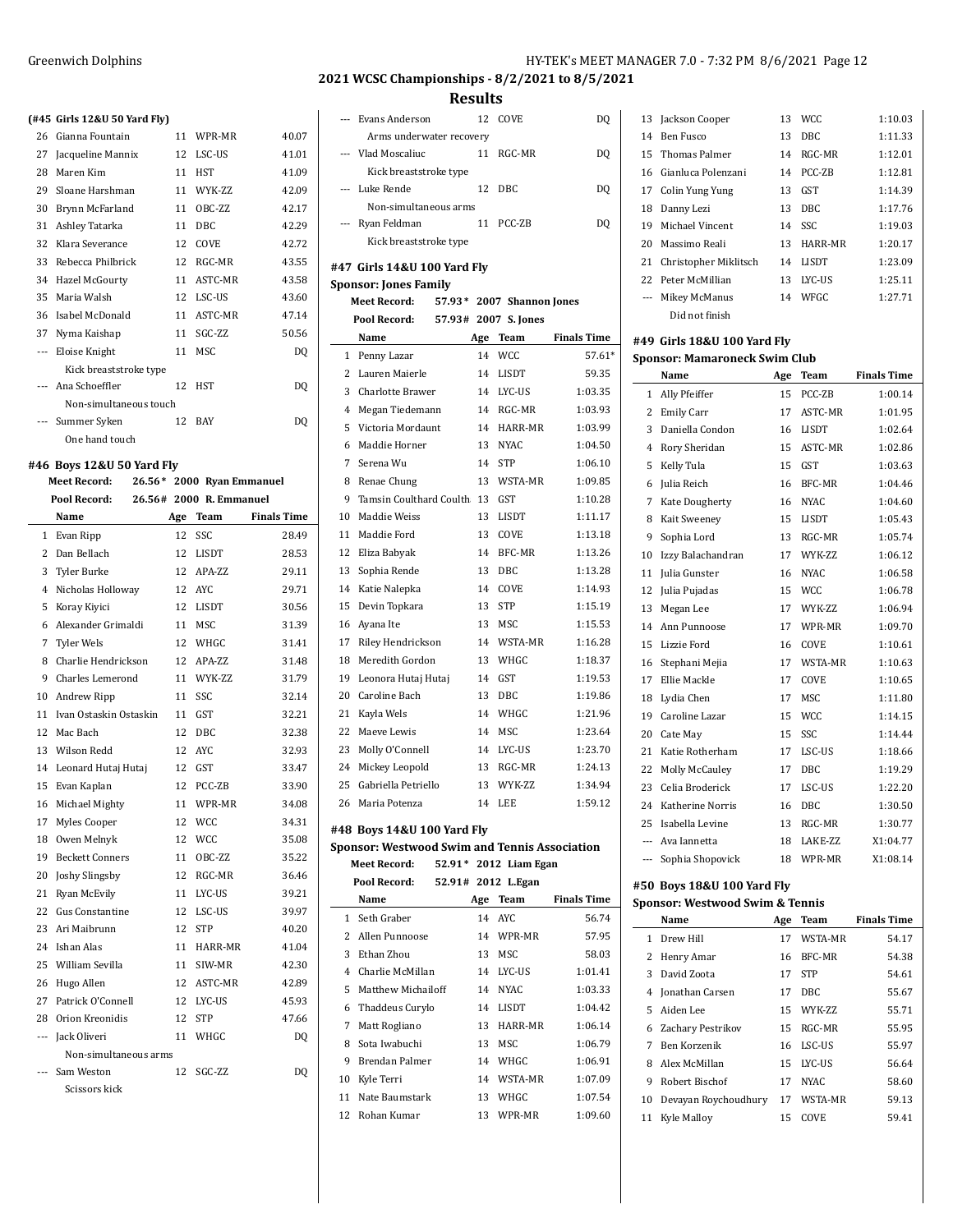## 2021 WCSC Championships - 8/2/2021 to 8/5/2021

## Results

**(#45 Girls 12&U 50 Yard Fly)**

| | Name | Age | Team | Finals Time |
|---|---|---|---|---|
| 26 | Gianna Fountain | 11 | WPR-MR | 40.07 |
| 27 | Jacqueline Mannix | 12 | LSC-US | 41.01 |
| 28 | Maren Kim | 11 | HST | 41.09 |
| 29 | Sloane Harshman | 11 | WYK-ZZ | 42.09 |
| 30 | Brynn McFarland | 11 | OBC-ZZ | 42.17 |
| 31 | Ashley Tatarka | 11 | DBC | 42.29 |
| 32 | Klara Severance | 12 | COVE | 42.72 |
| 33 | Rebecca Philbrick | 12 | RGC-MR | 43.55 |
| 34 | Hazel McGourty | 11 | ASTC-MR | 43.58 |
| 35 | Maria Walsh | 12 | LSC-US | 43.60 |
| 36 | Isabel McDonald | 11 | ASTC-MR | 47.14 |
| 37 | Nyma Kaishap | 11 | SGC-ZZ | 50.56 |
| --- | Eloise Knight | 11 | MSC | DQ |
| | Kick breaststroke type | | | |
| --- | Ana Schoeffler | 12 | HST | DQ |
| | Non-simultaneous touch | | | |
| --- | Summer Syken | 12 | BAY | DQ |
| | One hand touch | | | |

### #46 Boys 12&U 50 Yard Fly

Meet Record: 26.56* 2000 Ryan Emmanuel
Pool Record: 26.56# 2000 R. Emmanuel

| | Name | Age | Team | Finals Time |
|---|---|---|---|---|
| 1 | Evan Ripp | 12 | SSC | 28.49 |
| 2 | Dan Bellach | 12 | LISDT | 28.53 |
| 3 | Tyler Burke | 12 | APA-ZZ | 29.11 |
| 4 | Nicholas Holloway | 12 | AYC | 29.71 |
| 5 | Koray Kiyici | 12 | LISDT | 30.56 |
| 6 | Alexander Grimaldi | 11 | MSC | 31.39 |
| 7 | Tyler Wels | 12 | WHGC | 31.41 |
| 8 | Charlie Hendrickson | 12 | APA-ZZ | 31.48 |
| 9 | Charles Lemerond | 11 | WYK-ZZ | 31.79 |
| 10 | Andrew Ripp | 11 | SSC | 32.14 |
| 11 | Ivan Ostaskin Ostaskin | 11 | GST | 32.21 |
| 12 | Mac Bach | 12 | DBC | 32.38 |
| 13 | Wilson Redd | 12 | AYC | 32.93 |
| 14 | Leonard Hutaj Hutaj | 12 | GST | 33.47 |
| 15 | Evan Kaplan | 12 | PCC-ZB | 33.90 |
| 16 | Michael Mighty | 11 | WPR-MR | 34.08 |
| 17 | Myles Cooper | 12 | WCC | 34.31 |
| 18 | Owen Melnyk | 12 | WCC | 35.08 |
| 19 | Beckett Conners | 11 | OBC-ZZ | 35.22 |
| 20 | Joshy Slingsby | 12 | RGC-MR | 36.46 |
| 21 | Ryan McEvily | 11 | LYC-US | 39.21 |
| 22 | Gus Constantine | 12 | LSC-US | 39.97 |
| 23 | Ari Maibrunn | 12 | STP | 40.20 |
| 24 | Ishan Alas | 11 | HARR-MR | 41.04 |
| 25 | William Sevilla | 11 | SIW-MR | 42.30 |
| 26 | Hugo Allen | 12 | ASTC-MR | 42.89 |
| 27 | Patrick O'Connell | 12 | LYC-US | 45.93 |
| 28 | Orion Kreonidis | 12 | STP | 47.66 |
| --- | Jack Oliveri | 11 | WHGC | DQ |
| | Non-simultaneous arms | | | |
| --- | Sam Weston | 12 | SGC-ZZ | DQ |
| | Scissors kick | | | |
| --- | Evans Anderson | 12 | COVE | DQ |
| | Arms underwater recovery | | | |
| --- | Vlad Moscaliuc | 11 | RGC-MR | DQ |
| | Kick breaststroke type | | | |
| --- | Luke Rende | 12 | DBC | DQ |
| | Non-simultaneous arms | | | |
| --- | Ryan Feldman | 11 | PCC-ZB | DQ |
| | Kick breaststroke type | | | |

### #47 Girls 14&U 100 Yard Fly

**Sponsor: Jones Family**

Meet Record: 57.93* 2007 Shannon Jones
Pool Record: 57.93# 2007 S. Jones

| | Name | Age | Team | Finals Time |
|---|---|---|---|---|
| 1 | Penny Lazar | 14 | WCC | 57.61* |
| 2 | Lauren Maierle | 14 | LISDT | 59.35 |
| 3 | Charlotte Brawer | 14 | LYC-US | 1:03.35 |
| 4 | Megan Tiedemann | 14 | RGC-MR | 1:03.93 |
| 5 | Victoria Mordaunt | 14 | HARR-MR | 1:03.99 |
| 6 | Maddie Horner | 13 | NYAC | 1:04.50 |
| 7 | Serena Wu | 14 | STP | 1:06.10 |
| 8 | Renae Chung | 13 | WSTA-MR | 1:09.85 |
| 9 | Tamsin Coulthard Coulth | 13 | GST | 1:10.28 |
| 10 | Maddie Weiss | 13 | LISDT | 1:11.17 |
| 11 | Maddie Ford | 13 | COVE | 1:13.18 |
| 12 | Eliza Babyak | 14 | BFC-MR | 1:13.26 |
| 13 | Sophia Rende | 13 | DBC | 1:13.28 |
| 14 | Katie Nalepka | 14 | COVE | 1:14.93 |
| 15 | Devin Topkara | 13 | STP | 1:15.19 |
| 16 | Ayana Ite | 13 | MSC | 1:15.53 |
| 17 | Riley Hendrickson | 14 | WSTA-MR | 1:16.28 |
| 18 | Meredith Gordon | 13 | WHGC | 1:18.37 |
| 19 | Leonora Hutaj Hutaj | 14 | GST | 1:19.53 |
| 20 | Caroline Bach | 13 | DBC | 1:19.86 |
| 21 | Kayla Wels | 14 | WHGC | 1:21.96 |
| 22 | Maeve Lewis | 14 | MSC | 1:23.64 |
| 23 | Molly O'Connell | 14 | LYC-US | 1:23.70 |
| 24 | Mickey Leopold | 13 | RGC-MR | 1:24.13 |
| 25 | Gabriella Petriello | 13 | WYK-ZZ | 1:34.94 |
| 26 | Maria Potenza | 14 | LEE | 1:59.12 |

### #48 Boys 14&U 100 Yard Fly

**Sponsor: Westwood Swim and Tennis Association**

Meet Record: 52.91* 2012 Liam Egan
Pool Record: 52.91# 2012 L.Egan

| | Name | Age | Team | Finals Time |
|---|---|---|---|---|
| 1 | Seth Graber | 14 | AYC | 56.74 |
| 2 | Allen Punnoose | 14 | WPR-MR | 57.95 |
| 3 | Ethan Zhou | 13 | MSC | 58.03 |
| 4 | Charlie McMillan | 14 | LYC-US | 1:01.41 |
| 5 | Matthew Michailoff | 14 | NYAC | 1:03.33 |
| 6 | Thaddeus Curylo | 14 | LISDT | 1:04.42 |
| 7 | Matt Rogliano | 13 | HARR-MR | 1:06.14 |
| 8 | Sota Iwabuchi | 13 | MSC | 1:06.79 |
| 9 | Brendan Palmer | 14 | WHGC | 1:06.91 |
| 10 | Kyle Terri | 14 | WSTA-MR | 1:07.09 |
| 11 | Nate Baumstark | 13 | WHGC | 1:07.54 |
| 12 | Rohan Kumar | 13 | WPR-MR | 1:09.60 |
| 13 | Jackson Cooper | 13 | WCC | 1:10.03 |
| 14 | Ben Fusco | 13 | DBC | 1:11.33 |
| 15 | Thomas Palmer | 14 | RGC-MR | 1:12.01 |
| 16 | Gianluca Polenzani | 14 | PCC-ZB | 1:12.81 |
| 17 | Colin Yung Yung | 13 | GST | 1:14.39 |
| 18 | Danny Lezi | 13 | DBC | 1:17.76 |
| 19 | Michael Vincent | 14 | SSC | 1:19.03 |
| 20 | Massimo Reali | 13 | HARR-MR | 1:20.17 |
| 21 | Christopher Miklitsch | 14 | LISDT | 1:23.09 |
| 22 | Peter McMillian | 13 | LYC-US | 1:25.11 |
| --- | Mikey McManus | 14 | WFGC | 1:27.71 |
| | Did not finish | | | |

### #49 Girls 18&U 100 Yard Fly

**Sponsor: Mamaroneck Swim Club**

| | Name | Age | Team | Finals Time |
|---|---|---|---|---|
| 1 | Ally Pfeiffer | 15 | PCC-ZB | 1:00.14 |
| 2 | Emily Carr | 17 | ASTC-MR | 1:01.95 |
| 3 | Daniella Condon | 16 | LISDT | 1:02.64 |
| 4 | Rory Sheridan | 15 | ASTC-MR | 1:02.86 |
| 5 | Kelly Tula | 15 | GST | 1:03.63 |
| 6 | Julia Reich | 16 | BFC-MR | 1:04.46 |
| 7 | Kate Dougherty | 16 | NYAC | 1:04.60 |
| 8 | Kait Sweeney | 15 | LISDT | 1:05.43 |
| 9 | Sophia Lord | 13 | RGC-MR | 1:05.74 |
| 10 | Izzy Balachandran | 17 | WYK-ZZ | 1:06.12 |
| 11 | Julia Gunster | 16 | NYAC | 1:06.58 |
| 12 | Julia Pujadas | 15 | WCC | 1:06.78 |
| 13 | Megan Lee | 17 | WYK-ZZ | 1:06.94 |
| 14 | Ann Punnoose | 17 | WPR-MR | 1:09.70 |
| 15 | Lizzie Ford | 16 | COVE | 1:10.61 |
| 16 | Stephani Mejia | 17 | WSTA-MR | 1:10.63 |
| 17 | Ellie Mackle | 17 | COVE | 1:10.65 |
| 18 | Lydia Chen | 17 | MSC | 1:11.80 |
| 19 | Caroline Lazar | 15 | WCC | 1:14.15 |
| 20 | Cate May | 15 | SSC | 1:14.44 |
| 21 | Katie Rotherham | 17 | LSC-US | 1:18.66 |
| 22 | Molly McCauley | 17 | DBC | 1:19.29 |
| 23 | Celia Broderick | 17 | LSC-US | 1:22.20 |
| 24 | Katherine Norris | 16 | DBC | 1:30.50 |
| 25 | Isabella Levine | 13 | RGC-MR | 1:30.77 |
| --- | Ava Iannetta | 18 | LAKE-ZZ | X1:04.77 |
| --- | Sophia Shopovick | 18 | WPR-MR | X1:08.14 |

### #50 Boys 18&U 100 Yard Fly

**Sponsor: Westwood Swim & Tennis**

| | Name | Age | Team | Finals Time |
|---|---|---|---|---|
| 1 | Drew Hill | 17 | WSTA-MR | 54.17 |
| 2 | Henry Amar | 16 | BFC-MR | 54.38 |
| 3 | David Zoota | 17 | STP | 54.61 |
| 4 | Jonathan Carsen | 17 | DBC | 55.67 |
| 5 | Aiden Lee | 15 | WYK-ZZ | 55.71 |
| 6 | Zachary Pestrikov | 15 | RGC-MR | 55.95 |
| 7 | Ben Korzenik | 16 | LSC-US | 55.97 |
| 8 | Alex McMillan | 15 | LYC-US | 56.64 |
| 9 | Robert Bischof | 17 | NYAC | 58.60 |
| 10 | Devayan Roychoudhury | 17 | WSTA-MR | 59.13 |
| 11 | Kyle Malloy | 15 | COVE | 59.41 |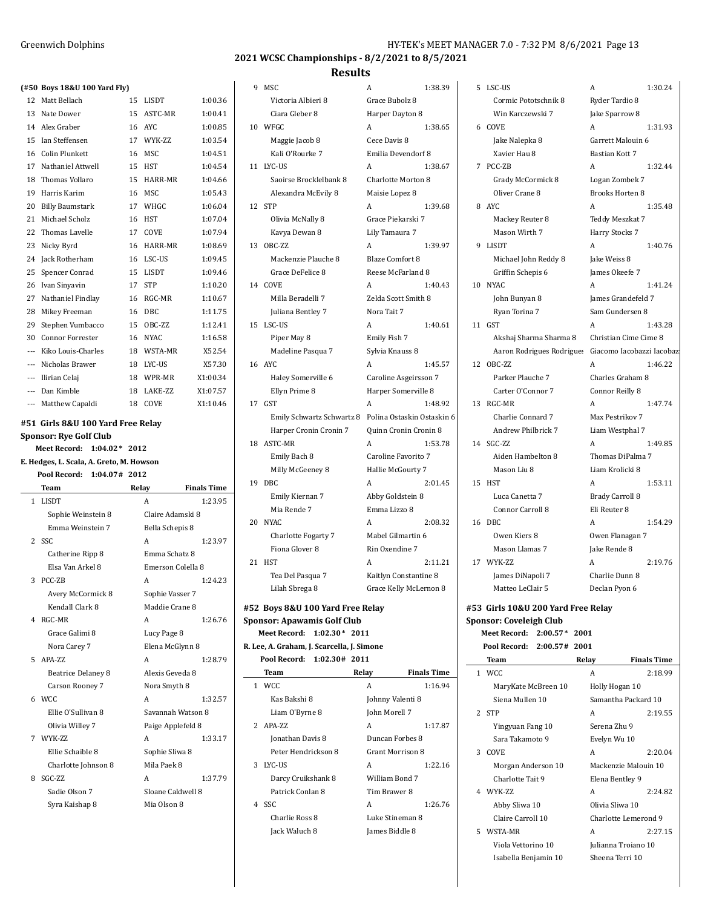## 2021 WCSC Championships - 8/2/2021 to 8/5/2021

## Results

### (#50 Boys 18&U 100 Yard Fly)

| Place | Name | Age | Team | Finals Time |
|---|---|---|---|---|
| 12 | Matt Bellach | 15 | LISDT | 1:00.36 |
| 13 | Nate Dower | 15 | ASTC-MR | 1:00.41 |
| 14 | Alex Graber | 16 | AYC | 1:00.85 |
| 15 | Ian Steffensen | 17 | WYK-ZZ | 1:03.54 |
| 16 | Colin Plunkett | 16 | MSC | 1:04.51 |
| 17 | Nathaniel Attwell | 15 | HST | 1:04.54 |
| 18 | Thomas Vollaro | 15 | HARR-MR | 1:04.66 |
| 19 | Harris Karim | 16 | MSC | 1:05.43 |
| 20 | Billy Baumstark | 17 | WHGC | 1:06.04 |
| 21 | Michael Scholz | 16 | HST | 1:07.04 |
| 22 | Thomas Lavelle | 17 | COVE | 1:07.94 |
| 23 | Nicky Byrd | 16 | HARR-MR | 1:08.69 |
| 24 | Jack Rotherham | 16 | LSC-US | 1:09.45 |
| 25 | Spencer Conrad | 15 | LISDT | 1:09.46 |
| 26 | Ivan Sinyavin | 17 | STP | 1:10.20 |
| 27 | Nathaniel Findlay | 16 | RGC-MR | 1:10.67 |
| 28 | Mikey Freeman | 16 | DBC | 1:11.75 |
| 29 | Stephen Vumbacco | 15 | OBC-ZZ | 1:12.41 |
| 30 | Connor Forrester | 16 | NYAC | 1:16.58 |
| --- | Kiko Louis-Charles | 18 | WSTA-MR | X52.54 |
| --- | Nicholas Brawer | 18 | LYC-US | X57.30 |
| --- | Ilirian Celaj | 18 | WPR-MR | X1:00.34 |
| --- | Dan Kimble | 18 | LAKE-ZZ | X1:07.57 |
| --- | Matthew Capaldi | 18 | COVE | X1:10.46 |

### #51 Girls 8&U 100 Yard Free Relay

**Sponsor: Rye Golf Club**

Meet Record: 1:04.02 * 2012
E. Hedges, L. Scala, A. Greto, M. Howson
Pool Record: 1:04.07 # 2012

| Place | Team | Relay | Finals Time |
|---|---|---|---|
| 1 | LISDT | A | 1:23.95 |
| | Sophie Weinstein 8, Claire Adamski 8, Emma Weinstein 7, Bella Schepis 8 | | |
| 2 | SSC | A | 1:23.97 |
| | Catherine Ripp 8, Emma Schatz 8, Elsa Van Arkel 8, Emerson Colella 8 | | |
| 3 | PCC-ZB | A | 1:24.23 |
| | Avery McCormick 8, Sophie Vasser 7, Kendall Clark 8, Maddie Crane 8 | | |
| 4 | RGC-MR | A | 1:26.76 |
| | Grace Galimi 8, Lucy Page 8, Nora Carey 7, Elena McGlynn 8 | | |
| 5 | APA-ZZ | A | 1:28.79 |
| | Beatrice Delaney 8, Alexis Geveda 8, Carson Rooney 7, Nora Smyth 8 | | |
| 6 | WCC | A | 1:32.57 |
| | Ellie O'Sullivan 8, Savannah Watson 8, Olivia Willey 7, Paige Applefeld 8 | | |
| 7 | WYK-ZZ | A | 1:33.17 |
| | Ellie Schaible 8, Sophie Sliwa 8, Charlotte Johnson 8, Mila Paek 8 | | |
| 8 | SGC-ZZ | A | 1:37.79 |
| | Sadie Olson 7, Sloane Caldwell 8, Syra Kaishap 8, Mia Olson 8 | | |
| 9 | MSC | A | 1:38.39 |
| | Victoria Albieri 8, Grace Bubolz 8, Ciara Gleber 8, Harper Dayton 8 | | |
| 10 | WFGC | A | 1:38.65 |
| | Maggie Jacob 8, Cece Davis 8, Kali O'Rourke 7, Emilia Devendorf 8 | | |
| 11 | LYC-US | A | 1:38.67 |
| | Saoirse Brocklelbank 8, Charlotte Morton 8, Alexandra McEvily 8, Maisie Lopez 8 | | |
| 12 | STP | A | 1:39.68 |
| | Olivia McNally 8, Grace Piekarski 7, Kavya Dewan 8, Lily Tamaura 7 | | |
| 13 | OBC-ZZ | A | 1:39.97 |
| | Mackenzie Plauche 8, Blaze Comfort 8, Grace DeFelice 8, Reese McFarland 8 | | |
| 14 | COVE | A | 1:40.43 |
| | Milla Beradelli 7, Zelda Scott Smith 8, Juliana Bentley 7, Nora Tait 7 | | |
| 15 | LSC-US | A | 1:40.61 |
| | Piper May 8, Emily Fish 7, Madeline Pasqua 7, Sylvia Knauss 8 | | |
| 16 | AYC | A | 1:45.57 |
| | Haley Somerville 6, Caroline Asgeirsson 7, Ellyn Prime 8, Harper Somerville 8 | | |
| 17 | GST | A | 1:48.92 |
| | Emily Schwartz Schwartz 8, Polina Ostaskin Ostaskin 6, Harper Cronin Cronin 7, Quinn Cronin Cronin 8 | | |
| 18 | ASTC-MR | A | 1:53.78 |
| | Emily Bach 8, Caroline Favorito 7, Milly McGeeney 8, Hallie McGourty 7 | | |
| 19 | DBC | A | 2:01.45 |
| | Emily Kiernan 7, Abby Goldstein 8, Mia Rende 7, Emma Lizzo 8 | | |
| 20 | NYAC | A | 2:08.32 |
| | Charlotte Fogarty 7, Mabel Gilmartin 6, Fiona Glover 8, Rin Oxendine 7 | | |
| 21 | HST | A | 2:11.21 |
| | Tea Del Pasqua 7, Kaitlyn Constantine 8, Lilah Sbrega 8, Grace Kelly McLernon 8 | | |

### #52 Boys 8&U 100 Yard Free Relay

**Sponsor: Apawamis Golf Club**

Meet Record: 1:02.30 * 2011
R. Lee, A. Graham, J. Scarcella, J. Simone
Pool Record: 1:02.30 # 2011

| Place | Team | Relay | Finals Time |
|---|---|---|---|
| 1 | WCC | A | 1:16.94 |
| | Kas Bakshi 8, Johnny Valenti 8, Liam O'Byrne 8, John Morell 7 | | |
| 2 | APA-ZZ | A | 1:17.87 |
| | Jonathan Davis 8, Duncan Forbes 8, Peter Hendrickson 8, Grant Morrison 8 | | |
| 3 | LYC-US | A | 1:22.16 |
| | Darcy Cruikshank 8, William Bond 7, Patrick Conlan 8, Tim Brawer 8 | | |
| 4 | SSC | A | 1:26.76 |
| | Charlie Ross 8, Luke Stineman 8, Jack Waluch 8, James Biddle 8 | | |
| 5 | LSC-US | A | 1:30.24 |
| | Cormic Pototschnik 8, Ryder Tardio 8, Win Karczewski 7, Jake Sparrow 8 | | |
| 6 | COVE | A | 1:31.93 |
| | Jake Nalepka 8, Garrett Malouin 6, Xavier Hau 8, Bastian Kott 7 | | |
| 7 | PCC-ZB | A | 1:32.44 |
| | Grady McCormick 8, Logan Zombek 7, Oliver Crane 8, Brooks Horten 8 | | |
| 8 | AYC | A | 1:35.48 |
| | Mackey Reuter 8, Teddy Meszkat 7, Mason Wirth 7, Harry Stocks 7 | | |
| 9 | LISDT | A | 1:40.76 |
| | Michael John Reddy 8, Jake Weiss 8, Griffin Schepis 6, James Okeefe 7 | | |
| 10 | NYAC | A | 1:41.24 |
| | John Bunyan 8, James Grandefeld 7, Ryan Torina 7, Sam Gundersen 8 | | |
| 11 | GST | A | 1:43.28 |
| | Akshaj Sharma Sharma 8, Christian Cime Cime 8, Aaron Rodrigues Rodrigues, Giacomo Iacobazzi Iacobaz | | |
| 12 | OBC-ZZ | A | 1:46.22 |
| | Parker Plauche 7, Charles Graham 8, Carter O'Connor 7, Connor Reilly 8 | | |
| 13 | RGC-MR | A | 1:47.74 |
| | Charlie Connard 7, Max Pestrikov 7, Andrew Philbrick 7, Liam Westphal 7 | | |
| 14 | SGC-ZZ | A | 1:49.85 |
| | Aiden Hambelton 8, Thomas DiPalma 7, Mason Liu 8, Liam Krolicki 8 | | |
| 15 | HST | A | 1:53.11 |
| | Luca Canetta 7, Brady Carroll 8, Connor Carroll 8, Eli Reuter 8 | | |
| 16 | DBC | A | 1:54.29 |
| | Owen Kiers 8, Owen Flanagan 7, Mason Llamas 7, Jake Rende 8 | | |
| 17 | WYK-ZZ | A | 2:19.76 |
| | James DiNapoli 7, Charlie Dunn 8, Matteo LeClair 5, Declan Pyon 6 | | |

### #53 Girls 10&U 200 Yard Free Relay

**Sponsor: Coveleigh Club**

Meet Record: 2:00.57 * 2001
Pool Record: 2:00.57 # 2001

| Place | Team | Relay | Finals Time |
|---|---|---|---|
| 1 | WCC | A | 2:18.99 |
| | MaryKate McBreen 10, Holly Hogan 10, Siena Mullen 10, Samantha Packard 10 | | |
| 2 | STP | A | 2:19.55 |
| | Yingyuan Fang 10, Serena Zhu 9, Sara Takamoto 9, Evelyn Wu 10 | | |
| 3 | COVE | A | 2:20.04 |
| | Morgan Anderson 10, Mackenzie Malouin 10, Charlotte Tait 9, Elena Bentley 9 | | |
| 4 | WYK-ZZ | A | 2:24.82 |
| | Abby Sliwa 10, Olivia Sliwa 10, Claire Carroll 10, Charlotte Lemerond 9 | | |
| 5 | WSTA-MR | A | 2:27.15 |
| | Viola Vettorino 10, Julianna Troiano 10, Isabella Benjamin 10, Sheena Terri 10 | | |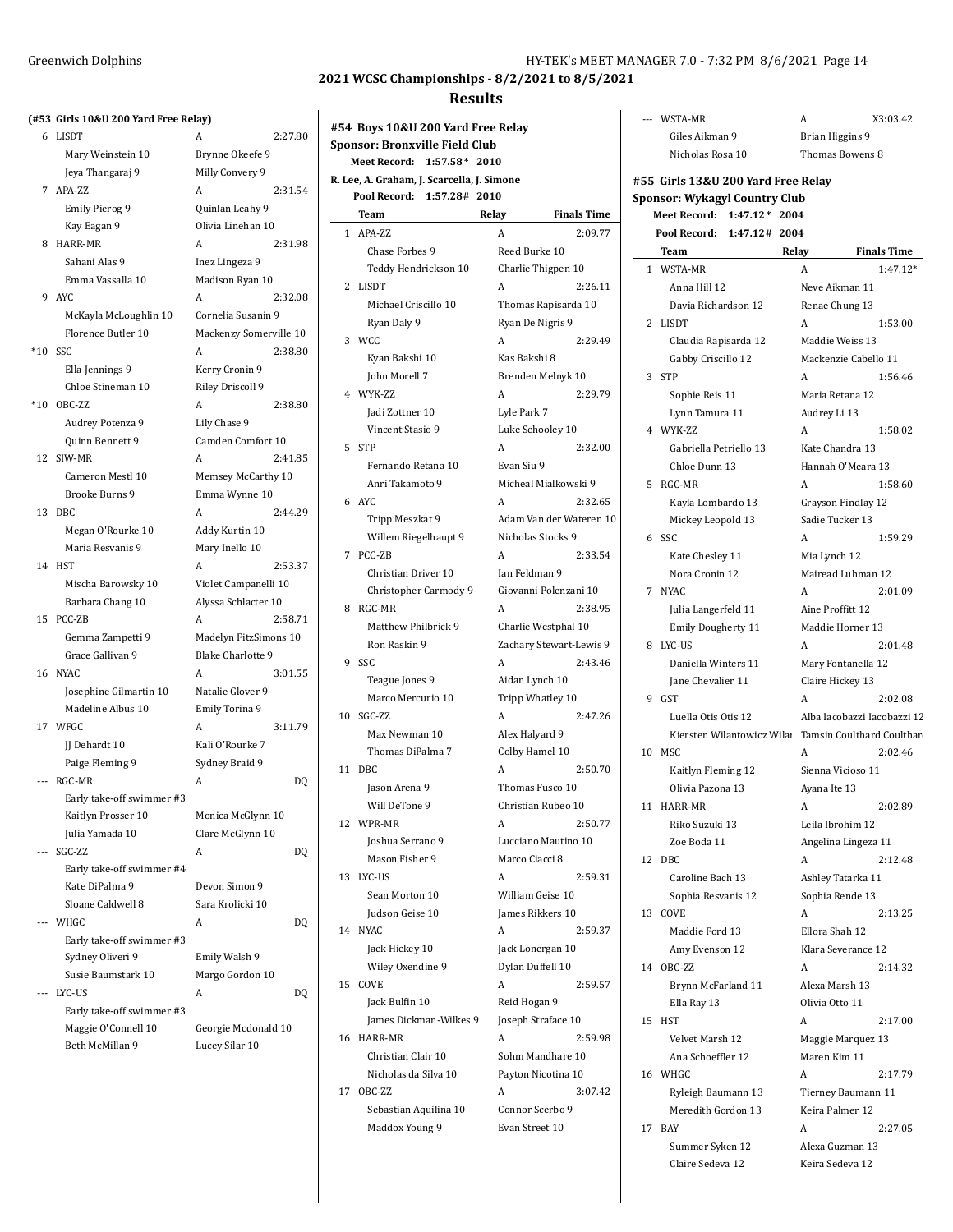## 2021 WCSC Championships - 8/2/2021 to 8/5/2021

## Results

### (#53 Girls 10&U 200 Yard Free Relay)

| | Team | Relay | Finals Time |
|---|---|---|---|
| 6 | LISDT | A | 2:27.80 |
| | Mary Weinstein 10 | Brynne Okeefe 9 | |
| | Jeya Thangaraj 9 | Milly Convery 9 | |
| 7 | APA-ZZ | A | 2:31.54 |
| | Emily Pierog 9 | Quinlan Leahy 9 | |
| | Kay Eagan 9 | Olivia Linehan 10 | |
| 8 | HARR-MR | A | 2:31.98 |
| | Sahani Alas 9 | Inez Lingeza 9 | |
| | Emma Vassalla 10 | Madison Ryan 10 | |
| 9 | AYC | A | 2:32.08 |
| | McKayla McLoughlin 10 | Cornelia Susanin 9 | |
| | Florence Butler 10 | Mackenzy Somerville 10 | |
| *10 | SSC | A | 2:38.80 |
| | Ella Jennings 9 | Kerry Cronin 9 | |
| | Chloe Stineman 10 | Riley Driscoll 9 | |
| *10 | OBC-ZZ | A | 2:38.80 |
| | Audrey Potenza 9 | Lily Chase 9 | |
| | Quinn Bennett 9 | Camden Comfort 10 | |
| 12 | SIW-MR | A | 2:41.85 |
| | Cameron Mestl 10 | Memsey McCarthy 10 | |
| | Brooke Burns 9 | Emma Wynne 10 | |
| 13 | DBC | A | 2:44.29 |
| | Megan O'Rourke 10 | Addy Kurtin 10 | |
| | Maria Resvanis 9 | Mary Inello 10 | |
| 14 | HST | A | 2:53.37 |
| | Mischa Barowsky 10 | Violet Campanelli 10 | |
| | Barbara Chang 10 | Alyssa Schlacter 10 | |
| 15 | PCC-ZB | A | 2:58.71 |
| | Gemma Zampetti 9 | Madelyn FitzSimons 10 | |
| | Grace Gallivan 9 | Blake Charlotte 9 | |
| 16 | NYAC | A | 3:01.55 |
| | Josephine Gilmartin 10 | Natalie Glover 9 | |
| | Madeline Albus 10 | Emily Torina 9 | |
| 17 | WFGC | A | 3:11.79 |
| | JJ Dehardt 10 | Kali O'Rourke 7 | |
| | Paige Fleming 9 | Sydney Braid 9 | |
| --- | RGC-MR | A | DQ |
| | Early take-off swimmer #3 | | |
| | Kaitlyn Prosser 10 | Monica McGlynn 10 | |
| | Julia Yamada 10 | Clare McGlynn 10 | |
| --- | SGC-ZZ | A | DQ |
| | Early take-off swimmer #4 | | |
| | Kate DiPalma 9 | Devon Simon 9 | |
| | Sloane Caldwell 8 | Sara Krolicki 10 | |
| --- | WHGC | A | DQ |
| | Early take-off swimmer #3 | | |
| | Sydney Oliveri 9 | Emily Walsh 9 | |
| | Susie Baumstark 10 | Margo Gordon 10 | |
| --- | LYC-US | A | DQ |
| | Early take-off swimmer #3 | | |
| | Maggie O'Connell 10 | Georgie Mcdonald 10 | |
| | Beth McMillan 9 | Lucey Silar 10 | |

### #54 Boys 10&U 200 Yard Free Relay

**Sponsor: Bronxville Field Club**

Meet Record: 1:57.58* 2010
R. Lee, A. Graham, J. Scarcella, J. Simone
Pool Record: 1:57.28# 2010

| | Team | Relay | Finals Time |
|---|---|---|---|
| 1 | APA-ZZ | A | 2:09.77 |
| | Chase Forbes 9 | Reed Burke 10 | |
| | Teddy Hendrickson 10 | Charlie Thigpen 10 | |
| 2 | LISDT | A | 2:26.11 |
| | Michael Criscillo 10 | Thomas Rapisarda 10 | |
| | Ryan Daly 9 | Ryan De Nigris 9 | |
| 3 | WCC | A | 2:29.49 |
| | Kyan Bakshi 10 | Kas Bakshi 8 | |
| | John Morell 7 | Brenden Melnyk 10 | |
| 4 | WYK-ZZ | A | 2:29.79 |
| | Jadi Zottner 10 | Lyle Park 7 | |
| | Vincent Stasio 9 | Luke Schooley 10 | |
| 5 | STP | A | 2:32.00 |
| | Fernando Retana 10 | Evan Siu 9 | |
| | Anri Takamoto 9 | Micheal Mialkowski 9 | |
| 6 | AYC | A | 2:32.65 |
| | Tripp Meszkat 9 | Adam Van der Wateren 10 | |
| | Willem Riegelhaupt 9 | Nicholas Stocks 9 | |
| 7 | PCC-ZB | A | 2:33.54 |
| | Christian Driver 10 | Ian Feldman 9 | |
| | Christopher Carmody 9 | Giovanni Polenzani 10 | |
| 8 | RGC-MR | A | 2:38.95 |
| | Matthew Philbrick 9 | Charlie Westphal 10 | |
| | Ron Raskin 9 | Zachary Stewart-Lewis 9 | |
| 9 | SSC | A | 2:43.46 |
| | Teague Jones 9 | Aidan Lynch 10 | |
| | Marco Mercurio 10 | Tripp Whatley 10 | |
| 10 | SGC-ZZ | A | 2:47.26 |
| | Max Newman 10 | Alex Halyard 9 | |
| | Thomas DiPalma 7 | Colby Hamel 10 | |
| 11 | DBC | A | 2:50.70 |
| | Jason Arena 9 | Thomas Fusco 10 | |
| | Will DeTone 9 | Christian Rubeo 10 | |
| 12 | WPR-MR | A | 2:50.77 |
| | Joshua Serrano 9 | Lucciano Mautino 10 | |
| | Mason Fisher 9 | Marco Ciacci 8 | |
| 13 | LYC-US | A | 2:59.31 |
| | Sean Morton 10 | William Geise 10 | |
| | Judson Geise 10 | James Rikkers 10 | |
| 14 | NYAC | A | 2:59.37 |
| | Jack Hickey 10 | Jack Lonergan 10 | |
| | Wiley Oxendine 9 | Dylan Duffell 10 | |
| 15 | COVE | A | 2:59.57 |
| | Jack Bulfin 10 | Reid Hogan 9 | |
| | James Dickman-Wilkes 9 | Joseph Straface 10 | |
| 16 | HARR-MR | A | 2:59.98 |
| | Christian Clair 10 | Sohm Mandhare 10 | |
| | Nicholas da Silva 10 | Payton Nicotina 10 | |
| 17 | OBC-ZZ | A | 3:07.42 |
| | Sebastian Aquilina 10 | Connor Scerbo 9 | |
| | Maddox Young 9 | Evan Street 10 | |
| --- | WSTA-MR | A | X3:03.42 |
| | Giles Aikman 9 | Brian Higgins 9 | |
| | Nicholas Rosa 10 | Thomas Bowens 8 | |

### #55 Girls 13&U 200 Yard Free Relay

**Sponsor: Wykagyl Country Club**

Meet Record: 1:47.12* 2004
Pool Record: 1:47.12# 2004

| | Team | Relay | Finals Time |
|---|---|---|---|
| 1 | WSTA-MR | A | 1:47.12* |
| | Anna Hill 12 | Neve Aikman 11 | |
| | Davia Richardson 12 | Renae Chung 13 | |
| 2 | LISDT | A | 1:53.00 |
| | Claudia Rapisarda 12 | Maddie Weiss 13 | |
| | Gabby Criscillo 12 | Mackenzie Cabello 11 | |
| 3 | STP | A | 1:56.46 |
| | Sophie Reis 11 | Maria Retana 12 | |
| | Lynn Tamura 11 | Audrey Li 13 | |
| 4 | WYK-ZZ | A | 1:58.02 |
| | Gabriella Petriello 13 | Kate Chandra 13 | |
| | Chloe Dunn 13 | Hannah O'Meara 13 | |
| 5 | RGC-MR | A | 1:58.60 |
| | Kayla Lombardo 13 | Grayson Findlay 12 | |
| | Mickey Leopold 13 | Sadie Tucker 13 | |
| 6 | SSC | A | 1:59.29 |
| | Kate Chesley 11 | Mia Lynch 12 | |
| | Nora Cronin 12 | Mairead Luhman 12 | |
| 7 | NYAC | A | 2:01.09 |
| | Julia Langerfeld 11 | Aine Proffitt 12 | |
| | Emily Dougherty 11 | Maddie Horner 13 | |
| 8 | LYC-US | A | 2:01.48 |
| | Daniella Winters 11 | Mary Fontanella 12 | |
| | Jane Chevalier 11 | Claire Hickey 13 | |
| 9 | GST | A | 2:02.08 |
| | Luella Otis Otis 12 | Alba Iacobazzi Iacobazzi 12 | |
| | Kiersten Wilantowicz Wilai | Tamsin Coulthard Coulthar | |
| 10 | MSC | A | 2:02.46 |
| | Kaitlyn Fleming 12 | Sienna Vicioso 11 | |
| | Olivia Pazona 13 | Ayana Ite 13 | |
| 11 | HARR-MR | A | 2:02.89 |
| | Riko Suzuki 13 | Leila Ibrohim 12 | |
| | Zoe Boda 11 | Angelina Lingeza 11 | |
| 12 | DBC | A | 2:12.48 |
| | Caroline Bach 13 | Ashley Tatarka 11 | |
| | Sophia Resvanis 12 | Sophia Rende 13 | |
| 13 | COVE | A | 2:13.25 |
| | Maddie Ford 13 | Ellora Shah 12 | |
| | Amy Evenson 12 | Klara Severance 12 | |
| 14 | OBC-ZZ | A | 2:14.32 |
| | Brynn McFarland 11 | Alexa Marsh 13 | |
| | Ella Ray 13 | Olivia Otto 11 | |
| 15 | HST | A | 2:17.00 |
| | Velvet Marsh 12 | Maggie Marquez 13 | |
| | Ana Schoeffler 12 | Maren Kim 11 | |
| 16 | WHGC | A | 2:17.79 |
| | Ryleigh Baumann 13 | Tierney Baumann 11 | |
| | Meredith Gordon 13 | Keira Palmer 12 | |
| 17 | BAY | A | 2:27.05 |
| | Summer Syken 12 | Alexa Guzman 13 | |
| | Claire Sedeva 12 | Keira Sedeva 12 | |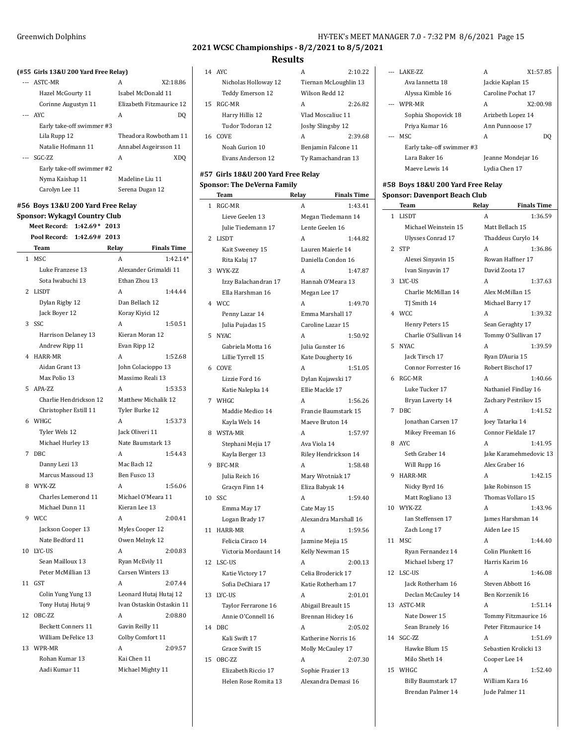## 2021 WCSC Championships - 8/2/2021 to 8/5/2021

## Results

**(#55 Girls 13&U 200 Yard Free Relay)**

| | Team | Relay | Finals Time |
|---|---|---|---|
| --- | ASTC-MR | A | X2:18.86 |
| | Hazel McGourty 11 | Isabel McDonald 11 | |
| | Corinne Augustyn 11 | Elizabeth Fitzmaurice 12 | |
| --- | AYC | A | DQ |
| | Early take-off swimmer #3 | | |
| | Lila Rupp 12 | Theadora Rowbotham 11 | |
| | Natalie Hofmann 11 | Annabel Asgeirsson 11 | |
| --- | SGC-ZZ | A | XDQ |
| | Early take-off swimmer #2 | | |
| | Nyma Kaishap 11 | Madeline Liu 11 | |
| | Carolyn Lee 11 | Serena Dugan 12 | |

### #56 Boys 13&U 200 Yard Free Relay

**Sponsor: Wykagyl Country Club**

Meet Record: 1:42.69* 2013

Pool Record: 1:42.69# 2013

| | Team | Relay | Finals Time |
|---|---|---|---|
| 1 | MSC | A | 1:42.14* |
| | Luke Franzese 13 | Alexander Grimaldi 11 | |
| | Sota Iwabuchi 13 | Ethan Zhou 13 | |
| 2 | LISDT | A | 1:44.44 |
| | Dylan Rigby 12 | Dan Bellach 12 | |
| | Jack Boyer 12 | Koray Kiyici 12 | |
| 3 | SSC | A | 1:50.51 |
| | Harrison Delaney 13 | Kieran Moran 12 | |
| | Andrew Ripp 11 | Evan Ripp 12 | |
| 4 | HARR-MR | A | 1:52.68 |
| | Aidan Grant 13 | John Colacioppo 13 | |
| | Max Polio 13 | Massimo Reali 13 | |
| 5 | APA-ZZ | A | 1:53.53 |
| | Charlie Hendrickson 12 | Matthew Michalik 12 | |
| | Christopher Estill 11 | Tyler Burke 12 | |
| 6 | WHGC | A | 1:53.73 |
| | Tyler Wels 12 | Jack Oliveri 11 | |
| | Michael Hurley 13 | Nate Baumstark 13 | |
| 7 | DBC | A | 1:54.43 |
| | Danny Lezi 13 | Mac Bach 12 | |
| | Marcus Massoud 13 | Ben Fusco 13 | |
| 8 | WYK-ZZ | A | 1:56.06 |
| | Charles Lemerond 11 | Michael O'Meara 11 | |
| | Michael Dunn 11 | Kieran Lee 13 | |
| 9 | WCC | A | 2:00.41 |
| | Jackson Cooper 13 | Myles Cooper 12 | |
| | Nate Bedford 11 | Owen Melnyk 12 | |
| 10 | LYC-US | A | 2:00.83 |
| | Sean Mailloux 13 | Ryan McEvily 11 | |
| | Peter McMillian 13 | Carsen Winters 13 | |
| 11 | GST | A | 2:07.44 |
| | Colin Yung Yung 13 | Leonard Hutaj Hutaj 12 | |
| | Tony Hutaj Hutaj 9 | Ivan Ostaskin Ostaskin 11 | |
| 12 | OBC-ZZ | A | 2:08.80 |
| | Beckett Conners 11 | Gavin Reilly 11 | |
| | William DeFelice 13 | Colby Comfort 11 | |
| 13 | WPR-MR | A | 2:09.57 |
| | Rohan Kumar 13 | Kai Chen 11 | |
| | Aadi Kumar 11 | Michael Mighty 11 | |
| 14 | AYC | A | 2:10.22 |
| | Nicholas Holloway 12 | Tiernan McLoughlin 13 | |
| | Teddy Emerson 12 | Wilson Redd 12 | |
| 15 | RGC-MR | A | 2:26.82 |
| | Harry Hillis 12 | Vlad Moscaliuc 11 | |
| | Tudor Todoran 12 | Joshy Slingsby 12 | |
| 16 | COVE | A | 2:39.68 |
| | Noah Gurion 10 | Benjamin Falcone 11 | |
| | Evans Anderson 12 | Ty Ramachandran 13 | |

### #57 Girls 18&U 200 Yard Free Relay

**Sponsor: The DeVerna Family**

| | Team | Relay | Finals Time |
|---|---|---|---|
| 1 | RGC-MR | A | 1:43.41 |
| | Lieve Geelen 13 | Megan Tiedemann 14 | |
| | Julie Tiedemann 17 | Lente Geelen 16 | |
| 2 | LISDT | A | 1:44.82 |
| | Kait Sweeney 15 | Lauren Maierle 14 | |
| | Rita Kalaj 17 | Daniella Condon 16 | |
| 3 | WYK-ZZ | A | 1:47.87 |
| | Izzy Balachandran 17 | Hannah O'Meara 13 | |
| | Ella Harshman 16 | Megan Lee 17 | |
| 4 | WCC | A | 1:49.70 |
| | Penny Lazar 14 | Emma Marshall 17 | |
| | Julia Pujadas 15 | Caroline Lazar 15 | |
| 5 | NYAC | A | 1:50.92 |
| | Gabriela Motta 16 | Julia Gunster 16 | |
| | Lillie Tyrrell 15 | Kate Dougherty 16 | |
| 6 | COVE | A | 1:51.05 |
| | Lizzie Ford 16 | Dylan Kujawski 17 | |
| | Katie Nalepka 14 | Ellie Mackle 17 | |
| 7 | WHGC | A | 1:56.26 |
| | Maddie Medico 14 | Francie Baumstark 15 | |
| | Kayla Wels 14 | Maeve Bruton 14 | |
| 8 | WSTA-MR | A | 1:57.97 |
| | Stephani Mejia 17 | Ava Viola 14 | |
| | Kayla Berger 13 | Riley Hendrickson 14 | |
| 9 | BFC-MR | A | 1:58.48 |
| | Julia Reich 16 | Mary Wrotniak 17 | |
| | Gracyn Finn 14 | Eliza Babyak 14 | |
| 10 | SSC | A | 1:59.40 |
| | Emma May 17 | Cate May 15 | |
| | Logan Brady 17 | Alexandra Marshall 16 | |
| 11 | HARR-MR | A | 1:59.56 |
| | Felicia Ciraco 14 | Jazmine Mejia 15 | |
| | Victoria Mordaunt 14 | Kelly Newman 15 | |
| 12 | LSC-US | A | 2:00.13 |
| | Katie Victory 17 | Celia Broderick 17 | |
| | Sofia DeChiara 17 | Katie Rotherham 17 | |
| 13 | LYC-US | A | 2:01.01 |
| | Taylor Ferrarone 16 | Abigail Breault 15 | |
| | Annie O'Connell 16 | Brennan Hickey 16 | |
| 14 | DBC | A | 2:05.02 |
| | Kali Swift 17 | Katherine Norris 16 | |
| | Grace Swift 15 | Molly McCauley 17 | |
| 15 | OBC-ZZ | A | 2:07.30 |
| | Elizabeth Riccio 17 | Sophie Frazier 13 | |
| | Helen Rose Romita 13 | Alexandra Demasi 16 | |
| --- | LAKE-ZZ | A | X1:57.85 |
| | Ava Iannetta 18 | Jackie Kaplan 15 | |
| | Alyssa Kimble 16 | Caroline Pochat 17 | |
| --- | WPR-MR | A | X2:00.98 |
| | Sophia Shopovick 18 | Arizbeth Lopez 14 | |
| | Priya Kumar 16 | Ann Punnoose 17 | |
| --- | MSC | A | DQ |
| | Early take-off swimmer #3 | | |
| | Lara Baker 16 | Jeanne Mondejar 16 | |
| | Maeve Lewis 14 | Lydia Chen 17 | |

### #58 Boys 18&U 200 Yard Free Relay

**Sponsor: Davenport Beach Club**

| | Team | Relay | Finals Time |
|---|---|---|---|
| 1 | LISDT | A | 1:36.59 |
| | Michael Weinstein 15 | Matt Bellach 15 | |
| | Ulysses Conrad 17 | Thaddeus Curylo 14 | |
| 2 | STP | A | 1:36.86 |
| | Alexei Sinyavin 15 | Rowan Haffner 17 | |
| | Ivan Sinyavin 17 | David Zoota 17 | |
| 3 | LYC-US | A | 1:37.63 |
| | Charlie McMillan 14 | Alex McMillan 15 | |
| | TJ Smith 14 | Michael Barry 17 | |
| 4 | WCC | A | 1:39.32 |
| | Henry Peters 15 | Sean Geraghty 17 | |
| | Charlie O'Sullivan 14 | Tommy O'Sullivan 17 | |
| 5 | NYAC | A | 1:39.59 |
| | Jack Tirsch 17 | Ryan D'Auria 15 | |
| | Connor Forrester 16 | Robert Bischof 17 | |
| 6 | RGC-MR | A | 1:40.66 |
| | Luke Tucker 17 | Nathaniel Findlay 16 | |
| | Bryan Laverty 14 | Zachary Pestrikov 15 | |
| 7 | DBC | A | 1:41.52 |
| | Jonathan Carsen 17 | Joey Tatarka 14 | |
| | Mikey Freeman 16 | Connor Fieldale 17 | |
| 8 | AYC | A | 1:41.95 |
| | Seth Graber 14 | Jake Karamehmedovic 13 | |
| | Will Rupp 16 | Alex Graber 16 | |
| 9 | HARR-MR | A | 1:42.15 |
| | Nicky Byrd 16 | Jake Robinson 15 | |
| | Matt Rogliano 13 | Thomas Vollaro 15 | |
| 10 | WYK-ZZ | A | 1:43.96 |
| | Ian Steffensen 17 | James Harshman 14 | |
| | Zach Long 17 | Aiden Lee 15 | |
| 11 | MSC | A | 1:44.40 |
| | Ryan Fernandez 14 | Colin Plunkett 16 | |
| | Michael Isberg 17 | Harris Karim 16 | |
| 12 | LSC-US | A | 1:46.08 |
| | Jack Rotherham 16 | Steven Abbott 16 | |
| | Declan McCauley 14 | Ben Korzenik 16 | |
| 13 | ASTC-MR | A | 1:51.14 |
| | Nate Dower 15 | Tommy Fitzmaurice 16 | |
| | Sean Branely 16 | Peter Fitzmaurice 14 | |
| 14 | SGC-ZZ | A | 1:51.69 |
| | Hawke Blum 15 | Sebastien Krolicki 13 | |
| | Milo Sheth 14 | Cooper Lee 14 | |
| 15 | WHGC | A | 1:52.40 |
| | Billy Baumstark 17 | William Kara 16 | |
| | Brendan Palmer 14 | Jude Palmer 11 | |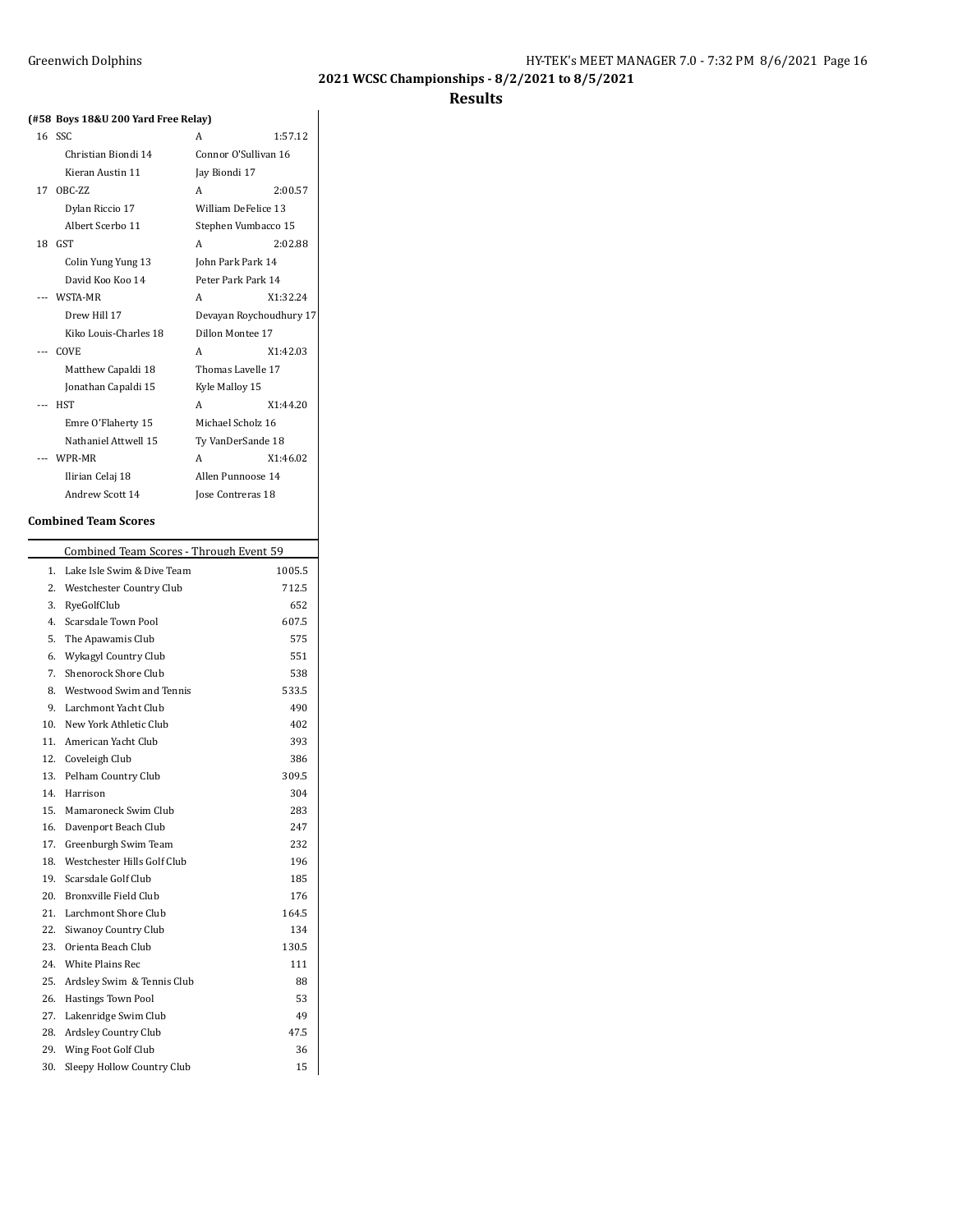## 2021 WCSC Championships - 8/2/2021 to 8/5/2021

## Results

**(#58 Boys 18&U 200 Yard Free Relay)**

| | | | |
|---|---|---|---|
| 16 | SSC | A | 1:57.12 |
| | Christian Biondi 14 | Connor O'Sullivan 16 | |
| | Kieran Austin 11 | Jay Biondi 17 | |
| 17 | OBC-ZZ | A | 2:00.57 |
| | Dylan Riccio 17 | William DeFelice 13 | |
| | Albert Scerbo 11 | Stephen Vumbacco 15 | |
| 18 | GST | A | 2:02.88 |
| | Colin Yung Yung 13 | John Park Park 14 | |
| | David Koo Koo 14 | Peter Park Park 14 | |
| --- | WSTA-MR | A | X1:32.24 |
| | Drew Hill 17 | Devayan Roychoudhury 17 | |
| | Kiko Louis-Charles 18 | Dillon Montee 17 | |
| --- | COVE | A | X1:42.03 |
| | Matthew Capaldi 18 | Thomas Lavelle 17 | |
| | Jonathan Capaldi 15 | Kyle Malloy 15 | |
| --- | HST | A | X1:44.20 |
| | Emre O'Flaherty 15 | Michael Scholz 16 | |
| | Nathaniel Attwell 15 | Ty VanDerSande 18 | |
| --- | WPR-MR | A | X1:46.02 |
| | Ilirian Celaj 18 | Allen Punnoose 14 | |
| | Andrew Scott 14 | Jose Contreras 18 | |

**Combined Team Scores**

Combined Team Scores - Through Event 59

| | | |
|---|---|---|
| 1. | Lake Isle Swim & Dive Team | 1005.5 |
| 2. | Westchester Country Club | 712.5 |
| 3. | RyeGolfClub | 652 |
| 4. | Scarsdale Town Pool | 607.5 |
| 5. | The Apawamis Club | 575 |
| 6. | Wykagyl Country Club | 551 |
| 7. | Shenorock Shore Club | 538 |
| 8. | Westwood Swim and Tennis | 533.5 |
| 9. | Larchmont Yacht Club | 490 |
| 10. | New York Athletic Club | 402 |
| 11. | American Yacht Club | 393 |
| 12. | Coveleigh Club | 386 |
| 13. | Pelham Country Club | 309.5 |
| 14. | Harrison | 304 |
| 15. | Mamaroneck Swim Club | 283 |
| 16. | Davenport Beach Club | 247 |
| 17. | Greenburgh Swim Team | 232 |
| 18. | Westchester Hills Golf Club | 196 |
| 19. | Scarsdale Golf Club | 185 |
| 20. | Bronxville Field Club | 176 |
| 21. | Larchmont Shore Club | 164.5 |
| 22. | Siwanoy Country Club | 134 |
| 23. | Orienta Beach Club | 130.5 |
| 24. | White Plains Rec | 111 |
| 25. | Ardsley Swim & Tennis Club | 88 |
| 26. | Hastings Town Pool | 53 |
| 27. | Lakenridge Swim Club | 49 |
| 28. | Ardsley Country Club | 47.5 |
| 29. | Wing Foot Golf Club | 36 |
| 30. | Sleepy Hollow Country Club | 15 |